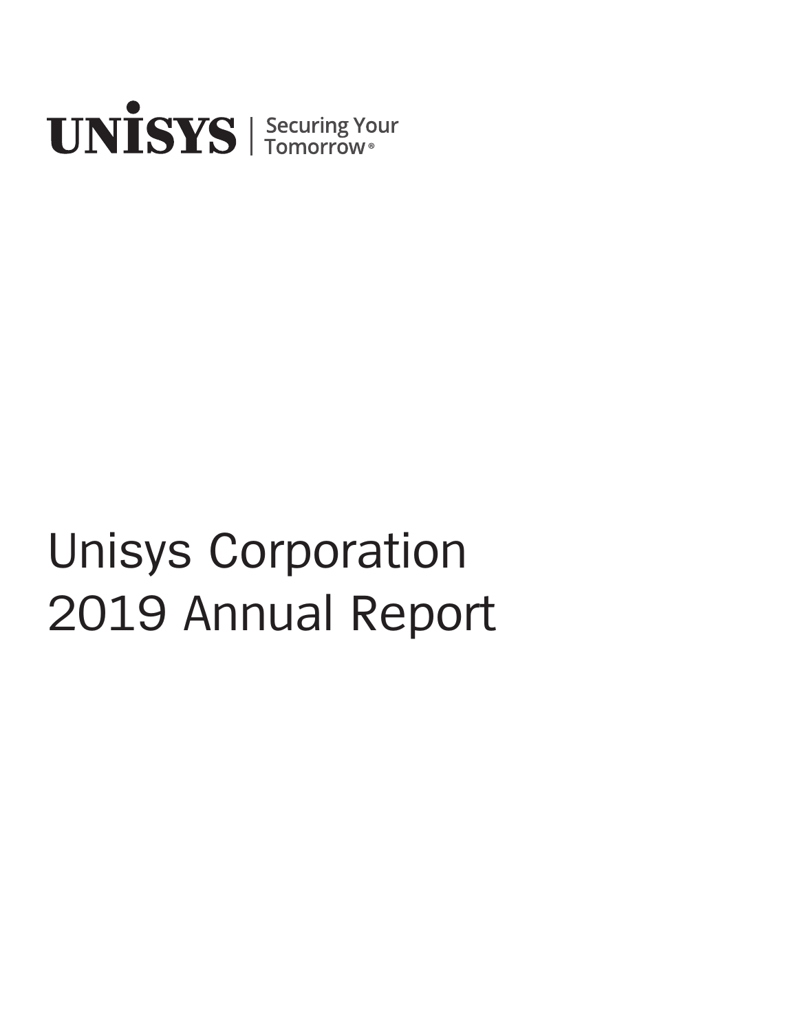UNISYS | Securing Your Tomorrow®

# Unisys Corporation 2019 Annual Report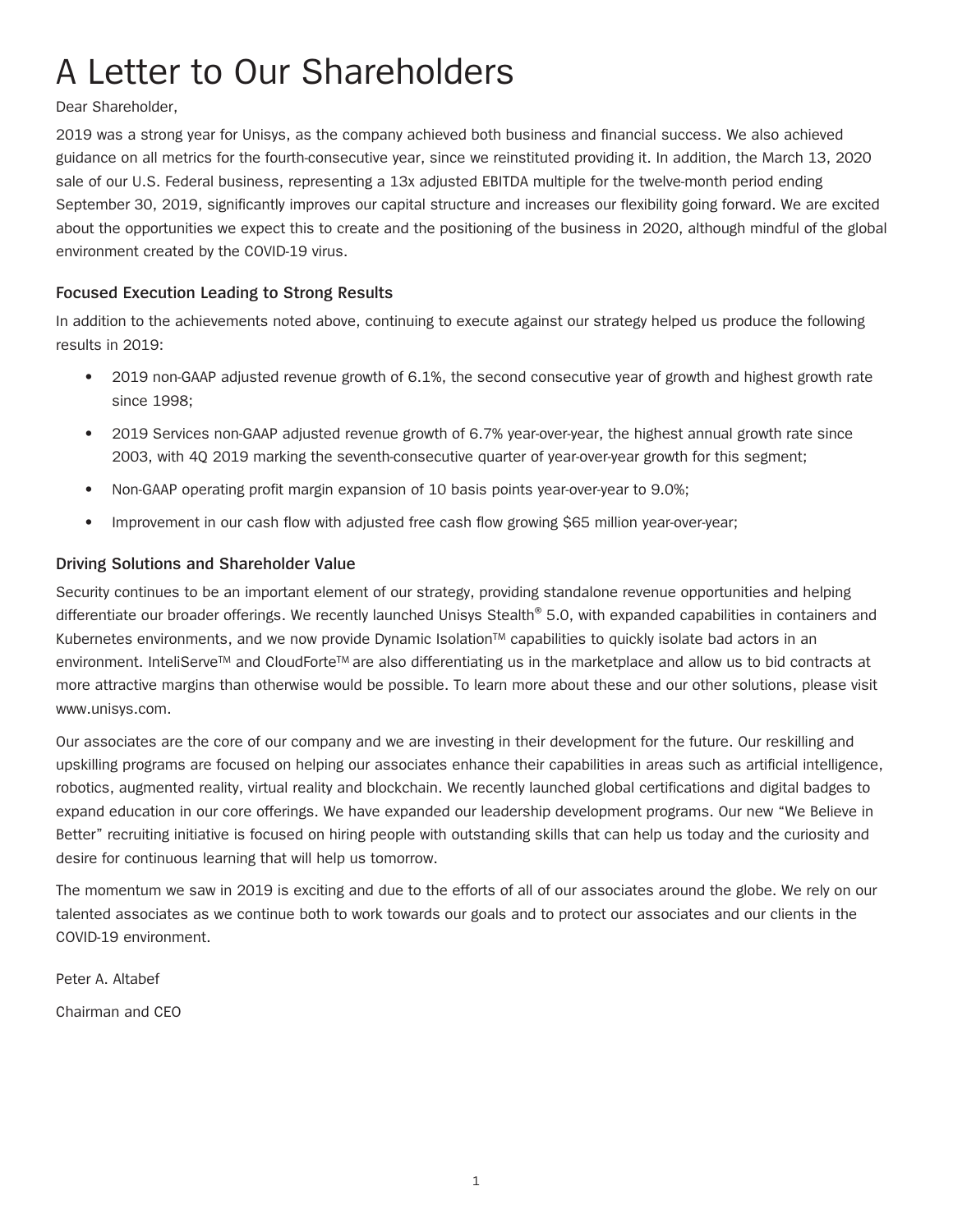# A Letter to Our Shareholders

Dear Shareholder,

2019 was a strong year for Unisys, as the company achieved both business and financial success. We also achieved guidance on all metrics for the fourth-consecutive year, since we reinstituted providing it. In addition, the March 13, 2020 sale of our U.S. Federal business, representing a 13x adjusted EBITDA multiple for the twelve-month period ending September 30, 2019, significantly improves our capital structure and increases our flexibility going forward. We are excited about the opportunities we expect this to create and the positioning of the business in 2020, although mindful of the global environment created by the COVID-19 virus.

### Focused Execution Leading to Strong Results

In addition to the achievements noted above, continuing to execute against our strategy helped us produce the following results in 2019:

- 2019 non-GAAP adjusted revenue growth of 6.1%, the second consecutive year of growth and highest growth rate since 1998;
- 2019 Services non-GAAP adjusted revenue growth of 6.7% year-over-year, the highest annual growth rate since 2003, with 4Q 2019 marking the seventh-consecutive quarter of year-over-year growth for this segment;
- Non-GAAP operating profit margin expansion of 10 basis points year-over-year to 9.0%;
- Improvement in our cash flow with adjusted free cash flow growing $65 million year-over-year;

### Driving Solutions and Shareholder Value

Security continues to be an important element of our strategy, providing standalone revenue opportunities and helping differentiate our broader offerings. We recently launched Unisys Stealth® 5.0, with expanded capabilities in containers and Kubernetes environments, and we now provide Dynamic Isolation™ capabilities to quickly isolate bad actors in an environment. InteliServe™ and CloudForte™ are also differentiating us in the marketplace and allow us to bid contracts at more attractive margins than otherwise would be possible. To learn more about these and our other solutions, please visit www.unisys.com.

Our associates are the core of our company and we are investing in their development for the future. Our reskilling and upskilling programs are focused on helping our associates enhance their capabilities in areas such as artificial intelligence, robotics, augmented reality, virtual reality and blockchain. We recently launched global certifications and digital badges to expand education in our core offerings. We have expanded our leadership development programs. Our new "We Believe in Better" recruiting initiative is focused on hiring people with outstanding skills that can help us today and the curiosity and desire for continuous learning that will help us tomorrow.

The momentum we saw in 2019 is exciting and due to the efforts of all of our associates around the globe. We rely on our talented associates as we continue both to work towards our goals and to protect our associates and our clients in the COVID-19 environment.

Peter A. Altabef

Chairman and CEO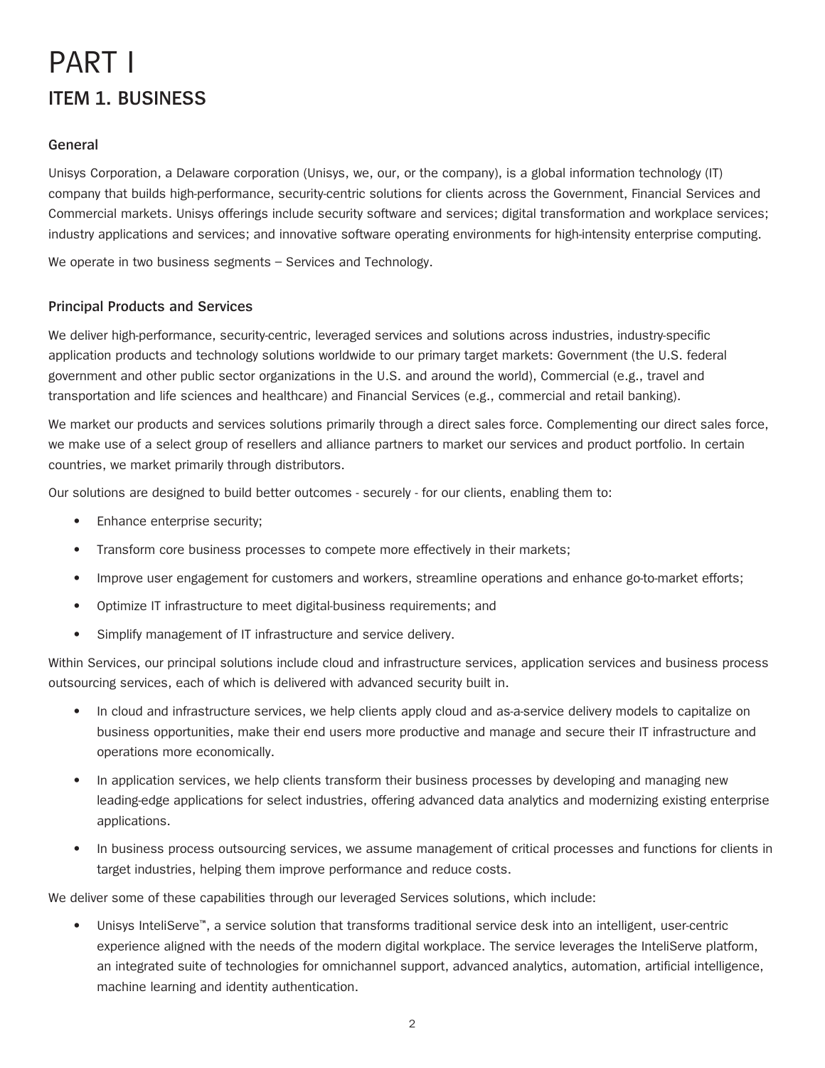# PART I

## ITEM 1. BUSINESS

### General

Unisys Corporation, a Delaware corporation (Unisys, we, our, or the company), is a global information technology (IT) company that builds high-performance, security-centric solutions for clients across the Government, Financial Services and Commercial markets. Unisys offerings include security software and services; digital transformation and workplace services; industry applications and services; and innovative software operating environments for high-intensity enterprise computing.

We operate in two business segments – Services and Technology.

### Principal Products and Services

We deliver high-performance, security-centric, leveraged services and solutions across industries, industry-specific application products and technology solutions worldwide to our primary target markets: Government (the U.S. federal government and other public sector organizations in the U.S. and around the world), Commercial (e.g., travel and transportation and life sciences and healthcare) and Financial Services (e.g., commercial and retail banking).

We market our products and services solutions primarily through a direct sales force. Complementing our direct sales force, we make use of a select group of resellers and alliance partners to market our services and product portfolio. In certain countries, we market primarily through distributors.

Our solutions are designed to build better outcomes - securely - for our clients, enabling them to:

- Enhance enterprise security;
- Transform core business processes to compete more effectively in their markets;
- Improve user engagement for customers and workers, streamline operations and enhance go-to-market efforts;
- Optimize IT infrastructure to meet digital-business requirements; and
- Simplify management of IT infrastructure and service delivery.

Within Services, our principal solutions include cloud and infrastructure services, application services and business process outsourcing services, each of which is delivered with advanced security built in.

- In cloud and infrastructure services, we help clients apply cloud and as-a-service delivery models to capitalize on business opportunities, make their end users more productive and manage and secure their IT infrastructure and operations more economically.
- In application services, we help clients transform their business processes by developing and managing new leading-edge applications for select industries, offering advanced data analytics and modernizing existing enterprise applications.
- In business process outsourcing services, we assume management of critical processes and functions for clients in target industries, helping them improve performance and reduce costs.

We deliver some of these capabilities through our leveraged Services solutions, which include:

- Unisys InteliServe™, a service solution that transforms traditional service desk into an intelligent, user-centric experience aligned with the needs of the modern digital workplace. The service leverages the InteliServe platform, an integrated suite of technologies for omnichannel support, advanced analytics, automation, artificial intelligence, machine learning and identity authentication.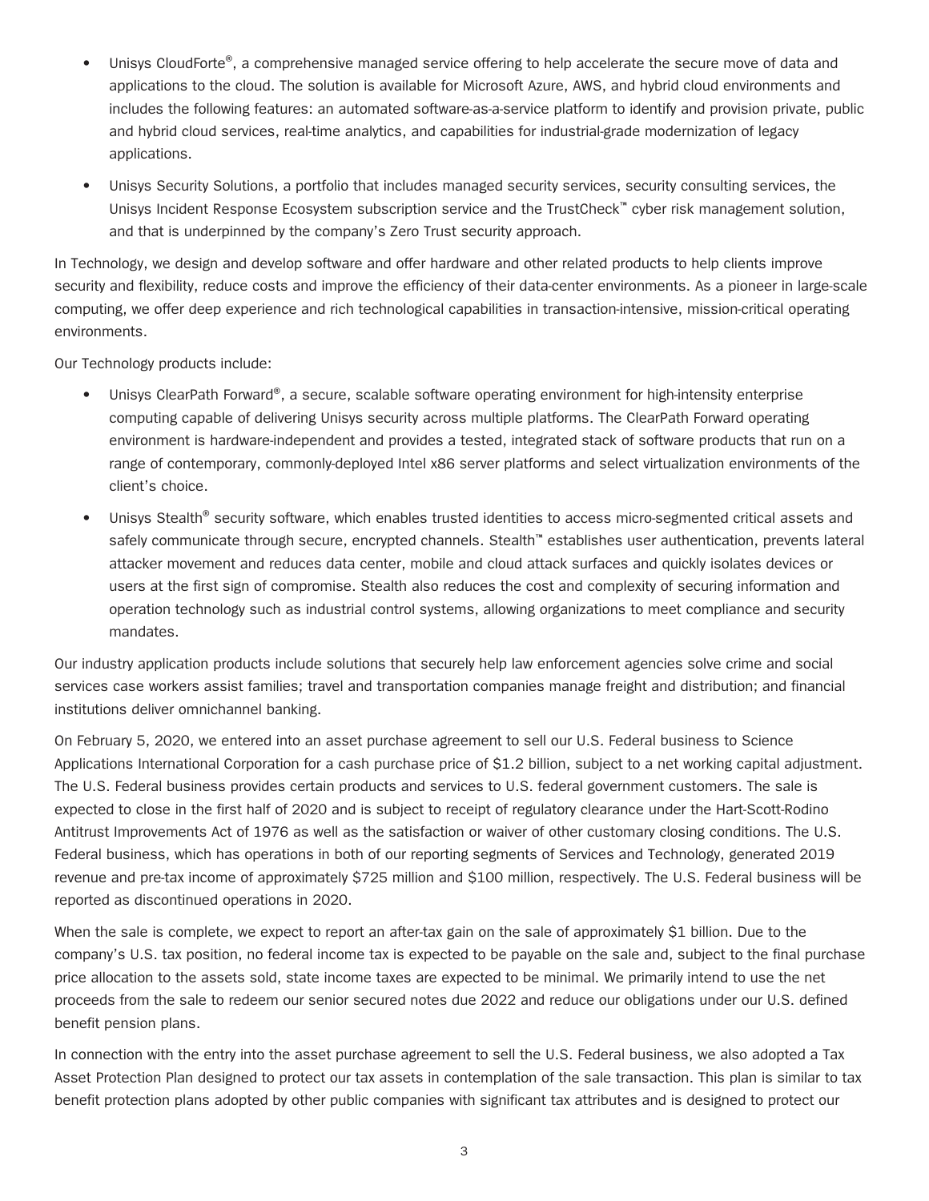- Unisys CloudForte®, a comprehensive managed service offering to help accelerate the secure move of data and applications to the cloud. The solution is available for Microsoft Azure, AWS, and hybrid cloud environments and includes the following features: an automated software-as-a-service platform to identify and provision private, public and hybrid cloud services, real-time analytics, and capabilities for industrial-grade modernization of legacy applications.
- Unisys Security Solutions, a portfolio that includes managed security services, security consulting services, the Unisys Incident Response Ecosystem subscription service and the TrustCheck™ cyber risk management solution, and that is underpinned by the company's Zero Trust security approach.

In Technology, we design and develop software and offer hardware and other related products to help clients improve security and flexibility, reduce costs and improve the efficiency of their data-center environments. As a pioneer in large-scale computing, we offer deep experience and rich technological capabilities in transaction-intensive, mission-critical operating environments.

Our Technology products include:

- Unisys ClearPath Forward®, a secure, scalable software operating environment for high-intensity enterprise computing capable of delivering Unisys security across multiple platforms. The ClearPath Forward operating environment is hardware-independent and provides a tested, integrated stack of software products that run on a range of contemporary, commonly-deployed Intel x86 server platforms and select virtualization environments of the client's choice.
- Unisys Stealth® security software, which enables trusted identities to access micro-segmented critical assets and safely communicate through secure, encrypted channels. Stealth™ establishes user authentication, prevents lateral attacker movement and reduces data center, mobile and cloud attack surfaces and quickly isolates devices or users at the first sign of compromise. Stealth also reduces the cost and complexity of securing information and operation technology such as industrial control systems, allowing organizations to meet compliance and security mandates.

Our industry application products include solutions that securely help law enforcement agencies solve crime and social services case workers assist families; travel and transportation companies manage freight and distribution; and financial institutions deliver omnichannel banking.

On February 5, 2020, we entered into an asset purchase agreement to sell our U.S. Federal business to Science Applications International Corporation for a cash purchase price of $1.2 billion, subject to a net working capital adjustment. The U.S. Federal business provides certain products and services to U.S. federal government customers. The sale is expected to close in the first half of 2020 and is subject to receipt of regulatory clearance under the Hart-Scott-Rodino Antitrust Improvements Act of 1976 as well as the satisfaction or waiver of other customary closing conditions. The U.S. Federal business, which has operations in both of our reporting segments of Services and Technology, generated 2019 revenue and pre-tax income of approximately $725 million and $100 million, respectively. The U.S. Federal business will be reported as discontinued operations in 2020.

When the sale is complete, we expect to report an after-tax gain on the sale of approximately $1 billion. Due to the company's U.S. tax position, no federal income tax is expected to be payable on the sale and, subject to the final purchase price allocation to the assets sold, state income taxes are expected to be minimal. We primarily intend to use the net proceeds from the sale to redeem our senior secured notes due 2022 and reduce our obligations under our U.S. defined benefit pension plans.

In connection with the entry into the asset purchase agreement to sell the U.S. Federal business, we also adopted a Tax Asset Protection Plan designed to protect our tax assets in contemplation of the sale transaction. This plan is similar to tax benefit protection plans adopted by other public companies with significant tax attributes and is designed to protect our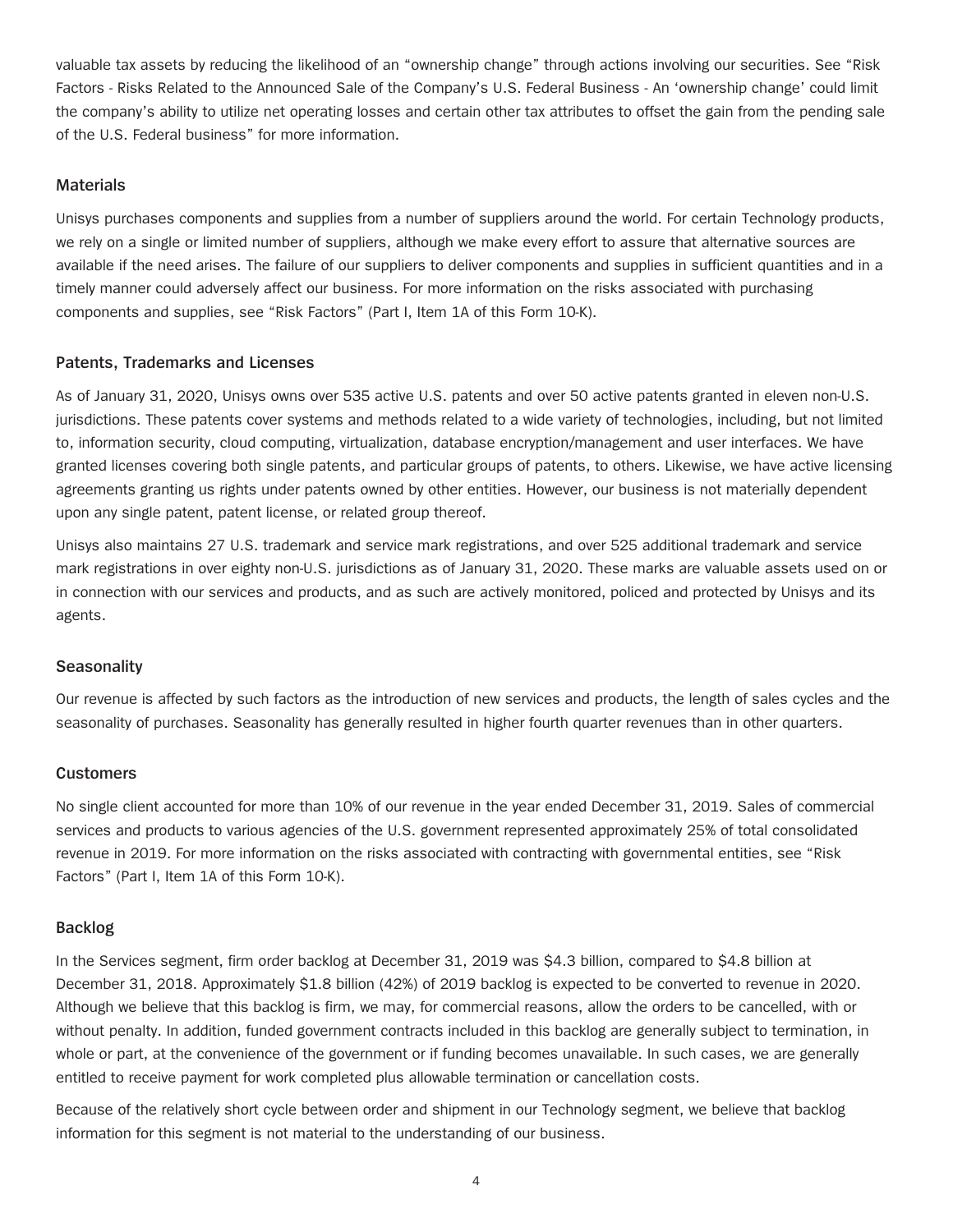valuable tax assets by reducing the likelihood of an "ownership change" through actions involving our securities. See "Risk Factors - Risks Related to the Announced Sale of the Company's U.S. Federal Business - An 'ownership change' could limit the company's ability to utilize net operating losses and certain other tax attributes to offset the gain from the pending sale of the U.S. Federal business" for more information.

## Materials

Unisys purchases components and supplies from a number of suppliers around the world. For certain Technology products, we rely on a single or limited number of suppliers, although we make every effort to assure that alternative sources are available if the need arises. The failure of our suppliers to deliver components and supplies in sufficient quantities and in a timely manner could adversely affect our business. For more information on the risks associated with purchasing components and supplies, see "Risk Factors" (Part I, Item 1A of this Form 10-K).

## Patents, Trademarks and Licenses

As of January 31, 2020, Unisys owns over 535 active U.S. patents and over 50 active patents granted in eleven non-U.S. jurisdictions. These patents cover systems and methods related to a wide variety of technologies, including, but not limited to, information security, cloud computing, virtualization, database encryption/management and user interfaces. We have granted licenses covering both single patents, and particular groups of patents, to others. Likewise, we have active licensing agreements granting us rights under patents owned by other entities. However, our business is not materially dependent upon any single patent, patent license, or related group thereof.

Unisys also maintains 27 U.S. trademark and service mark registrations, and over 525 additional trademark and service mark registrations in over eighty non-U.S. jurisdictions as of January 31, 2020. These marks are valuable assets used on or in connection with our services and products, and as such are actively monitored, policed and protected by Unisys and its agents.

## Seasonality

Our revenue is affected by such factors as the introduction of new services and products, the length of sales cycles and the seasonality of purchases. Seasonality has generally resulted in higher fourth quarter revenues than in other quarters.

## Customers

No single client accounted for more than 10% of our revenue in the year ended December 31, 2019. Sales of commercial services and products to various agencies of the U.S. government represented approximately 25% of total consolidated revenue in 2019. For more information on the risks associated with contracting with governmental entities, see "Risk Factors" (Part I, Item 1A of this Form 10-K).

## Backlog

In the Services segment, firm order backlog at December 31, 2019 was $4.3 billion, compared to $4.8 billion at December 31, 2018. Approximately $1.8 billion (42%) of 2019 backlog is expected to be converted to revenue in 2020. Although we believe that this backlog is firm, we may, for commercial reasons, allow the orders to be cancelled, with or without penalty. In addition, funded government contracts included in this backlog are generally subject to termination, in whole or part, at the convenience of the government or if funding becomes unavailable. In such cases, we are generally entitled to receive payment for work completed plus allowable termination or cancellation costs.

Because of the relatively short cycle between order and shipment in our Technology segment, we believe that backlog information for this segment is not material to the understanding of our business.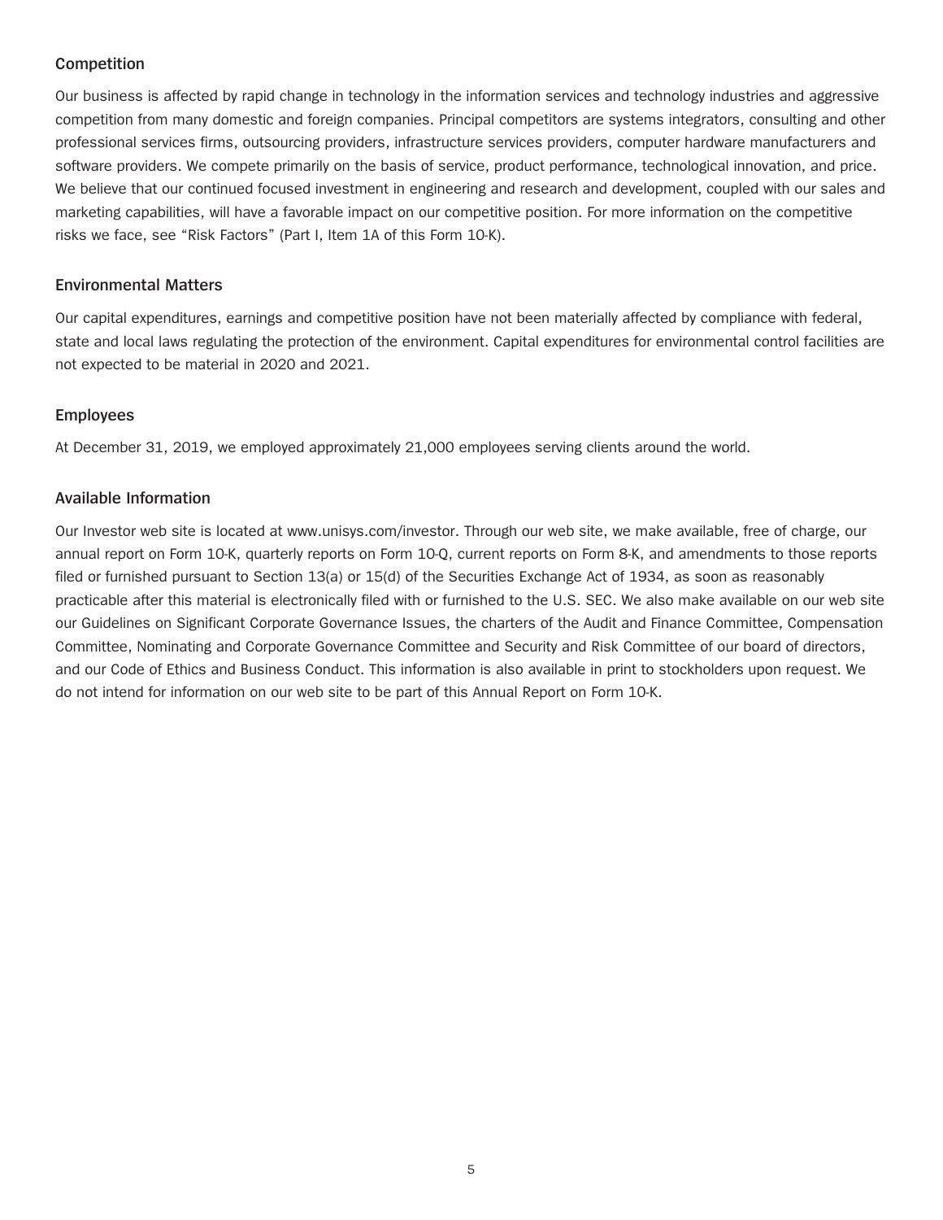### Competition

Our business is affected by rapid change in technology in the information services and technology industries and aggressive competition from many domestic and foreign companies. Principal competitors are systems integrators, consulting and other professional services firms, outsourcing providers, infrastructure services providers, computer hardware manufacturers and software providers. We compete primarily on the basis of service, product performance, technological innovation, and price. We believe that our continued focused investment in engineering and research and development, coupled with our sales and marketing capabilities, will have a favorable impact on our competitive position. For more information on the competitive risks we face, see “Risk Factors” (Part I, Item 1A of this Form 10-K).

### Environmental Matters

Our capital expenditures, earnings and competitive position have not been materially affected by compliance with federal, state and local laws regulating the protection of the environment. Capital expenditures for environmental control facilities are not expected to be material in 2020 and 2021.

### Employees

At December 31, 2019, we employed approximately 21,000 employees serving clients around the world.

### Available Information

Our Investor web site is located at www.unisys.com/investor. Through our web site, we make available, free of charge, our annual report on Form 10-K, quarterly reports on Form 10-Q, current reports on Form 8-K, and amendments to those reports filed or furnished pursuant to Section 13(a) or 15(d) of the Securities Exchange Act of 1934, as soon as reasonably practicable after this material is electronically filed with or furnished to the U.S. SEC. We also make available on our web site our Guidelines on Significant Corporate Governance Issues, the charters of the Audit and Finance Committee, Compensation Committee, Nominating and Corporate Governance Committee and Security and Risk Committee of our board of directors, and our Code of Ethics and Business Conduct. This information is also available in print to stockholders upon request. We do not intend for information on our web site to be part of this Annual Report on Form 10-K.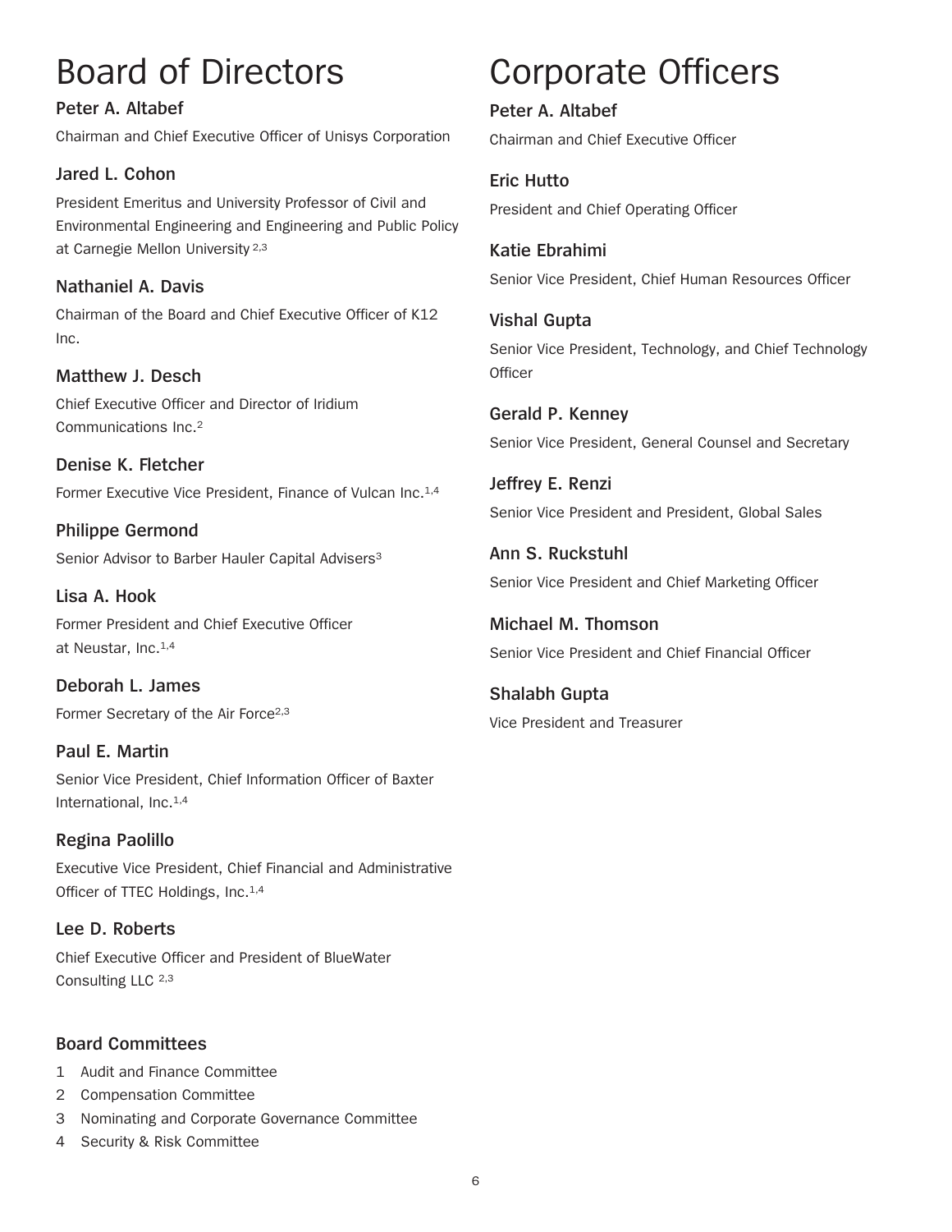# Board of Directors

**Peter A. Altabef**

Chairman and Chief Executive Officer of Unisys Corporation

**Jared L. Cohon**

President Emeritus and University Professor of Civil and Environmental Engineering and Engineering and Public Policy at Carnegie Mellon University [2,3]

**Nathaniel A. Davis**

Chairman of the Board and Chief Executive Officer of K12 Inc.

**Matthew J. Desch**

Chief Executive Officer and Director of Iridium Communications Inc.[2]

**Denise K. Fletcher**

Former Executive Vice President, Finance of Vulcan Inc.[1,4]

**Philippe Germond**

Senior Advisor to Barber Hauler Capital Advisers[3]

**Lisa A. Hook**

Former President and Chief Executive Officer at Neustar, Inc.[1,4]

**Deborah L. James**

Former Secretary of the Air Force[2,3]

**Paul E. Martin**

Senior Vice President, Chief Information Officer of Baxter International, Inc.[1,4]

**Regina Paolillo**

Executive Vice President, Chief Financial and Administrative Officer of TTEC Holdings, Inc.[1,4]

**Lee D. Roberts**

Chief Executive Officer and President of BlueWater Consulting LLC [2,3]

### Board Committees

1 Audit and Finance Committee
2 Compensation Committee
3 Nominating and Corporate Governance Committee
4 Security & Risk Committee

# Corporate Officers

**Peter A. Altabef**

Chairman and Chief Executive Officer

**Eric Hutto**

President and Chief Operating Officer

**Katie Ebrahimi**

Senior Vice President, Chief Human Resources Officer

**Vishal Gupta**

Senior Vice President, Technology, and Chief Technology Officer

**Gerald P. Kenney**

Senior Vice President, General Counsel and Secretary

**Jeffrey E. Renzi**

Senior Vice President and President, Global Sales

**Ann S. Ruckstuhl**

Senior Vice President and Chief Marketing Officer

**Michael M. Thomson**

Senior Vice President and Chief Financial Officer

**Shalabh Gupta**

Vice President and Treasurer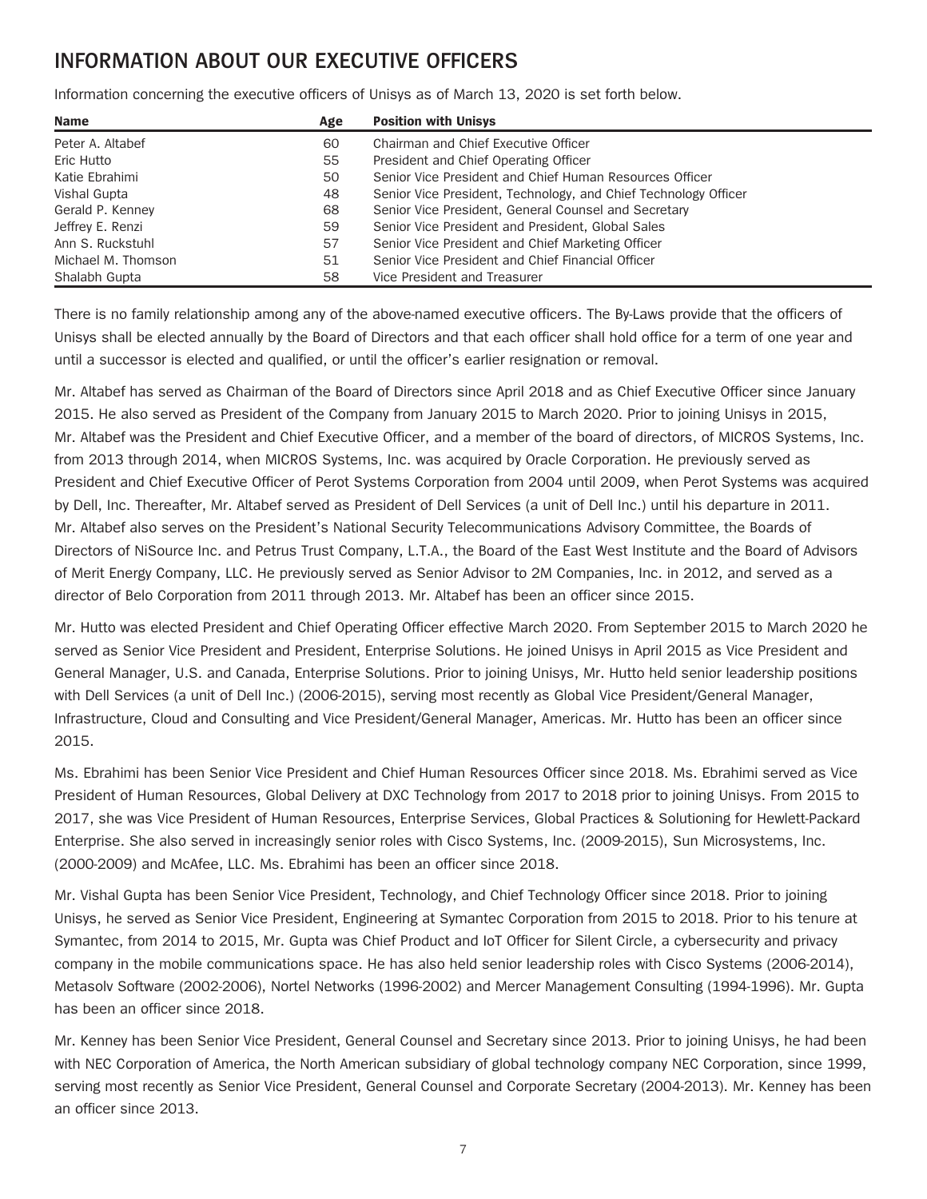## INFORMATION ABOUT OUR EXECUTIVE OFFICERS

Information concerning the executive officers of Unisys as of March 13, 2020 is set forth below.

| Name | Age | Position with Unisys |
|---|---|---|
| Peter A. Altabef | 60 | Chairman and Chief Executive Officer |
| Eric Hutto | 55 | President and Chief Operating Officer |
| Katie Ebrahimi | 50 | Senior Vice President and Chief Human Resources Officer |
| Vishal Gupta | 48 | Senior Vice President, Technology, and Chief Technology Officer |
| Gerald P. Kenney | 68 | Senior Vice President, General Counsel and Secretary |
| Jeffrey E. Renzi | 59 | Senior Vice President and President, Global Sales |
| Ann S. Ruckstuhl | 57 | Senior Vice President and Chief Marketing Officer |
| Michael M. Thomson | 51 | Senior Vice President and Chief Financial Officer |
| Shalabh Gupta | 58 | Vice President and Treasurer |

There is no family relationship among any of the above-named executive officers. The By-Laws provide that the officers of Unisys shall be elected annually by the Board of Directors and that each officer shall hold office for a term of one year and until a successor is elected and qualified, or until the officer's earlier resignation or removal.

Mr. Altabef has served as Chairman of the Board of Directors since April 2018 and as Chief Executive Officer since January 2015. He also served as President of the Company from January 2015 to March 2020. Prior to joining Unisys in 2015, Mr. Altabef was the President and Chief Executive Officer, and a member of the board of directors, of MICROS Systems, Inc. from 2013 through 2014, when MICROS Systems, Inc. was acquired by Oracle Corporation. He previously served as President and Chief Executive Officer of Perot Systems Corporation from 2004 until 2009, when Perot Systems was acquired by Dell, Inc. Thereafter, Mr. Altabef served as President of Dell Services (a unit of Dell Inc.) until his departure in 2011. Mr. Altabef also serves on the President's National Security Telecommunications Advisory Committee, the Boards of Directors of NiSource Inc. and Petrus Trust Company, L.T.A., the Board of the East West Institute and the Board of Advisors of Merit Energy Company, LLC. He previously served as Senior Advisor to 2M Companies, Inc. in 2012, and served as a director of Belo Corporation from 2011 through 2013. Mr. Altabef has been an officer since 2015.

Mr. Hutto was elected President and Chief Operating Officer effective March 2020. From September 2015 to March 2020 he served as Senior Vice President and President, Enterprise Solutions. He joined Unisys in April 2015 as Vice President and General Manager, U.S. and Canada, Enterprise Solutions. Prior to joining Unisys, Mr. Hutto held senior leadership positions with Dell Services (a unit of Dell Inc.) (2006-2015), serving most recently as Global Vice President/General Manager, Infrastructure, Cloud and Consulting and Vice President/General Manager, Americas. Mr. Hutto has been an officer since 2015.

Ms. Ebrahimi has been Senior Vice President and Chief Human Resources Officer since 2018. Ms. Ebrahimi served as Vice President of Human Resources, Global Delivery at DXC Technology from 2017 to 2018 prior to joining Unisys. From 2015 to 2017, she was Vice President of Human Resources, Enterprise Services, Global Practices & Solutioning for Hewlett-Packard Enterprise. She also served in increasingly senior roles with Cisco Systems, Inc. (2009-2015), Sun Microsystems, Inc. (2000-2009) and McAfee, LLC. Ms. Ebrahimi has been an officer since 2018.

Mr. Vishal Gupta has been Senior Vice President, Technology, and Chief Technology Officer since 2018. Prior to joining Unisys, he served as Senior Vice President, Engineering at Symantec Corporation from 2015 to 2018. Prior to his tenure at Symantec, from 2014 to 2015, Mr. Gupta was Chief Product and IoT Officer for Silent Circle, a cybersecurity and privacy company in the mobile communications space. He has also held senior leadership roles with Cisco Systems (2006-2014), Metasolv Software (2002-2006), Nortel Networks (1996-2002) and Mercer Management Consulting (1994-1996). Mr. Gupta has been an officer since 2018.

Mr. Kenney has been Senior Vice President, General Counsel and Secretary since 2013. Prior to joining Unisys, he had been with NEC Corporation of America, the North American subsidiary of global technology company NEC Corporation, since 1999, serving most recently as Senior Vice President, General Counsel and Corporate Secretary (2004-2013). Mr. Kenney has been an officer since 2013.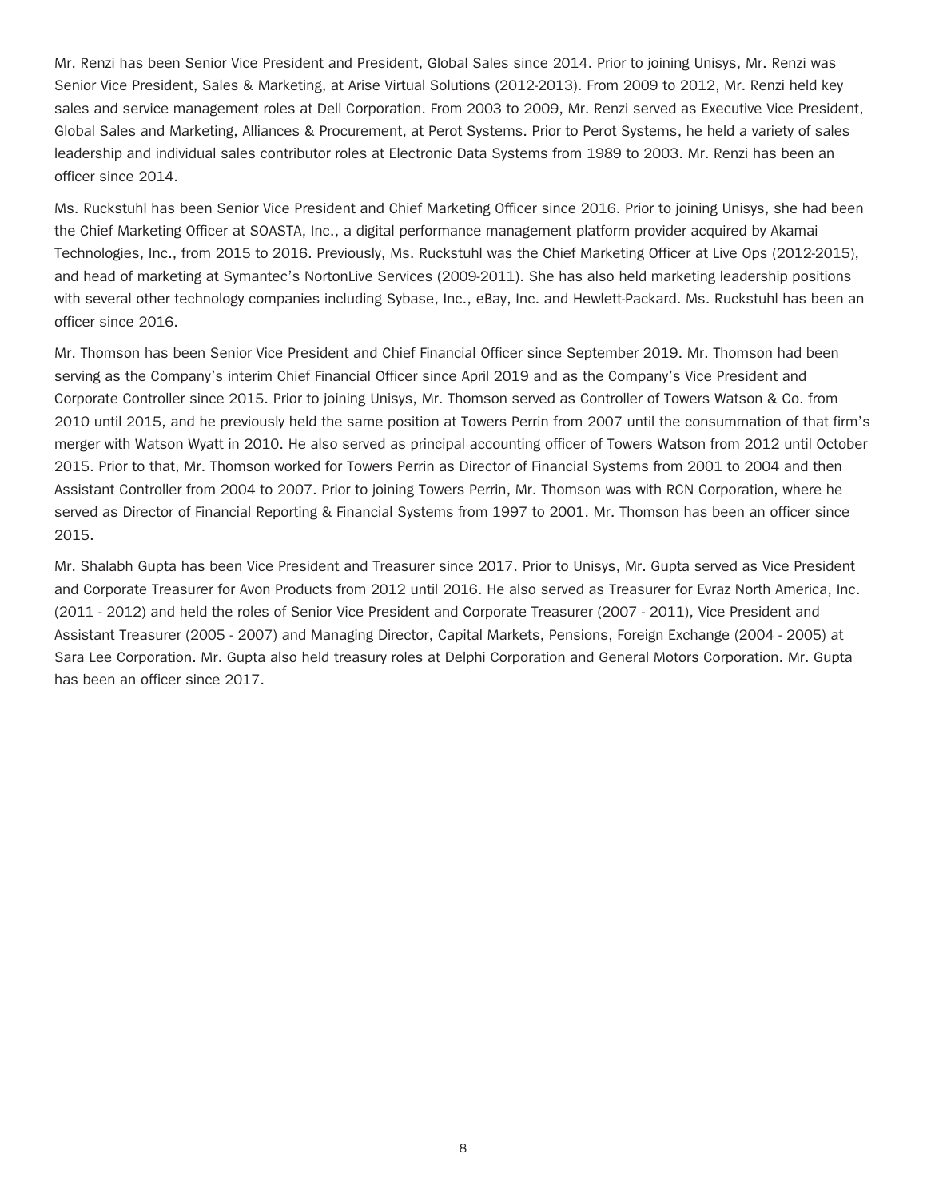Mr. Renzi has been Senior Vice President and President, Global Sales since 2014. Prior to joining Unisys, Mr. Renzi was Senior Vice President, Sales & Marketing, at Arise Virtual Solutions (2012-2013). From 2009 to 2012, Mr. Renzi held key sales and service management roles at Dell Corporation. From 2003 to 2009, Mr. Renzi served as Executive Vice President, Global Sales and Marketing, Alliances & Procurement, at Perot Systems. Prior to Perot Systems, he held a variety of sales leadership and individual sales contributor roles at Electronic Data Systems from 1989 to 2003. Mr. Renzi has been an officer since 2014.

Ms. Ruckstuhl has been Senior Vice President and Chief Marketing Officer since 2016. Prior to joining Unisys, she had been the Chief Marketing Officer at SOASTA, Inc., a digital performance management platform provider acquired by Akamai Technologies, Inc., from 2015 to 2016. Previously, Ms. Ruckstuhl was the Chief Marketing Officer at Live Ops (2012-2015), and head of marketing at Symantec's NortonLive Services (2009-2011). She has also held marketing leadership positions with several other technology companies including Sybase, Inc., eBay, Inc. and Hewlett-Packard. Ms. Ruckstuhl has been an officer since 2016.

Mr. Thomson has been Senior Vice President and Chief Financial Officer since September 2019. Mr. Thomson had been serving as the Company's interim Chief Financial Officer since April 2019 and as the Company's Vice President and Corporate Controller since 2015. Prior to joining Unisys, Mr. Thomson served as Controller of Towers Watson & Co. from 2010 until 2015, and he previously held the same position at Towers Perrin from 2007 until the consummation of that firm's merger with Watson Wyatt in 2010. He also served as principal accounting officer of Towers Watson from 2012 until October 2015. Prior to that, Mr. Thomson worked for Towers Perrin as Director of Financial Systems from 2001 to 2004 and then Assistant Controller from 2004 to 2007. Prior to joining Towers Perrin, Mr. Thomson was with RCN Corporation, where he served as Director of Financial Reporting & Financial Systems from 1997 to 2001. Mr. Thomson has been an officer since 2015.

Mr. Shalabh Gupta has been Vice President and Treasurer since 2017. Prior to Unisys, Mr. Gupta served as Vice President and Corporate Treasurer for Avon Products from 2012 until 2016. He also served as Treasurer for Evraz North America, Inc. (2011 - 2012) and held the roles of Senior Vice President and Corporate Treasurer (2007 - 2011), Vice President and Assistant Treasurer (2005 - 2007) and Managing Director, Capital Markets, Pensions, Foreign Exchange (2004 - 2005) at Sara Lee Corporation. Mr. Gupta also held treasury roles at Delphi Corporation and General Motors Corporation. Mr. Gupta has been an officer since 2017.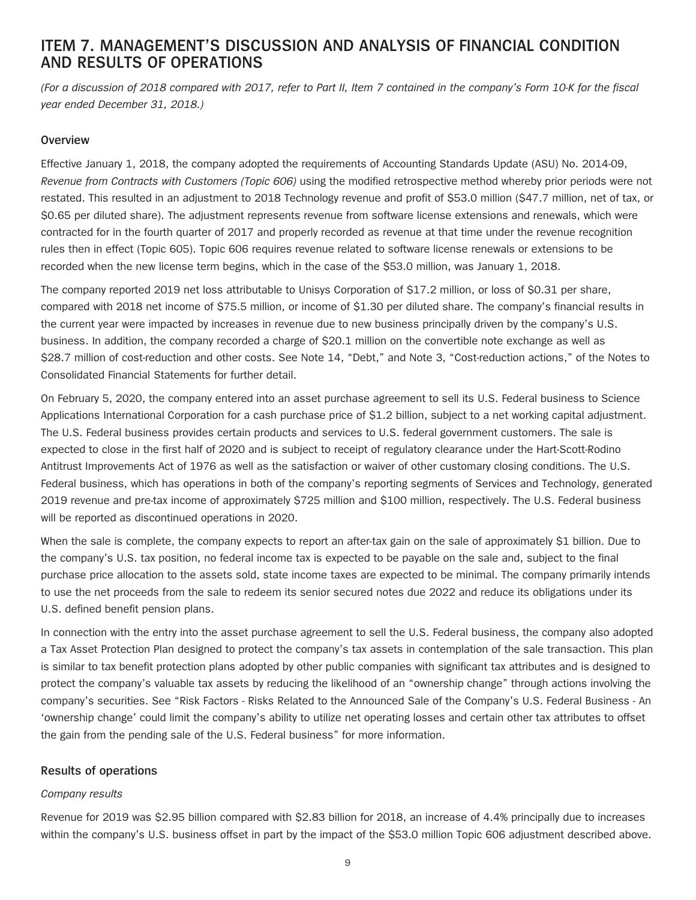# ITEM 7. MANAGEMENT'S DISCUSSION AND ANALYSIS OF FINANCIAL CONDITION AND RESULTS OF OPERATIONS

*(For a discussion of 2018 compared with 2017, refer to Part II, Item 7 contained in the company's Form 10-K for the fiscal year ended December 31, 2018.)*

### Overview

Effective January 1, 2018, the company adopted the requirements of Accounting Standards Update (ASU) No. 2014-09, *Revenue from Contracts with Customers (Topic 606)* using the modified retrospective method whereby prior periods were not restated. This resulted in an adjustment to 2018 Technology revenue and profit of $53.0 million ($47.7 million, net of tax, or $0.65 per diluted share). The adjustment represents revenue from software license extensions and renewals, which were contracted for in the fourth quarter of 2017 and properly recorded as revenue at that time under the revenue recognition rules then in effect (Topic 605). Topic 606 requires revenue related to software license renewals or extensions to be recorded when the new license term begins, which in the case of the $53.0 million, was January 1, 2018.

The company reported 2019 net loss attributable to Unisys Corporation of $17.2 million, or loss of $0.31 per share, compared with 2018 net income of $75.5 million, or income of $1.30 per diluted share. The company's financial results in the current year were impacted by increases in revenue due to new business principally driven by the company's U.S. business. In addition, the company recorded a charge of $20.1 million on the convertible note exchange as well as $28.7 million of cost-reduction and other costs. See Note 14, "Debt," and Note 3, "Cost-reduction actions," of the Notes to Consolidated Financial Statements for further detail.

On February 5, 2020, the company entered into an asset purchase agreement to sell its U.S. Federal business to Science Applications International Corporation for a cash purchase price of $1.2 billion, subject to a net working capital adjustment. The U.S. Federal business provides certain products and services to U.S. federal government customers. The sale is expected to close in the first half of 2020 and is subject to receipt of regulatory clearance under the Hart-Scott-Rodino Antitrust Improvements Act of 1976 as well as the satisfaction or waiver of other customary closing conditions. The U.S. Federal business, which has operations in both of the company's reporting segments of Services and Technology, generated 2019 revenue and pre-tax income of approximately $725 million and $100 million, respectively. The U.S. Federal business will be reported as discontinued operations in 2020.

When the sale is complete, the company expects to report an after-tax gain on the sale of approximately $1 billion. Due to the company's U.S. tax position, no federal income tax is expected to be payable on the sale and, subject to the final purchase price allocation to the assets sold, state income taxes are expected to be minimal. The company primarily intends to use the net proceeds from the sale to redeem its senior secured notes due 2022 and reduce its obligations under its U.S. defined benefit pension plans.

In connection with the entry into the asset purchase agreement to sell the U.S. Federal business, the company also adopted a Tax Asset Protection Plan designed to protect the company's tax assets in contemplation of the sale transaction. This plan is similar to tax benefit protection plans adopted by other public companies with significant tax attributes and is designed to protect the company's valuable tax assets by reducing the likelihood of an "ownership change" through actions involving the company's securities. See "Risk Factors - Risks Related to the Announced Sale of the Company's U.S. Federal Business - An 'ownership change' could limit the company's ability to utilize net operating losses and certain other tax attributes to offset the gain from the pending sale of the U.S. Federal business" for more information.

### Results of operations

*Company results*

Revenue for 2019 was $2.95 billion compared with $2.83 billion for 2018, an increase of 4.4% principally due to increases within the company's U.S. business offset in part by the impact of the $53.0 million Topic 606 adjustment described above.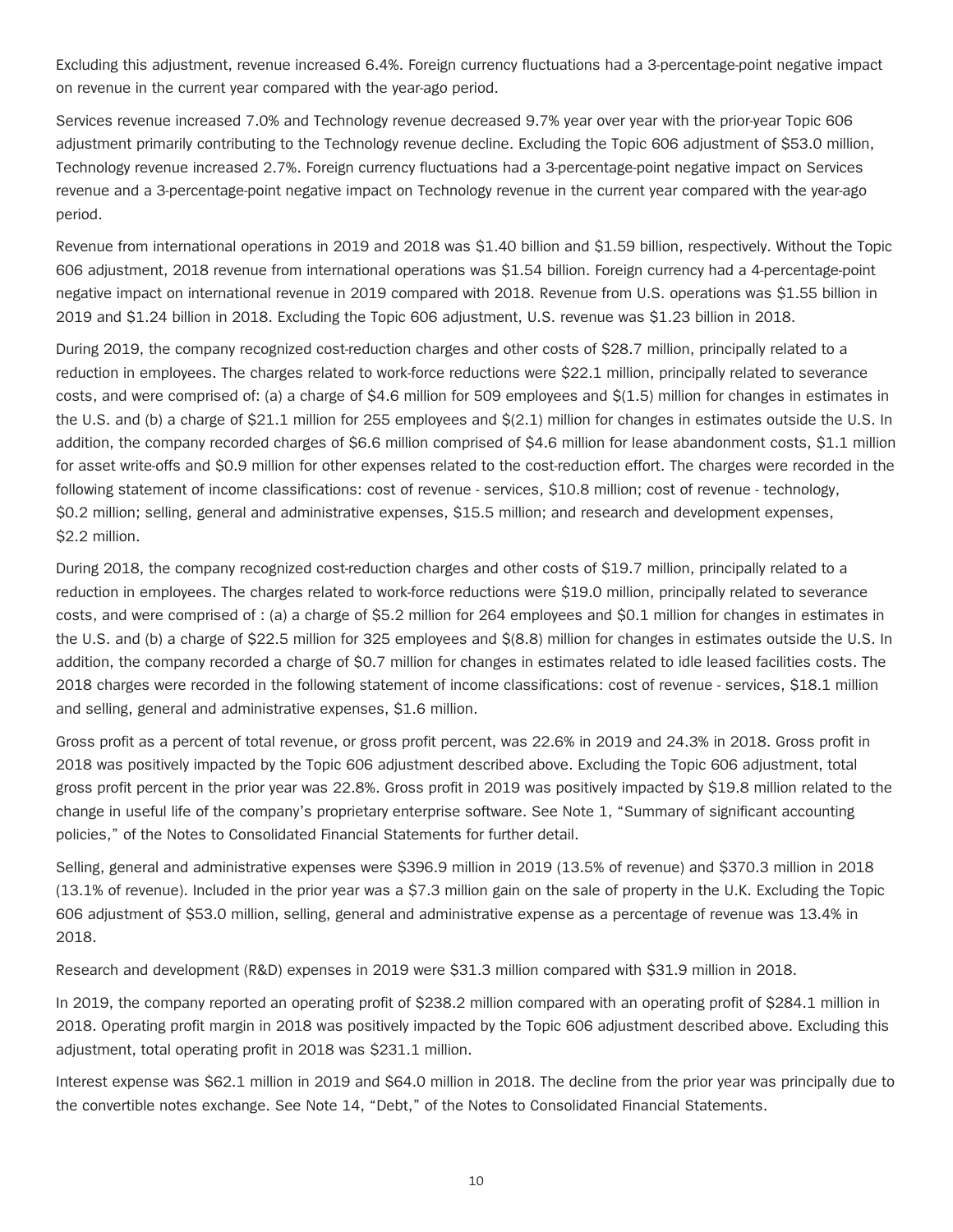Excluding this adjustment, revenue increased 6.4%. Foreign currency fluctuations had a 3-percentage-point negative impact on revenue in the current year compared with the year-ago period.

Services revenue increased 7.0% and Technology revenue decreased 9.7% year over year with the prior-year Topic 606 adjustment primarily contributing to the Technology revenue decline. Excluding the Topic 606 adjustment of $53.0 million, Technology revenue increased 2.7%. Foreign currency fluctuations had a 3-percentage-point negative impact on Services revenue and a 3-percentage-point negative impact on Technology revenue in the current year compared with the year-ago period.

Revenue from international operations in 2019 and 2018 was $1.40 billion and $1.59 billion, respectively. Without the Topic 606 adjustment, 2018 revenue from international operations was $1.54 billion. Foreign currency had a 4-percentage-point negative impact on international revenue in 2019 compared with 2018. Revenue from U.S. operations was $1.55 billion in 2019 and $1.24 billion in 2018. Excluding the Topic 606 adjustment, U.S. revenue was $1.23 billion in 2018.

During 2019, the company recognized cost-reduction charges and other costs of $28.7 million, principally related to a reduction in employees. The charges related to work-force reductions were $22.1 million, principally related to severance costs, and were comprised of: (a) a charge of $4.6 million for 509 employees and $(1.5) million for changes in estimates in the U.S. and (b) a charge of $21.1 million for 255 employees and $(2.1) million for changes in estimates outside the U.S. In addition, the company recorded charges of $6.6 million comprised of $4.6 million for lease abandonment costs, $1.1 million for asset write-offs and $0.9 million for other expenses related to the cost-reduction effort. The charges were recorded in the following statement of income classifications: cost of revenue - services, $10.8 million; cost of revenue - technology, $0.2 million; selling, general and administrative expenses, $15.5 million; and research and development expenses, $2.2 million.

During 2018, the company recognized cost-reduction charges and other costs of $19.7 million, principally related to a reduction in employees. The charges related to work-force reductions were $19.0 million, principally related to severance costs, and were comprised of : (a) a charge of $5.2 million for 264 employees and $0.1 million for changes in estimates in the U.S. and (b) a charge of $22.5 million for 325 employees and $(8.8) million for changes in estimates outside the U.S. In addition, the company recorded a charge of $0.7 million for changes in estimates related to idle leased facilities costs. The 2018 charges were recorded in the following statement of income classifications: cost of revenue - services, $18.1 million and selling, general and administrative expenses, $1.6 million.

Gross profit as a percent of total revenue, or gross profit percent, was 22.6% in 2019 and 24.3% in 2018. Gross profit in 2018 was positively impacted by the Topic 606 adjustment described above. Excluding the Topic 606 adjustment, total gross profit percent in the prior year was 22.8%. Gross profit in 2019 was positively impacted by $19.8 million related to the change in useful life of the company's proprietary enterprise software. See Note 1, "Summary of significant accounting policies," of the Notes to Consolidated Financial Statements for further detail.

Selling, general and administrative expenses were $396.9 million in 2019 (13.5% of revenue) and $370.3 million in 2018 (13.1% of revenue). Included in the prior year was a $7.3 million gain on the sale of property in the U.K. Excluding the Topic 606 adjustment of $53.0 million, selling, general and administrative expense as a percentage of revenue was 13.4% in 2018.

Research and development (R&D) expenses in 2019 were $31.3 million compared with $31.9 million in 2018.

In 2019, the company reported an operating profit of $238.2 million compared with an operating profit of $284.1 million in 2018. Operating profit margin in 2018 was positively impacted by the Topic 606 adjustment described above. Excluding this adjustment, total operating profit in 2018 was $231.1 million.

Interest expense was $62.1 million in 2019 and $64.0 million in 2018. The decline from the prior year was principally due to the convertible notes exchange. See Note 14, "Debt," of the Notes to Consolidated Financial Statements.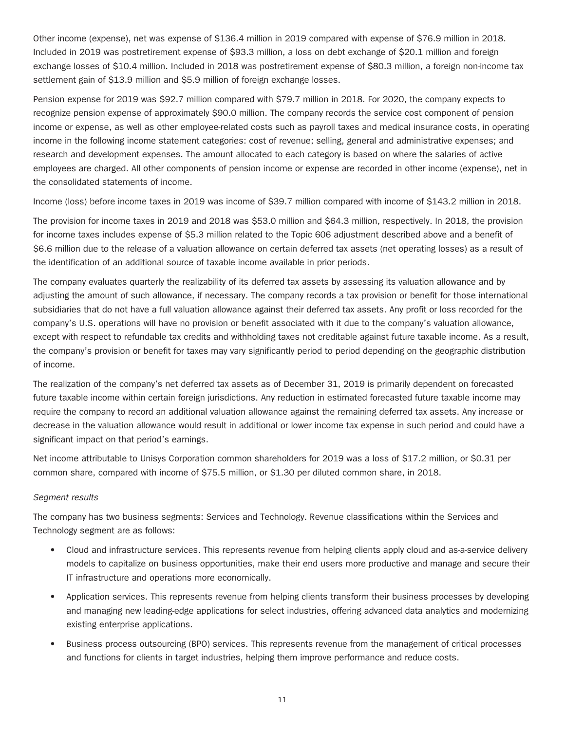Other income (expense), net was expense of $136.4 million in 2019 compared with expense of $76.9 million in 2018. Included in 2019 was postretirement expense of $93.3 million, a loss on debt exchange of $20.1 million and foreign exchange losses of $10.4 million. Included in 2018 was postretirement expense of $80.3 million, a foreign non-income tax settlement gain of $13.9 million and $5.9 million of foreign exchange losses.

Pension expense for 2019 was $92.7 million compared with $79.7 million in 2018. For 2020, the company expects to recognize pension expense of approximately $90.0 million. The company records the service cost component of pension income or expense, as well as other employee-related costs such as payroll taxes and medical insurance costs, in operating income in the following income statement categories: cost of revenue; selling, general and administrative expenses; and research and development expenses. The amount allocated to each category is based on where the salaries of active employees are charged. All other components of pension income or expense are recorded in other income (expense), net in the consolidated statements of income.

Income (loss) before income taxes in 2019 was income of $39.7 million compared with income of $143.2 million in 2018.

The provision for income taxes in 2019 and 2018 was $53.0 million and $64.3 million, respectively. In 2018, the provision for income taxes includes expense of $5.3 million related to the Topic 606 adjustment described above and a benefit of $6.6 million due to the release of a valuation allowance on certain deferred tax assets (net operating losses) as a result of the identification of an additional source of taxable income available in prior periods.

The company evaluates quarterly the realizability of its deferred tax assets by assessing its valuation allowance and by adjusting the amount of such allowance, if necessary. The company records a tax provision or benefit for those international subsidiaries that do not have a full valuation allowance against their deferred tax assets. Any profit or loss recorded for the company's U.S. operations will have no provision or benefit associated with it due to the company's valuation allowance, except with respect to refundable tax credits and withholding taxes not creditable against future taxable income. As a result, the company's provision or benefit for taxes may vary significantly period to period depending on the geographic distribution of income.

The realization of the company's net deferred tax assets as of December 31, 2019 is primarily dependent on forecasted future taxable income within certain foreign jurisdictions. Any reduction in estimated forecasted future taxable income may require the company to record an additional valuation allowance against the remaining deferred tax assets. Any increase or decrease in the valuation allowance would result in additional or lower income tax expense in such period and could have a significant impact on that period's earnings.

Net income attributable to Unisys Corporation common shareholders for 2019 was a loss of $17.2 million, or $0.31 per common share, compared with income of $75.5 million, or $1.30 per diluted common share, in 2018.

*Segment results*

The company has two business segments: Services and Technology. Revenue classifications within the Services and Technology segment are as follows:

- Cloud and infrastructure services. This represents revenue from helping clients apply cloud and as-a-service delivery models to capitalize on business opportunities, make their end users more productive and manage and secure their IT infrastructure and operations more economically.
- Application services. This represents revenue from helping clients transform their business processes by developing and managing new leading-edge applications for select industries, offering advanced data analytics and modernizing existing enterprise applications.
- Business process outsourcing (BPO) services. This represents revenue from the management of critical processes and functions for clients in target industries, helping them improve performance and reduce costs.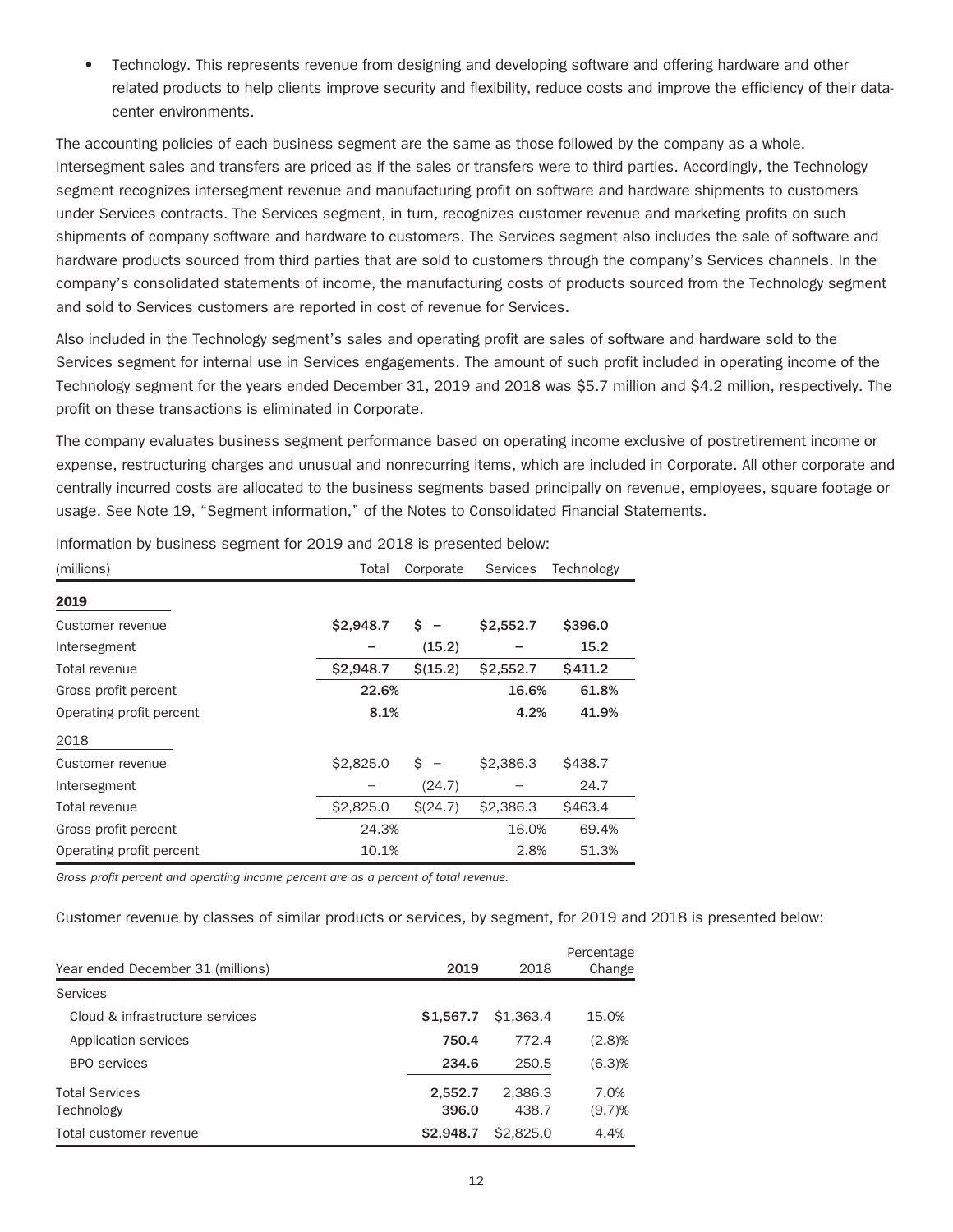- Technology. This represents revenue from designing and developing software and offering hardware and other related products to help clients improve security and flexibility, reduce costs and improve the efficiency of their data-center environments.

The accounting policies of each business segment are the same as those followed by the company as a whole. Intersegment sales and transfers are priced as if the sales or transfers were to third parties. Accordingly, the Technology segment recognizes intersegment revenue and manufacturing profit on software and hardware shipments to customers under Services contracts. The Services segment, in turn, recognizes customer revenue and marketing profits on such shipments of company software and hardware to customers. The Services segment also includes the sale of software and hardware products sourced from third parties that are sold to customers through the company's Services channels. In the company's consolidated statements of income, the manufacturing costs of products sourced from the Technology segment and sold to Services customers are reported in cost of revenue for Services.

Also included in the Technology segment's sales and operating profit are sales of software and hardware sold to the Services segment for internal use in Services engagements. The amount of such profit included in operating income of the Technology segment for the years ended December 31, 2019 and 2018 was $5.7 million and $4.2 million, respectively. The profit on these transactions is eliminated in Corporate.

The company evaluates business segment performance based on operating income exclusive of postretirement income or expense, restructuring charges and unusual and nonrecurring items, which are included in Corporate. All other corporate and centrally incurred costs are allocated to the business segments based principally on revenue, employees, square footage or usage. See Note 19, "Segment information," of the Notes to Consolidated Financial Statements.

Information by business segment for 2019 and 2018 is presented below:

| (millions) | Total | Corporate | Services | Technology |
|---|---|---|---|---|
| **2019** | | | | |
| Customer revenue | **$2,948.7** | **$ –** | **$2,552.7** | **$396.0** |
| Intersegment | **–** | **(15.2)** | **–** | **15.2** |
| Total revenue | **$2,948.7** | **$(15.2)** | **$2,552.7** | **$411.2** |
| Gross profit percent | **22.6%** | | **16.6%** | **61.8%** |
| Operating profit percent | **8.1%** | | **4.2%** | **41.9%** |
| 2018 | | | | |
| Customer revenue | $2,825.0 | $ – | $2,386.3 | $438.7 |
| Intersegment | – | (24.7) | – | 24.7 |
| Total revenue | $2,825.0 | $(24.7) | $2,386.3 | $463.4 |
| Gross profit percent | 24.3% | | 16.0% | 69.4% |
| Operating profit percent | 10.1% | | 2.8% | 51.3% |

*Gross profit percent and operating income percent are as a percent of total revenue.*

Customer revenue by classes of similar products or services, by segment, for 2019 and 2018 is presented below:

| Year ended December 31 (millions) | 2019 | 2018 | Percentage Change |
|---|---|---|---|
| Services | | | |
| Cloud & infrastructure services | **$1,567.7** | $1,363.4 | 15.0% |
| Application services | **750.4** | 772.4 | (2.8)% |
| BPO services | **234.6** | 250.5 | (6.3)% |
| Total Services | **2,552.7** | 2,386.3 | 7.0% |
| Technology | **396.0** | 438.7 | (9.7)% |
| Total customer revenue | **$2,948.7** | $2,825.0 | 4.4% |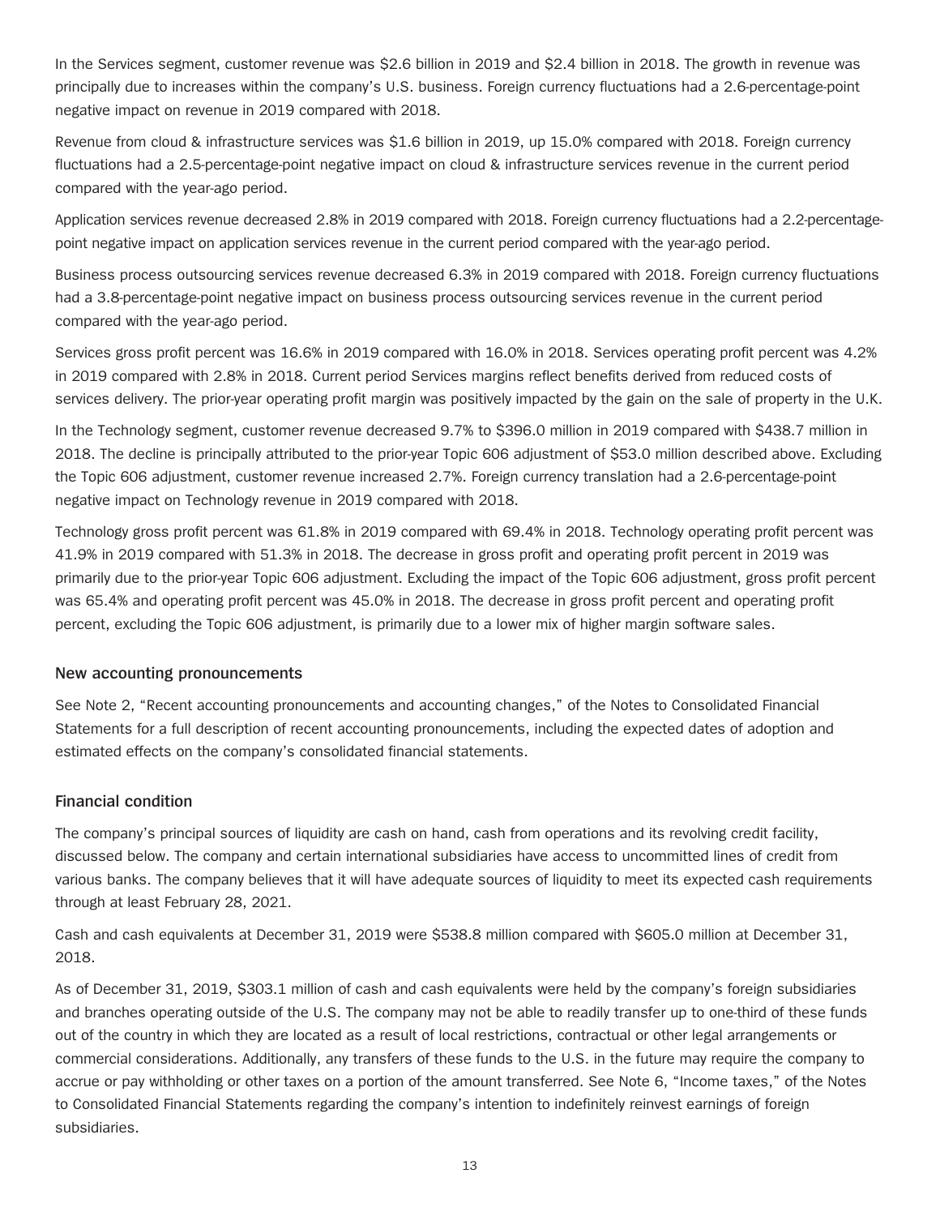In the Services segment, customer revenue was $2.6 billion in 2019 and $2.4 billion in 2018. The growth in revenue was principally due to increases within the company's U.S. business. Foreign currency fluctuations had a 2.6-percentage-point negative impact on revenue in 2019 compared with 2018.

Revenue from cloud & infrastructure services was $1.6 billion in 2019, up 15.0% compared with 2018. Foreign currency fluctuations had a 2.5-percentage-point negative impact on cloud & infrastructure services revenue in the current period compared with the year-ago period.

Application services revenue decreased 2.8% in 2019 compared with 2018. Foreign currency fluctuations had a 2.2-percentage-point negative impact on application services revenue in the current period compared with the year-ago period.

Business process outsourcing services revenue decreased 6.3% in 2019 compared with 2018. Foreign currency fluctuations had a 3.8-percentage-point negative impact on business process outsourcing services revenue in the current period compared with the year-ago period.

Services gross profit percent was 16.6% in 2019 compared with 16.0% in 2018. Services operating profit percent was 4.2% in 2019 compared with 2.8% in 2018. Current period Services margins reflect benefits derived from reduced costs of services delivery. The prior-year operating profit margin was positively impacted by the gain on the sale of property in the U.K.

In the Technology segment, customer revenue decreased 9.7% to $396.0 million in 2019 compared with $438.7 million in 2018. The decline is principally attributed to the prior-year Topic 606 adjustment of $53.0 million described above. Excluding the Topic 606 adjustment, customer revenue increased 2.7%. Foreign currency translation had a 2.6-percentage-point negative impact on Technology revenue in 2019 compared with 2018.

Technology gross profit percent was 61.8% in 2019 compared with 69.4% in 2018. Technology operating profit percent was 41.9% in 2019 compared with 51.3% in 2018. The decrease in gross profit and operating profit percent in 2019 was primarily due to the prior-year Topic 606 adjustment. Excluding the impact of the Topic 606 adjustment, gross profit percent was 65.4% and operating profit percent was 45.0% in 2018. The decrease in gross profit percent and operating profit percent, excluding the Topic 606 adjustment, is primarily due to a lower mix of higher margin software sales.

### New accounting pronouncements

See Note 2, "Recent accounting pronouncements and accounting changes," of the Notes to Consolidated Financial Statements for a full description of recent accounting pronouncements, including the expected dates of adoption and estimated effects on the company's consolidated financial statements.

### Financial condition

The company's principal sources of liquidity are cash on hand, cash from operations and its revolving credit facility, discussed below. The company and certain international subsidiaries have access to uncommitted lines of credit from various banks. The company believes that it will have adequate sources of liquidity to meet its expected cash requirements through at least February 28, 2021.

Cash and cash equivalents at December 31, 2019 were $538.8 million compared with $605.0 million at December 31, 2018.

As of December 31, 2019, $303.1 million of cash and cash equivalents were held by the company's foreign subsidiaries and branches operating outside of the U.S. The company may not be able to readily transfer up to one-third of these funds out of the country in which they are located as a result of local restrictions, contractual or other legal arrangements or commercial considerations. Additionally, any transfers of these funds to the U.S. in the future may require the company to accrue or pay withholding or other taxes on a portion of the amount transferred. See Note 6, "Income taxes," of the Notes to Consolidated Financial Statements regarding the company's intention to indefinitely reinvest earnings of foreign subsidiaries.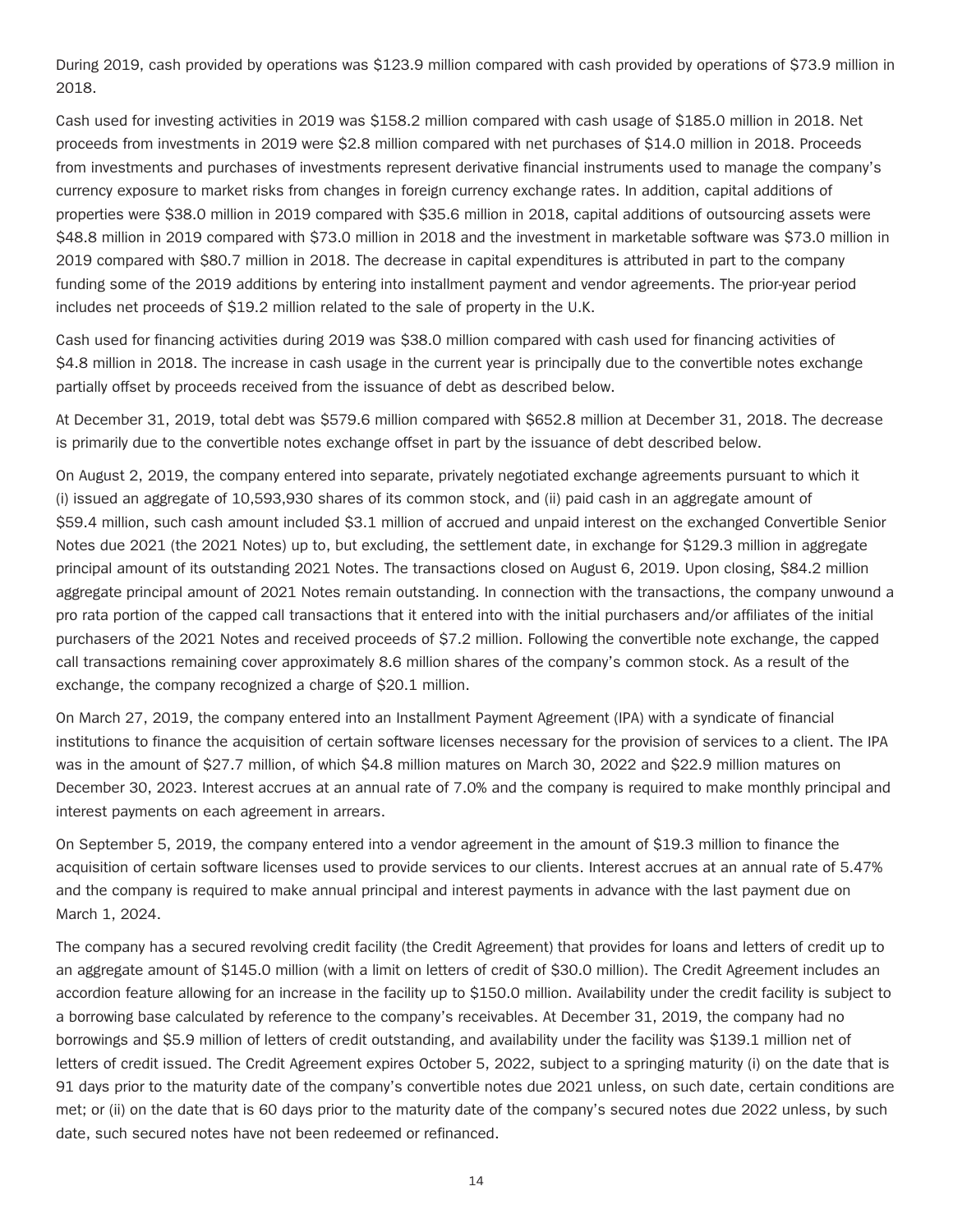During 2019, cash provided by operations was $123.9 million compared with cash provided by operations of $73.9 million in 2018.

Cash used for investing activities in 2019 was $158.2 million compared with cash usage of $185.0 million in 2018. Net proceeds from investments in 2019 were $2.8 million compared with net purchases of $14.0 million in 2018. Proceeds from investments and purchases of investments represent derivative financial instruments used to manage the company's currency exposure to market risks from changes in foreign currency exchange rates. In addition, capital additions of properties were $38.0 million in 2019 compared with $35.6 million in 2018, capital additions of outsourcing assets were $48.8 million in 2019 compared with $73.0 million in 2018 and the investment in marketable software was $73.0 million in 2019 compared with $80.7 million in 2018. The decrease in capital expenditures is attributed in part to the company funding some of the 2019 additions by entering into installment payment and vendor agreements. The prior-year period includes net proceeds of $19.2 million related to the sale of property in the U.K.

Cash used for financing activities during 2019 was $38.0 million compared with cash used for financing activities of $4.8 million in 2018. The increase in cash usage in the current year is principally due to the convertible notes exchange partially offset by proceeds received from the issuance of debt as described below.

At December 31, 2019, total debt was $579.6 million compared with $652.8 million at December 31, 2018. The decrease is primarily due to the convertible notes exchange offset in part by the issuance of debt described below.

On August 2, 2019, the company entered into separate, privately negotiated exchange agreements pursuant to which it (i) issued an aggregate of 10,593,930 shares of its common stock, and (ii) paid cash in an aggregate amount of $59.4 million, such cash amount included $3.1 million of accrued and unpaid interest on the exchanged Convertible Senior Notes due 2021 (the 2021 Notes) up to, but excluding, the settlement date, in exchange for $129.3 million in aggregate principal amount of its outstanding 2021 Notes. The transactions closed on August 6, 2019. Upon closing, $84.2 million aggregate principal amount of 2021 Notes remain outstanding. In connection with the transactions, the company unwound a pro rata portion of the capped call transactions that it entered into with the initial purchasers and/or affiliates of the initial purchasers of the 2021 Notes and received proceeds of $7.2 million. Following the convertible note exchange, the capped call transactions remaining cover approximately 8.6 million shares of the company's common stock. As a result of the exchange, the company recognized a charge of $20.1 million.

On March 27, 2019, the company entered into an Installment Payment Agreement (IPA) with a syndicate of financial institutions to finance the acquisition of certain software licenses necessary for the provision of services to a client. The IPA was in the amount of $27.7 million, of which $4.8 million matures on March 30, 2022 and $22.9 million matures on December 30, 2023. Interest accrues at an annual rate of 7.0% and the company is required to make monthly principal and interest payments on each agreement in arrears.

On September 5, 2019, the company entered into a vendor agreement in the amount of $19.3 million to finance the acquisition of certain software licenses used to provide services to our clients. Interest accrues at an annual rate of 5.47% and the company is required to make annual principal and interest payments in advance with the last payment due on March 1, 2024.

The company has a secured revolving credit facility (the Credit Agreement) that provides for loans and letters of credit up to an aggregate amount of $145.0 million (with a limit on letters of credit of $30.0 million). The Credit Agreement includes an accordion feature allowing for an increase in the facility up to $150.0 million. Availability under the credit facility is subject to a borrowing base calculated by reference to the company's receivables. At December 31, 2019, the company had no borrowings and $5.9 million of letters of credit outstanding, and availability under the facility was $139.1 million net of letters of credit issued. The Credit Agreement expires October 5, 2022, subject to a springing maturity (i) on the date that is 91 days prior to the maturity date of the company's convertible notes due 2021 unless, on such date, certain conditions are met; or (ii) on the date that is 60 days prior to the maturity date of the company's secured notes due 2022 unless, by such date, such secured notes have not been redeemed or refinanced.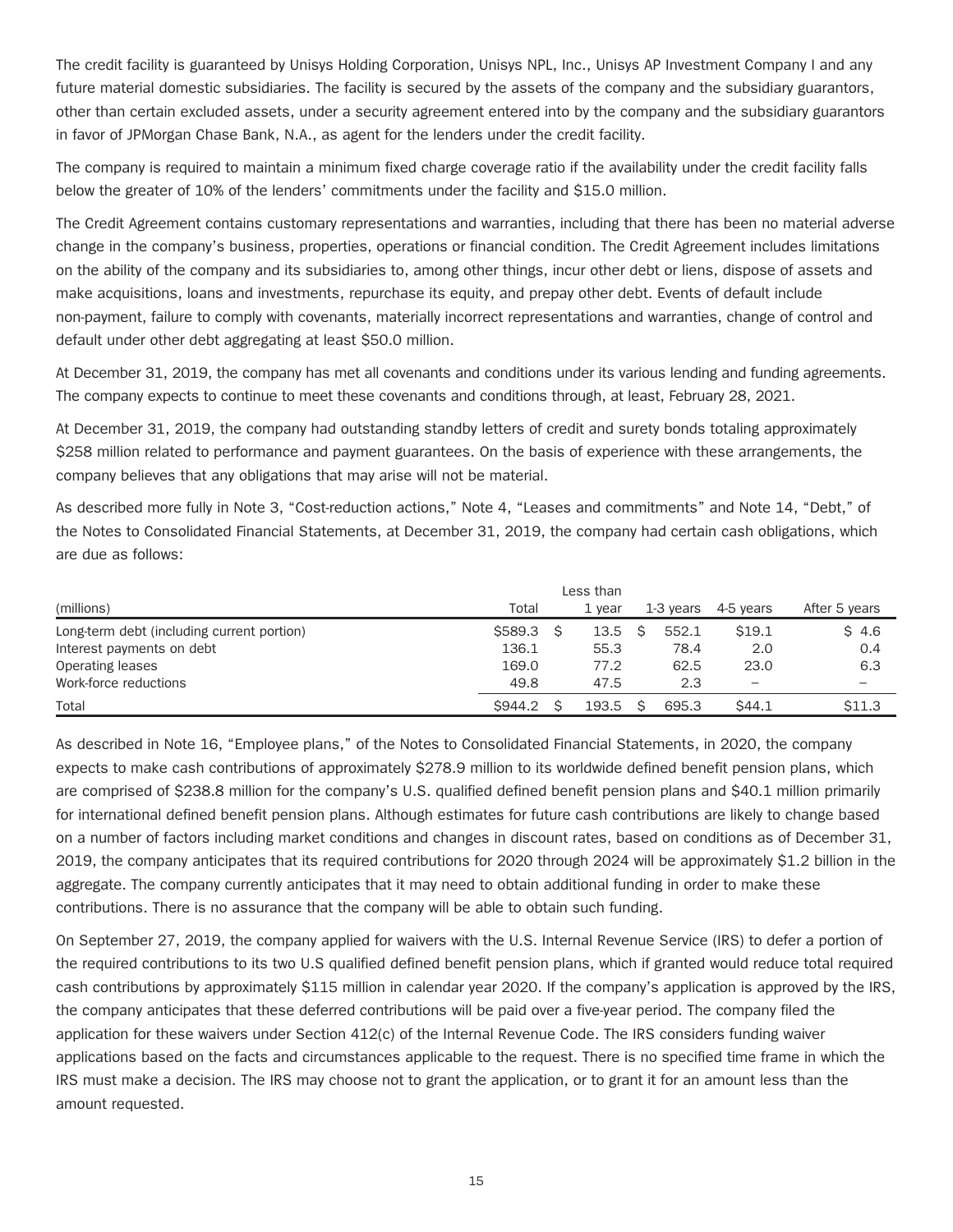The credit facility is guaranteed by Unisys Holding Corporation, Unisys NPL, Inc., Unisys AP Investment Company I and any future material domestic subsidiaries. The facility is secured by the assets of the company and the subsidiary guarantors, other than certain excluded assets, under a security agreement entered into by the company and the subsidiary guarantors in favor of JPMorgan Chase Bank, N.A., as agent for the lenders under the credit facility.

The company is required to maintain a minimum fixed charge coverage ratio if the availability under the credit facility falls below the greater of 10% of the lenders' commitments under the facility and $15.0 million.

The Credit Agreement contains customary representations and warranties, including that there has been no material adverse change in the company's business, properties, operations or financial condition. The Credit Agreement includes limitations on the ability of the company and its subsidiaries to, among other things, incur other debt or liens, dispose of assets and make acquisitions, loans and investments, repurchase its equity, and prepay other debt. Events of default include non-payment, failure to comply with covenants, materially incorrect representations and warranties, change of control and default under other debt aggregating at least $50.0 million.

At December 31, 2019, the company has met all covenants and conditions under its various lending and funding agreements. The company expects to continue to meet these covenants and conditions through, at least, February 28, 2021.

At December 31, 2019, the company had outstanding standby letters of credit and surety bonds totaling approximately $258 million related to performance and payment guarantees. On the basis of experience with these arrangements, the company believes that any obligations that may arise will not be material.

As described more fully in Note 3, "Cost-reduction actions," Note 4, "Leases and commitments" and Note 14, "Debt," of the Notes to Consolidated Financial Statements, at December 31, 2019, the company had certain cash obligations, which are due as follows:

| (millions) | Total | Less than 1 year | 1-3 years | 4-5 years | After 5 years |
|---|---|---|---|---|---|
| Long-term debt (including current portion) | $589.3 | $ 13.5 | $ 552.1 | $19.1 | $ 4.6 |
| Interest payments on debt | 136.1 | 55.3 | 78.4 | 2.0 | 0.4 |
| Operating leases | 169.0 | 77.2 | 62.5 | 23.0 | 6.3 |
| Work-force reductions | 49.8 | 47.5 | 2.3 | – | – |
| Total | $944.2 | $ 193.5 | $ 695.3 | $44.1 | $11.3 |

As described in Note 16, "Employee plans," of the Notes to Consolidated Financial Statements, in 2020, the company expects to make cash contributions of approximately $278.9 million to its worldwide defined benefit pension plans, which are comprised of $238.8 million for the company's U.S. qualified defined benefit pension plans and $40.1 million primarily for international defined benefit pension plans. Although estimates for future cash contributions are likely to change based on a number of factors including market conditions and changes in discount rates, based on conditions as of December 31, 2019, the company anticipates that its required contributions for 2020 through 2024 will be approximately $1.2 billion in the aggregate. The company currently anticipates that it may need to obtain additional funding in order to make these contributions. There is no assurance that the company will be able to obtain such funding.

On September 27, 2019, the company applied for waivers with the U.S. Internal Revenue Service (IRS) to defer a portion of the required contributions to its two U.S qualified defined benefit pension plans, which if granted would reduce total required cash contributions by approximately $115 million in calendar year 2020. If the company's application is approved by the IRS, the company anticipates that these deferred contributions will be paid over a five-year period. The company filed the application for these waivers under Section 412(c) of the Internal Revenue Code. The IRS considers funding waiver applications based on the facts and circumstances applicable to the request. There is no specified time frame in which the IRS must make a decision. The IRS may choose not to grant the application, or to grant it for an amount less than the amount requested.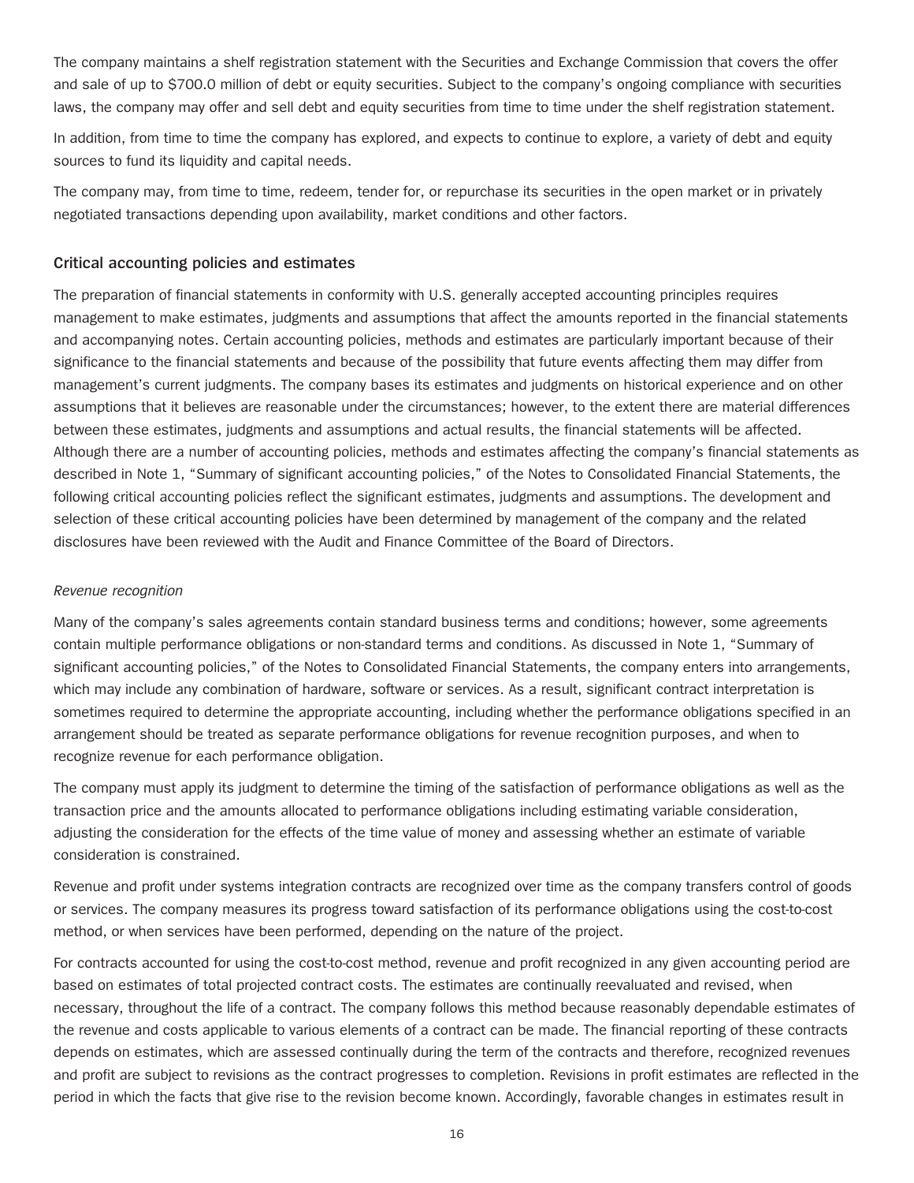The company maintains a shelf registration statement with the Securities and Exchange Commission that covers the offer and sale of up to $700.0 million of debt or equity securities. Subject to the company's ongoing compliance with securities laws, the company may offer and sell debt and equity securities from time to time under the shelf registration statement.

In addition, from time to time the company has explored, and expects to continue to explore, a variety of debt and equity sources to fund its liquidity and capital needs.

The company may, from time to time, redeem, tender for, or repurchase its securities in the open market or in privately negotiated transactions depending upon availability, market conditions and other factors.

## Critical accounting policies and estimates

The preparation of financial statements in conformity with U.S. generally accepted accounting principles requires management to make estimates, judgments and assumptions that affect the amounts reported in the financial statements and accompanying notes. Certain accounting policies, methods and estimates are particularly important because of their significance to the financial statements and because of the possibility that future events affecting them may differ from management's current judgments. The company bases its estimates and judgments on historical experience and on other assumptions that it believes are reasonable under the circumstances; however, to the extent there are material differences between these estimates, judgments and assumptions and actual results, the financial statements will be affected. Although there are a number of accounting policies, methods and estimates affecting the company's financial statements as described in Note 1, "Summary of significant accounting policies," of the Notes to Consolidated Financial Statements, the following critical accounting policies reflect the significant estimates, judgments and assumptions. The development and selection of these critical accounting policies have been determined by management of the company and the related disclosures have been reviewed with the Audit and Finance Committee of the Board of Directors.

*Revenue recognition*

Many of the company's sales agreements contain standard business terms and conditions; however, some agreements contain multiple performance obligations or non-standard terms and conditions. As discussed in Note 1, "Summary of significant accounting policies," of the Notes to Consolidated Financial Statements, the company enters into arrangements, which may include any combination of hardware, software or services. As a result, significant contract interpretation is sometimes required to determine the appropriate accounting, including whether the performance obligations specified in an arrangement should be treated as separate performance obligations for revenue recognition purposes, and when to recognize revenue for each performance obligation.

The company must apply its judgment to determine the timing of the satisfaction of performance obligations as well as the transaction price and the amounts allocated to performance obligations including estimating variable consideration, adjusting the consideration for the effects of the time value of money and assessing whether an estimate of variable consideration is constrained.

Revenue and profit under systems integration contracts are recognized over time as the company transfers control of goods or services. The company measures its progress toward satisfaction of its performance obligations using the cost-to-cost method, or when services have been performed, depending on the nature of the project.

For contracts accounted for using the cost-to-cost method, revenue and profit recognized in any given accounting period are based on estimates of total projected contract costs. The estimates are continually reevaluated and revised, when necessary, throughout the life of a contract. The company follows this method because reasonably dependable estimates of the revenue and costs applicable to various elements of a contract can be made. The financial reporting of these contracts depends on estimates, which are assessed continually during the term of the contracts and therefore, recognized revenues and profit are subject to revisions as the contract progresses to completion. Revisions in profit estimates are reflected in the period in which the facts that give rise to the revision become known. Accordingly, favorable changes in estimates result in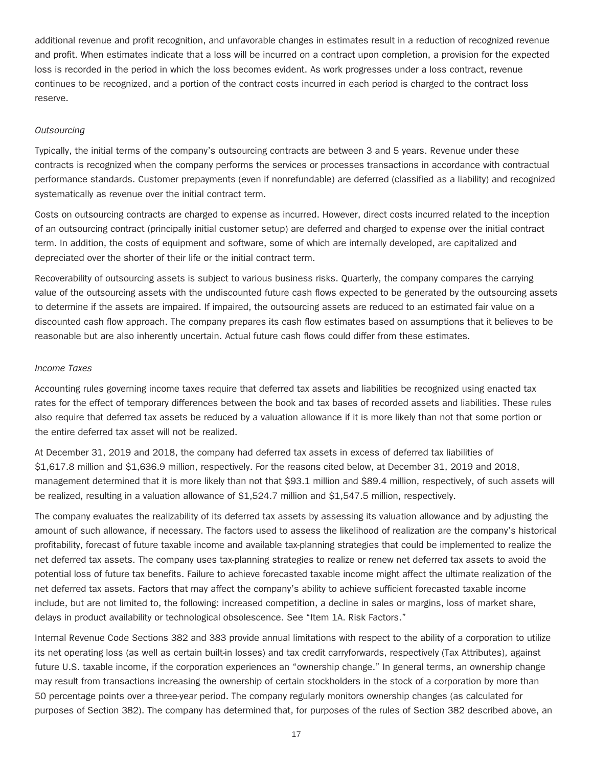additional revenue and profit recognition, and unfavorable changes in estimates result in a reduction of recognized revenue and profit. When estimates indicate that a loss will be incurred on a contract upon completion, a provision for the expected loss is recorded in the period in which the loss becomes evident. As work progresses under a loss contract, revenue continues to be recognized, and a portion of the contract costs incurred in each period is charged to the contract loss reserve.

*Outsourcing*

Typically, the initial terms of the company's outsourcing contracts are between 3 and 5 years. Revenue under these contracts is recognized when the company performs the services or processes transactions in accordance with contractual performance standards. Customer prepayments (even if nonrefundable) are deferred (classified as a liability) and recognized systematically as revenue over the initial contract term.

Costs on outsourcing contracts are charged to expense as incurred. However, direct costs incurred related to the inception of an outsourcing contract (principally initial customer setup) are deferred and charged to expense over the initial contract term. In addition, the costs of equipment and software, some of which are internally developed, are capitalized and depreciated over the shorter of their life or the initial contract term.

Recoverability of outsourcing assets is subject to various business risks. Quarterly, the company compares the carrying value of the outsourcing assets with the undiscounted future cash flows expected to be generated by the outsourcing assets to determine if the assets are impaired. If impaired, the outsourcing assets are reduced to an estimated fair value on a discounted cash flow approach. The company prepares its cash flow estimates based on assumptions that it believes to be reasonable but are also inherently uncertain. Actual future cash flows could differ from these estimates.

*Income Taxes*

Accounting rules governing income taxes require that deferred tax assets and liabilities be recognized using enacted tax rates for the effect of temporary differences between the book and tax bases of recorded assets and liabilities. These rules also require that deferred tax assets be reduced by a valuation allowance if it is more likely than not that some portion or the entire deferred tax asset will not be realized.

At December 31, 2019 and 2018, the company had deferred tax assets in excess of deferred tax liabilities of $1,617.8 million and $1,636.9 million, respectively. For the reasons cited below, at December 31, 2019 and 2018, management determined that it is more likely than not that $93.1 million and $89.4 million, respectively, of such assets will be realized, resulting in a valuation allowance of $1,524.7 million and $1,547.5 million, respectively.

The company evaluates the realizability of its deferred tax assets by assessing its valuation allowance and by adjusting the amount of such allowance, if necessary. The factors used to assess the likelihood of realization are the company's historical profitability, forecast of future taxable income and available tax-planning strategies that could be implemented to realize the net deferred tax assets. The company uses tax-planning strategies to realize or renew net deferred tax assets to avoid the potential loss of future tax benefits. Failure to achieve forecasted taxable income might affect the ultimate realization of the net deferred tax assets. Factors that may affect the company's ability to achieve sufficient forecasted taxable income include, but are not limited to, the following: increased competition, a decline in sales or margins, loss of market share, delays in product availability or technological obsolescence. See "Item 1A. Risk Factors."

Internal Revenue Code Sections 382 and 383 provide annual limitations with respect to the ability of a corporation to utilize its net operating loss (as well as certain built-in losses) and tax credit carryforwards, respectively (Tax Attributes), against future U.S. taxable income, if the corporation experiences an "ownership change." In general terms, an ownership change may result from transactions increasing the ownership of certain stockholders in the stock of a corporation by more than 50 percentage points over a three-year period. The company regularly monitors ownership changes (as calculated for purposes of Section 382). The company has determined that, for purposes of the rules of Section 382 described above, an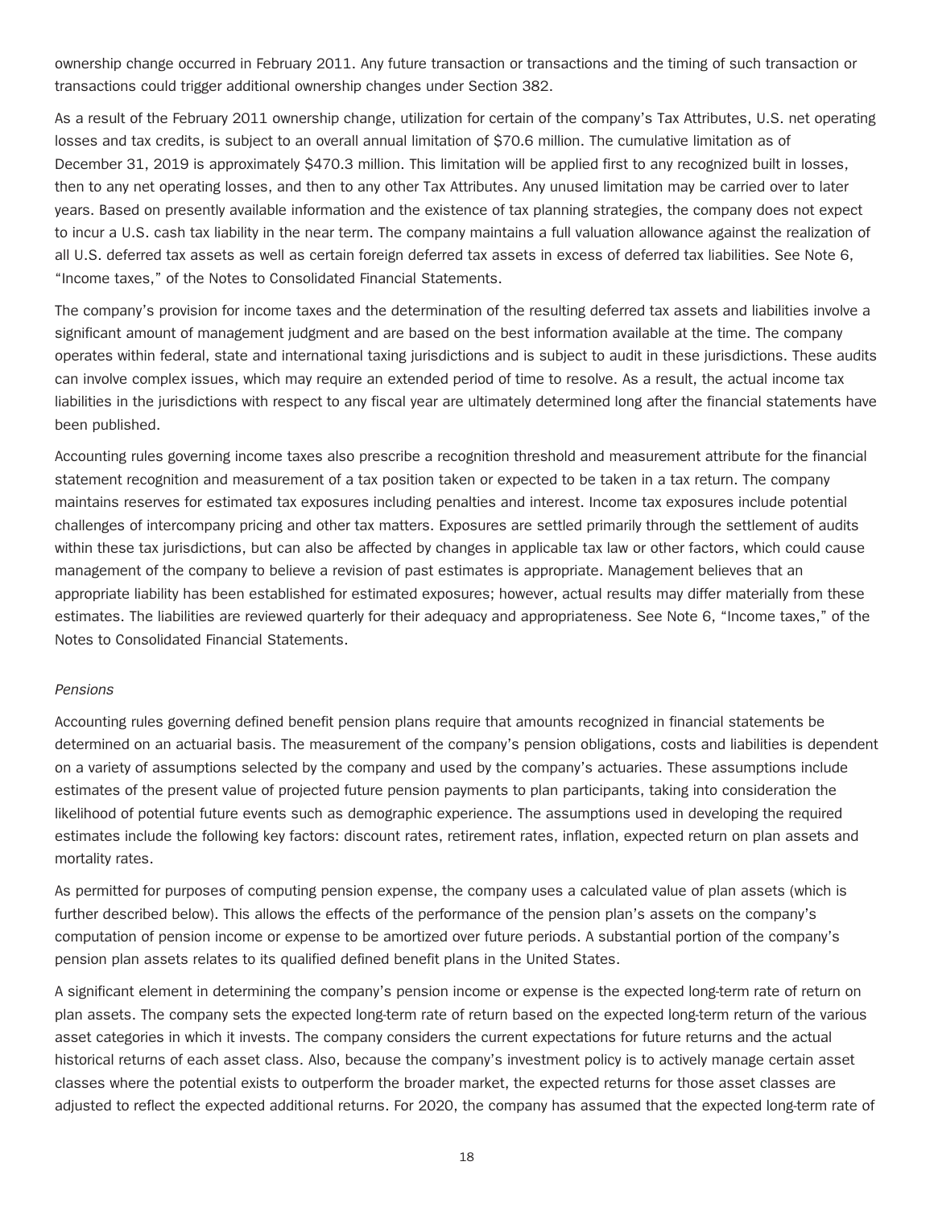ownership change occurred in February 2011. Any future transaction or transactions and the timing of such transaction or transactions could trigger additional ownership changes under Section 382.

As a result of the February 2011 ownership change, utilization for certain of the company's Tax Attributes, U.S. net operating losses and tax credits, is subject to an overall annual limitation of $70.6 million. The cumulative limitation as of December 31, 2019 is approximately $470.3 million. This limitation will be applied first to any recognized built in losses, then to any net operating losses, and then to any other Tax Attributes. Any unused limitation may be carried over to later years. Based on presently available information and the existence of tax planning strategies, the company does not expect to incur a U.S. cash tax liability in the near term. The company maintains a full valuation allowance against the realization of all U.S. deferred tax assets as well as certain foreign deferred tax assets in excess of deferred tax liabilities. See Note 6, "Income taxes," of the Notes to Consolidated Financial Statements.

The company's provision for income taxes and the determination of the resulting deferred tax assets and liabilities involve a significant amount of management judgment and are based on the best information available at the time. The company operates within federal, state and international taxing jurisdictions and is subject to audit in these jurisdictions. These audits can involve complex issues, which may require an extended period of time to resolve. As a result, the actual income tax liabilities in the jurisdictions with respect to any fiscal year are ultimately determined long after the financial statements have been published.

Accounting rules governing income taxes also prescribe a recognition threshold and measurement attribute for the financial statement recognition and measurement of a tax position taken or expected to be taken in a tax return. The company maintains reserves for estimated tax exposures including penalties and interest. Income tax exposures include potential challenges of intercompany pricing and other tax matters. Exposures are settled primarily through the settlement of audits within these tax jurisdictions, but can also be affected by changes in applicable tax law or other factors, which could cause management of the company to believe a revision of past estimates is appropriate. Management believes that an appropriate liability has been established for estimated exposures; however, actual results may differ materially from these estimates. The liabilities are reviewed quarterly for their adequacy and appropriateness. See Note 6, "Income taxes," of the Notes to Consolidated Financial Statements.

*Pensions*

Accounting rules governing defined benefit pension plans require that amounts recognized in financial statements be determined on an actuarial basis. The measurement of the company's pension obligations, costs and liabilities is dependent on a variety of assumptions selected by the company and used by the company's actuaries. These assumptions include estimates of the present value of projected future pension payments to plan participants, taking into consideration the likelihood of potential future events such as demographic experience. The assumptions used in developing the required estimates include the following key factors: discount rates, retirement rates, inflation, expected return on plan assets and mortality rates.

As permitted for purposes of computing pension expense, the company uses a calculated value of plan assets (which is further described below). This allows the effects of the performance of the pension plan's assets on the company's computation of pension income or expense to be amortized over future periods. A substantial portion of the company's pension plan assets relates to its qualified defined benefit plans in the United States.

A significant element in determining the company's pension income or expense is the expected long-term rate of return on plan assets. The company sets the expected long-term rate of return based on the expected long-term return of the various asset categories in which it invests. The company considers the current expectations for future returns and the actual historical returns of each asset class. Also, because the company's investment policy is to actively manage certain asset classes where the potential exists to outperform the broader market, the expected returns for those asset classes are adjusted to reflect the expected additional returns. For 2020, the company has assumed that the expected long-term rate of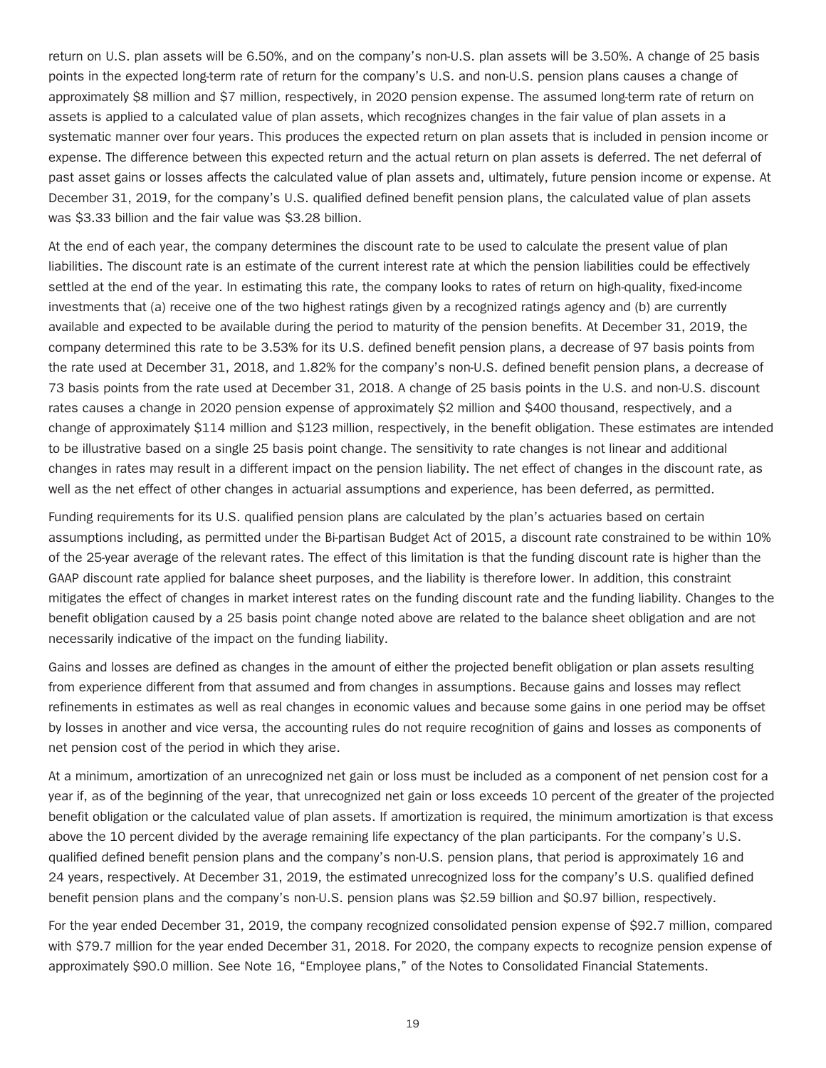return on U.S. plan assets will be 6.50%, and on the company's non-U.S. plan assets will be 3.50%. A change of 25 basis points in the expected long-term rate of return for the company's U.S. and non-U.S. pension plans causes a change of approximately $8 million and $7 million, respectively, in 2020 pension expense. The assumed long-term rate of return on assets is applied to a calculated value of plan assets, which recognizes changes in the fair value of plan assets in a systematic manner over four years. This produces the expected return on plan assets that is included in pension income or expense. The difference between this expected return and the actual return on plan assets is deferred. The net deferral of past asset gains or losses affects the calculated value of plan assets and, ultimately, future pension income or expense. At December 31, 2019, for the company's U.S. qualified defined benefit pension plans, the calculated value of plan assets was $3.33 billion and the fair value was $3.28 billion.

At the end of each year, the company determines the discount rate to be used to calculate the present value of plan liabilities. The discount rate is an estimate of the current interest rate at which the pension liabilities could be effectively settled at the end of the year. In estimating this rate, the company looks to rates of return on high-quality, fixed-income investments that (a) receive one of the two highest ratings given by a recognized ratings agency and (b) are currently available and expected to be available during the period to maturity of the pension benefits. At December 31, 2019, the company determined this rate to be 3.53% for its U.S. defined benefit pension plans, a decrease of 97 basis points from the rate used at December 31, 2018, and 1.82% for the company's non-U.S. defined benefit pension plans, a decrease of 73 basis points from the rate used at December 31, 2018. A change of 25 basis points in the U.S. and non-U.S. discount rates causes a change in 2020 pension expense of approximately $2 million and $400 thousand, respectively, and a change of approximately $114 million and $123 million, respectively, in the benefit obligation. These estimates are intended to be illustrative based on a single 25 basis point change. The sensitivity to rate changes is not linear and additional changes in rates may result in a different impact on the pension liability. The net effect of changes in the discount rate, as well as the net effect of other changes in actuarial assumptions and experience, has been deferred, as permitted.

Funding requirements for its U.S. qualified pension plans are calculated by the plan's actuaries based on certain assumptions including, as permitted under the Bi-partisan Budget Act of 2015, a discount rate constrained to be within 10% of the 25-year average of the relevant rates. The effect of this limitation is that the funding discount rate is higher than the GAAP discount rate applied for balance sheet purposes, and the liability is therefore lower. In addition, this constraint mitigates the effect of changes in market interest rates on the funding discount rate and the funding liability. Changes to the benefit obligation caused by a 25 basis point change noted above are related to the balance sheet obligation and are not necessarily indicative of the impact on the funding liability.

Gains and losses are defined as changes in the amount of either the projected benefit obligation or plan assets resulting from experience different from that assumed and from changes in assumptions. Because gains and losses may reflect refinements in estimates as well as real changes in economic values and because some gains in one period may be offset by losses in another and vice versa, the accounting rules do not require recognition of gains and losses as components of net pension cost of the period in which they arise.

At a minimum, amortization of an unrecognized net gain or loss must be included as a component of net pension cost for a year if, as of the beginning of the year, that unrecognized net gain or loss exceeds 10 percent of the greater of the projected benefit obligation or the calculated value of plan assets. If amortization is required, the minimum amortization is that excess above the 10 percent divided by the average remaining life expectancy of the plan participants. For the company's U.S. qualified defined benefit pension plans and the company's non-U.S. pension plans, that period is approximately 16 and 24 years, respectively. At December 31, 2019, the estimated unrecognized loss for the company's U.S. qualified defined benefit pension plans and the company's non-U.S. pension plans was $2.59 billion and $0.97 billion, respectively.

For the year ended December 31, 2019, the company recognized consolidated pension expense of $92.7 million, compared with $79.7 million for the year ended December 31, 2018. For 2020, the company expects to recognize pension expense of approximately $90.0 million. See Note 16, "Employee plans," of the Notes to Consolidated Financial Statements.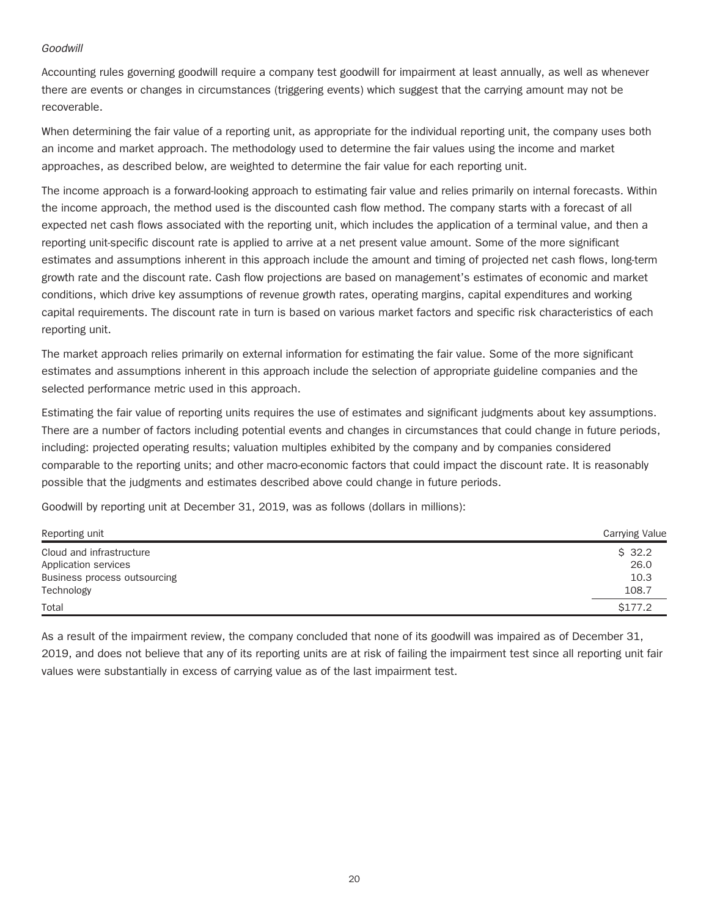*Goodwill*

Accounting rules governing goodwill require a company test goodwill for impairment at least annually, as well as whenever there are events or changes in circumstances (triggering events) which suggest that the carrying amount may not be recoverable.

When determining the fair value of a reporting unit, as appropriate for the individual reporting unit, the company uses both an income and market approach. The methodology used to determine the fair values using the income and market approaches, as described below, are weighted to determine the fair value for each reporting unit.

The income approach is a forward-looking approach to estimating fair value and relies primarily on internal forecasts. Within the income approach, the method used is the discounted cash flow method. The company starts with a forecast of all expected net cash flows associated with the reporting unit, which includes the application of a terminal value, and then a reporting unit-specific discount rate is applied to arrive at a net present value amount. Some of the more significant estimates and assumptions inherent in this approach include the amount and timing of projected net cash flows, long-term growth rate and the discount rate. Cash flow projections are based on management's estimates of economic and market conditions, which drive key assumptions of revenue growth rates, operating margins, capital expenditures and working capital requirements. The discount rate in turn is based on various market factors and specific risk characteristics of each reporting unit.

The market approach relies primarily on external information for estimating the fair value. Some of the more significant estimates and assumptions inherent in this approach include the selection of appropriate guideline companies and the selected performance metric used in this approach.

Estimating the fair value of reporting units requires the use of estimates and significant judgments about key assumptions. There are a number of factors including potential events and changes in circumstances that could change in future periods, including: projected operating results; valuation multiples exhibited by the company and by companies considered comparable to the reporting units; and other macro-economic factors that could impact the discount rate. It is reasonably possible that the judgments and estimates described above could change in future periods.

Goodwill by reporting unit at December 31, 2019, was as follows (dollars in millions):

| Reporting unit | Carrying Value |
|---|---|
| Cloud and infrastructure | $ 32.2 |
| Application services | 26.0 |
| Business process outsourcing | 10.3 |
| Technology | 108.7 |
| Total | $177.2 |

As a result of the impairment review, the company concluded that none of its goodwill was impaired as of December 31, 2019, and does not believe that any of its reporting units are at risk of failing the impairment test since all reporting unit fair values were substantially in excess of carrying value as of the last impairment test.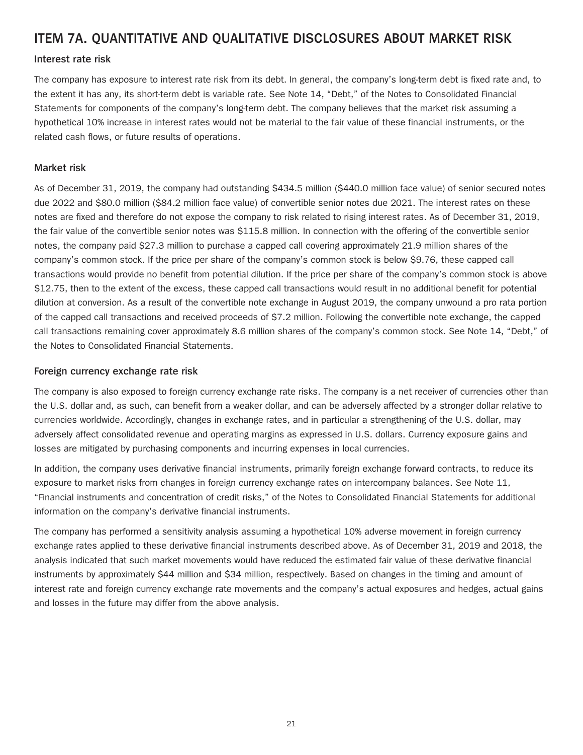# ITEM 7A. QUANTITATIVE AND QUALITATIVE DISCLOSURES ABOUT MARKET RISK

## Interest rate risk

The company has exposure to interest rate risk from its debt. In general, the company's long-term debt is fixed rate and, to the extent it has any, its short-term debt is variable rate. See Note 14, "Debt," of the Notes to Consolidated Financial Statements for components of the company's long-term debt. The company believes that the market risk assuming a hypothetical 10% increase in interest rates would not be material to the fair value of these financial instruments, or the related cash flows, or future results of operations.

## Market risk

As of December 31, 2019, the company had outstanding $434.5 million ($440.0 million face value) of senior secured notes due 2022 and $80.0 million ($84.2 million face value) of convertible senior notes due 2021. The interest rates on these notes are fixed and therefore do not expose the company to risk related to rising interest rates. As of December 31, 2019, the fair value of the convertible senior notes was $115.8 million. In connection with the offering of the convertible senior notes, the company paid $27.3 million to purchase a capped call covering approximately 21.9 million shares of the company's common stock. If the price per share of the company's common stock is below $9.76, these capped call transactions would provide no benefit from potential dilution. If the price per share of the company's common stock is above $12.75, then to the extent of the excess, these capped call transactions would result in no additional benefit for potential dilution at conversion. As a result of the convertible note exchange in August 2019, the company unwound a pro rata portion of the capped call transactions and received proceeds of $7.2 million. Following the convertible note exchange, the capped call transactions remaining cover approximately 8.6 million shares of the company's common stock. See Note 14, "Debt," of the Notes to Consolidated Financial Statements.

## Foreign currency exchange rate risk

The company is also exposed to foreign currency exchange rate risks. The company is a net receiver of currencies other than the U.S. dollar and, as such, can benefit from a weaker dollar, and can be adversely affected by a stronger dollar relative to currencies worldwide. Accordingly, changes in exchange rates, and in particular a strengthening of the U.S. dollar, may adversely affect consolidated revenue and operating margins as expressed in U.S. dollars. Currency exposure gains and losses are mitigated by purchasing components and incurring expenses in local currencies.

In addition, the company uses derivative financial instruments, primarily foreign exchange forward contracts, to reduce its exposure to market risks from changes in foreign currency exchange rates on intercompany balances. See Note 11, "Financial instruments and concentration of credit risks," of the Notes to Consolidated Financial Statements for additional information on the company's derivative financial instruments.

The company has performed a sensitivity analysis assuming a hypothetical 10% adverse movement in foreign currency exchange rates applied to these derivative financial instruments described above. As of December 31, 2019 and 2018, the analysis indicated that such market movements would have reduced the estimated fair value of these derivative financial instruments by approximately $44 million and $34 million, respectively. Based on changes in the timing and amount of interest rate and foreign currency exchange rate movements and the company's actual exposures and hedges, actual gains and losses in the future may differ from the above analysis.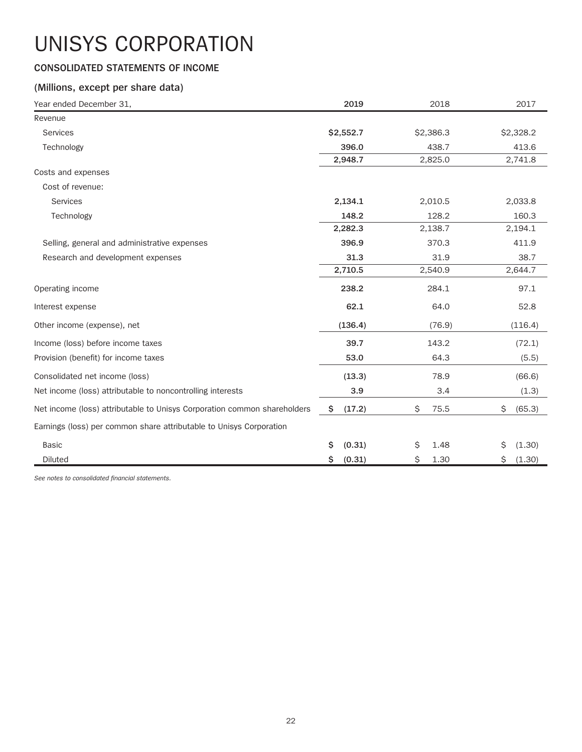# UNISYS CORPORATION

### CONSOLIDATED STATEMENTS OF INCOME

### (Millions, except per share data)

| Year ended December 31, | 2019 | 2018 | 2017 |
|---|---|---|---|
| Revenue | | | |
| Services | $2,552.7 | $2,386.3 | $2,328.2 |
| Technology | 396.0 | 438.7 | 413.6 |
| | 2,948.7 | 2,825.0 | 2,741.8 |
| Costs and expenses | | | |
| Cost of revenue: | | | |
| Services | 2,134.1 | 2,010.5 | 2,033.8 |
| Technology | 148.2 | 128.2 | 160.3 |
| | 2,282.3 | 2,138.7 | 2,194.1 |
| Selling, general and administrative expenses | 396.9 | 370.3 | 411.9 |
| Research and development expenses | 31.3 | 31.9 | 38.7 |
| | 2,710.5 | 2,540.9 | 2,644.7 |
| Operating income | 238.2 | 284.1 | 97.1 |
| Interest expense | 62.1 | 64.0 | 52.8 |
| Other income (expense), net | (136.4) | (76.9) | (116.4) |
| Income (loss) before income taxes | 39.7 | 143.2 | (72.1) |
| Provision (benefit) for income taxes | 53.0 | 64.3 | (5.5) |
| Consolidated net income (loss) | (13.3) | 78.9 | (66.6) |
| Net income (loss) attributable to noncontrolling interests | 3.9 | 3.4 | (1.3) |
| Net income (loss) attributable to Unisys Corporation common shareholders | $ (17.2) | $ 75.5 | $ (65.3) |
| Earnings (loss) per common share attributable to Unisys Corporation | | | |
| Basic | $ (0.31) | $ 1.48 | $ (1.30) |
| Diluted | $ (0.31) | $ 1.30 | $ (1.30) |

*See notes to consolidated financial statements.*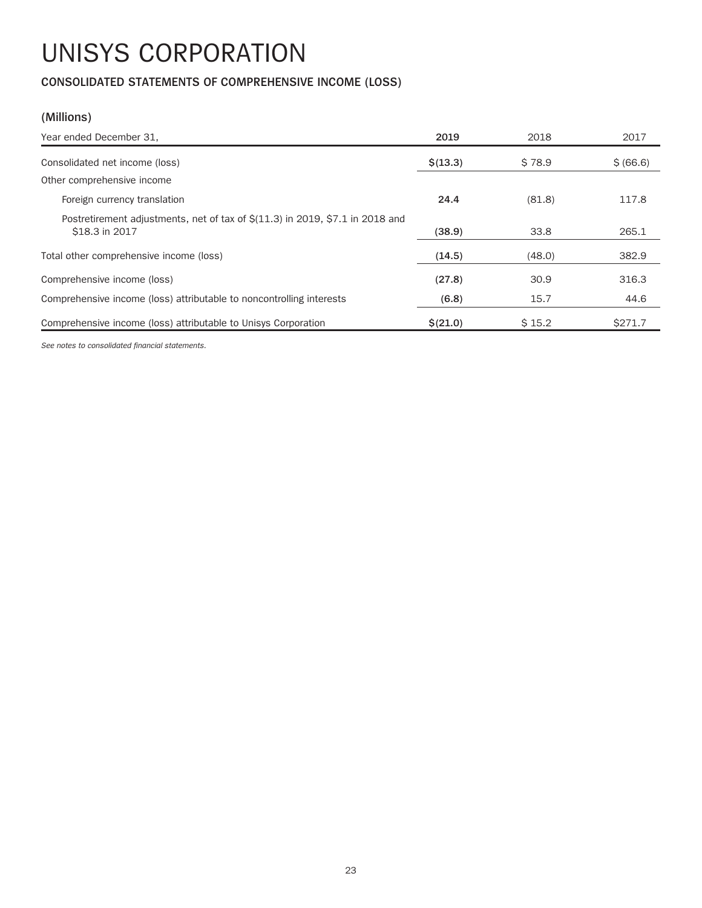# UNISYS CORPORATION

## CONSOLIDATED STATEMENTS OF COMPREHENSIVE INCOME (LOSS)

### (Millions)

| Year ended December 31, | 2019 | 2018 | 2017 |
|---|---|---|---|
| Consolidated net income (loss) | **$(13.3)** | $ 78.9 | $ (66.6) |
| Other comprehensive income | | | |
| Foreign currency translation | **24.4** | (81.8) | 117.8 |
| Postretirement adjustments, net of tax of $(11.3) in 2019, $7.1 in 2018 and $18.3 in 2017 | **(38.9)** | 33.8 | 265.1 |
| Total other comprehensive income (loss) | **(14.5)** | (48.0) | 382.9 |
| Comprehensive income (loss) | **(27.8)** | 30.9 | 316.3 |
| Comprehensive income (loss) attributable to noncontrolling interests | **(6.8)** | 15.7 | 44.6 |
| Comprehensive income (loss) attributable to Unisys Corporation | **$(21.0)** | $ 15.2 | $271.7 |

*See notes to consolidated financial statements.*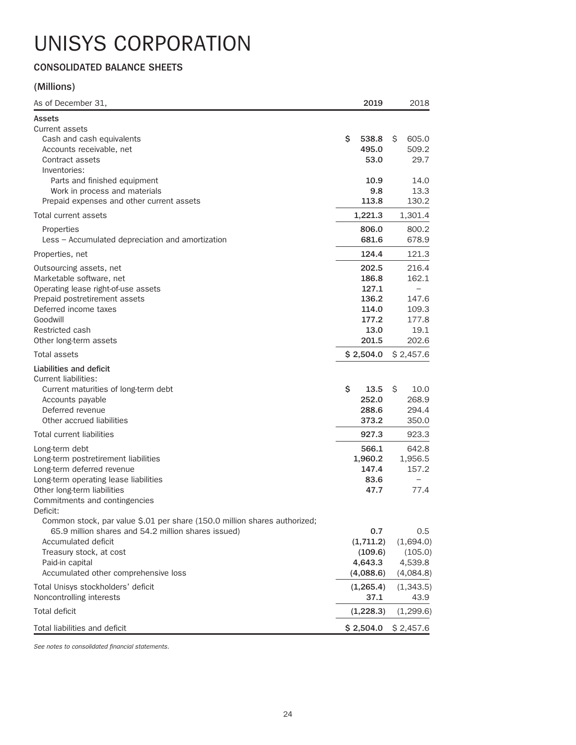# UNISYS CORPORATION

## CONSOLIDATED BALANCE SHEETS

### (Millions)

| As of December 31, | 2019 | 2018 |
|---|---|---|
| **Assets** | | |
| Current assets | | |
| Cash and cash equivalents | $ 538.8 | $ 605.0 |
| Accounts receivable, net | 495.0 | 509.2 |
| Contract assets | 53.0 | 29.7 |
| Inventories: | | |
| Parts and finished equipment | 10.9 | 14.0 |
| Work in process and materials | 9.8 | 13.3 |
| Prepaid expenses and other current assets | 113.8 | 130.2 |
| Total current assets | 1,221.3 | 1,301.4 |
| Properties | 806.0 | 800.2 |
| Less – Accumulated depreciation and amortization | 681.6 | 678.9 |
| Properties, net | 124.4 | 121.3 |
| Outsourcing assets, net | 202.5 | 216.4 |
| Marketable software, net | 186.8 | 162.1 |
| Operating lease right-of-use assets | 127.1 | – |
| Prepaid postretirement assets | 136.2 | 147.6 |
| Deferred income taxes | 114.0 | 109.3 |
| Goodwill | 177.2 | 177.8 |
| Restricted cash | 13.0 | 19.1 |
| Other long-term assets | 201.5 | 202.6 |
| Total assets | $ 2,504.0 | $ 2,457.6 |
| **Liabilities and deficit** | | |
| Current liabilities: | | |
| Current maturities of long-term debt | $ 13.5 | $ 10.0 |
| Accounts payable | 252.0 | 268.9 |
| Deferred revenue | 288.6 | 294.4 |
| Other accrued liabilities | 373.2 | 350.0 |
| Total current liabilities | 927.3 | 923.3 |
| Long-term debt | 566.1 | 642.8 |
| Long-term postretirement liabilities | 1,960.2 | 1,956.5 |
| Long-term deferred revenue | 147.4 | 157.2 |
| Long-term operating lease liabilities | 83.6 | – |
| Other long-term liabilities | 47.7 | 77.4 |
| Commitments and contingencies | | |
| Deficit: | | |
| Common stock, par value $.01 per share (150.0 million shares authorized; 65.9 million shares and 54.2 million shares issued) | 0.7 | 0.5 |
| Accumulated deficit | (1,711.2) | (1,694.0) |
| Treasury stock, at cost | (109.6) | (105.0) |
| Paid-in capital | 4,643.3 | 4,539.8 |
| Accumulated other comprehensive loss | (4,088.6) | (4,084.8) |
| Total Unisys stockholders' deficit | (1,265.4) | (1,343.5) |
| Noncontrolling interests | 37.1 | 43.9 |
| Total deficit | (1,228.3) | (1,299.6) |
| Total liabilities and deficit | $ 2,504.0 | $ 2,457.6 |

*See notes to consolidated financial statements.*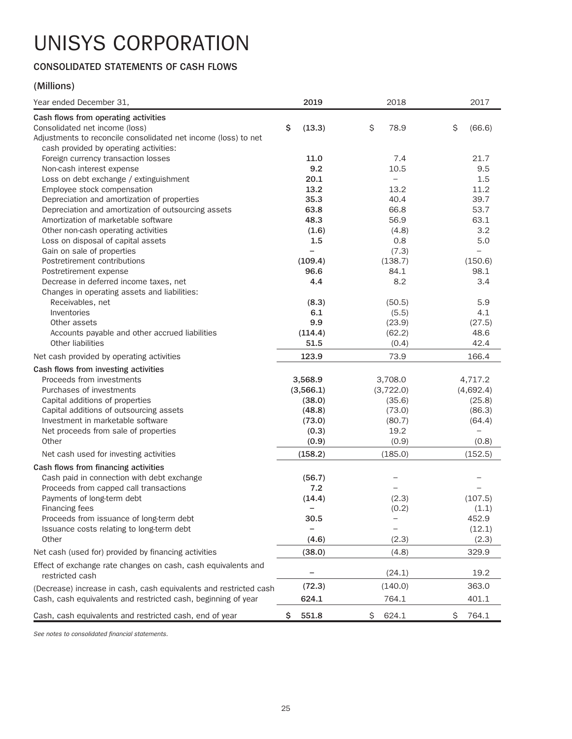# UNISYS CORPORATION

## CONSOLIDATED STATEMENTS OF CASH FLOWS

## (Millions)

| Year ended December 31, | 2019 | 2018 | 2017 |
|---|---|---|---|
| **Cash flows from operating activities** | | | |
| Consolidated net income (loss) | $ (13.3) | $ 78.9 | $ (66.6) |
| Adjustments to reconcile consolidated net income (loss) to net cash provided by operating activities: | | | |
| Foreign currency transaction losses | 11.0 | 7.4 | 21.7 |
| Non-cash interest expense | 9.2 | 10.5 | 9.5 |
| Loss on debt exchange / extinguishment | 20.1 | – | 1.5 |
| Employee stock compensation | 13.2 | 13.2 | 11.2 |
| Depreciation and amortization of properties | 35.3 | 40.4 | 39.7 |
| Depreciation and amortization of outsourcing assets | 63.8 | 66.8 | 53.7 |
| Amortization of marketable software | 48.3 | 56.9 | 63.1 |
| Other non-cash operating activities | (1.6) | (4.8) | 3.2 |
| Loss on disposal of capital assets | 1.5 | 0.8 | 5.0 |
| Gain on sale of properties | – | (7.3) | – |
| Postretirement contributions | (109.4) | (138.7) | (150.6) |
| Postretirement expense | 96.6 | 84.1 | 98.1 |
| Decrease in deferred income taxes, net | 4.4 | 8.2 | 3.4 |
| Changes in operating assets and liabilities: | | | |
| Receivables, net | (8.3) | (50.5) | 5.9 |
| Inventories | 6.1 | (5.5) | 4.1 |
| Other assets | 9.9 | (23.9) | (27.5) |
| Accounts payable and other accrued liabilities | (114.4) | (62.2) | 48.6 |
| Other liabilities | 51.5 | (0.4) | 42.4 |
| Net cash provided by operating activities | 123.9 | 73.9 | 166.4 |
| **Cash flows from investing activities** | | | |
| Proceeds from investments | 3,568.9 | 3,708.0 | 4,717.2 |
| Purchases of investments | (3,566.1) | (3,722.0) | (4,692.4) |
| Capital additions of properties | (38.0) | (35.6) | (25.8) |
| Capital additions of outsourcing assets | (48.8) | (73.0) | (86.3) |
| Investment in marketable software | (73.0) | (80.7) | (64.4) |
| Net proceeds from sale of properties | (0.3) | 19.2 | – |
| Other | (0.9) | (0.9) | (0.8) |
| Net cash used for investing activities | (158.2) | (185.0) | (152.5) |
| **Cash flows from financing activities** | | | |
| Cash paid in connection with debt exchange | (56.7) | – | – |
| Proceeds from capped call transactions | 7.2 | – | – |
| Payments of long-term debt | (14.4) | (2.3) | (107.5) |
| Financing fees | – | (0.2) | (1.1) |
| Proceeds from issuance of long-term debt | 30.5 | – | 452.9 |
| Issuance costs relating to long-term debt | – | – | (12.1) |
| Other | (4.6) | (2.3) | (2.3) |
| Net cash (used for) provided by financing activities | (38.0) | (4.8) | 329.9 |
| Effect of exchange rate changes on cash, cash equivalents and restricted cash | – | (24.1) | 19.2 |
| (Decrease) increase in cash, cash equivalents and restricted cash | (72.3) | (140.0) | 363.0 |
| Cash, cash equivalents and restricted cash, beginning of year | 624.1 | 764.1 | 401.1 |
| Cash, cash equivalents and restricted cash, end of year | $ 551.8 | $ 624.1 | $ 764.1 |

*See notes to consolidated financial statements.*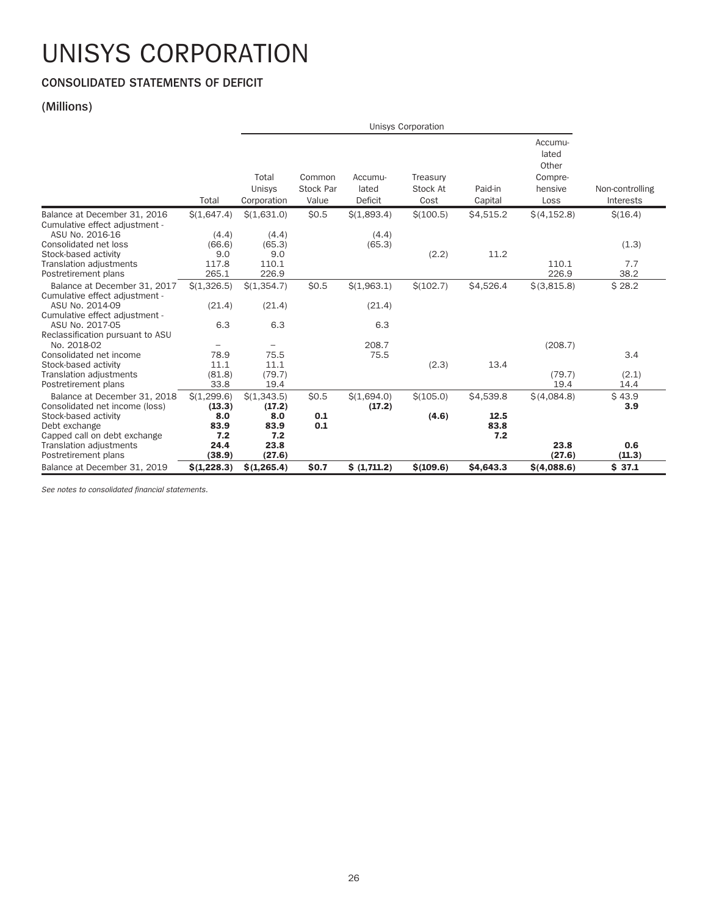# UNISYS CORPORATION

## CONSOLIDATED STATEMENTS OF DEFICIT

### (Millions)

| | | Unisys Corporation | | | | | | |
|---|---|---|---|---|---|---|---|---|
| | Total | Total Unisys Corporation | Common Stock Par Value | Accumulated Deficit | Treasury Stock At Cost | Paid-in Capital | Accumulated Other Comprehensive Loss | Non-controlling Interests |
| Balance at December 31, 2016 | $(1,647.4) | $(1,631.0) | $0.5 | $(1,893.4) | $(100.5) | $4,515.2 | $(4,152.8) | $(16.4) |
| Cumulative effect adjustment - ASU No. 2016-16 | (4.4) | (4.4) | | (4.4) | | | | |
| Consolidated net loss | (66.6) | (65.3) | | (65.3) | | | | (1.3) |
| Stock-based activity | 9.0 | 9.0 | | | (2.2) | 11.2 | | |
| Translation adjustments | 117.8 | 110.1 | | | | | 110.1 | 7.7 |
| Postretirement plans | 265.1 | 226.9 | | | | | 226.9 | 38.2 |
| Balance at December 31, 2017 | $(1,326.5) | $(1,354.7) | $0.5 | $(1,963.1) | $(102.7) | $4,526.4 | $(3,815.8) | $ 28.2 |
| Cumulative effect adjustment - ASU No. 2014-09 | (21.4) | (21.4) | | (21.4) | | | | |
| Cumulative effect adjustment - ASU No. 2017-05 | 6.3 | 6.3 | | 6.3 | | | | |
| Reclassification pursuant to ASU No. 2018-02 | – | – | | 208.7 | | | (208.7) | |
| Consolidated net income | 78.9 | 75.5 | | 75.5 | | | | 3.4 |
| Stock-based activity | 11.1 | 11.1 | | | (2.3) | 13.4 | | |
| Translation adjustments | (81.8) | (79.7) | | | | | (79.7) | (2.1) |
| Postretirement plans | 33.8 | 19.4 | | | | | 19.4 | 14.4 |
| Balance at December 31, 2018 | $(1,299.6) | $(1,343.5) | $0.5 | $(1,694.0) | $(105.0) | $4,539.8 | $(4,084.8) | $ 43.9 |
| Consolidated net income (loss) | **(13.3)** | **(17.2)** | | **(17.2)** | | | | **3.9** |
| Stock-based activity | **8.0** | **8.0** | **0.1** | | **(4.6)** | **12.5** | | |
| Debt exchange | **83.9** | **83.9** | **0.1** | | | **83.8** | | |
| Capped call on debt exchange | **7.2** | **7.2** | | | | **7.2** | | |
| Translation adjustments | **24.4** | **23.8** | | | | | **23.8** | **0.6** |
| Postretirement plans | **(38.9)** | **(27.6)** | | | | | **(27.6)** | **(11.3)** |
| Balance at December 31, 2019 | **$(1,228.3)** | **$(1,265.4)** | **$0.7** | **$ (1,711.2)** | **$(109.6)** | **$4,643.3** | **$(4,088.6)** | **$ 37.1** |

*See notes to consolidated financial statements.*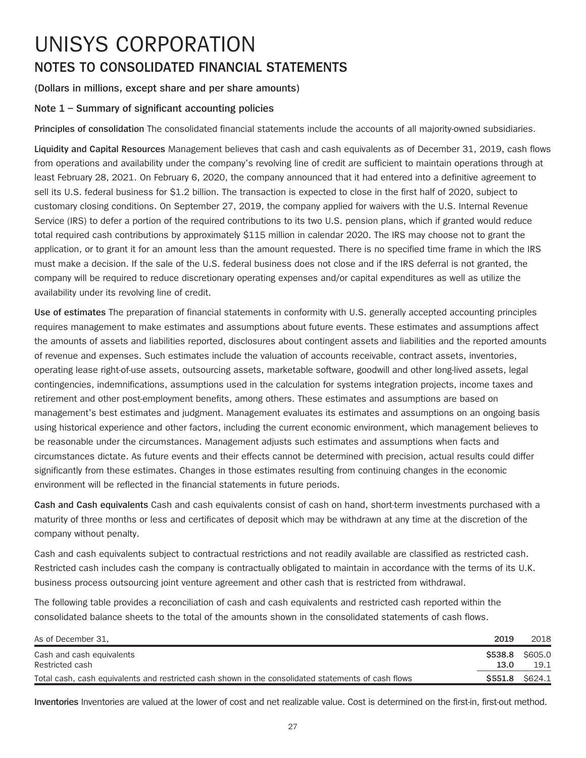# UNISYS CORPORATION

## NOTES TO CONSOLIDATED FINANCIAL STATEMENTS

**(Dollars in millions, except share and per share amounts)**

### Note 1 – Summary of significant accounting policies

**Principles of consolidation** The consolidated financial statements include the accounts of all majority-owned subsidiaries.

**Liquidity and Capital Resources** Management believes that cash and cash equivalents as of December 31, 2019, cash flows from operations and availability under the company's revolving line of credit are sufficient to maintain operations through at least February 28, 2021. On February 6, 2020, the company announced that it had entered into a definitive agreement to sell its U.S. federal business for $1.2 billion. The transaction is expected to close in the first half of 2020, subject to customary closing conditions. On September 27, 2019, the company applied for waivers with the U.S. Internal Revenue Service (IRS) to defer a portion of the required contributions to its two U.S. pension plans, which if granted would reduce total required cash contributions by approximately $115 million in calendar 2020. The IRS may choose not to grant the application, or to grant it for an amount less than the amount requested. There is no specified time frame in which the IRS must make a decision. If the sale of the U.S. federal business does not close and if the IRS deferral is not granted, the company will be required to reduce discretionary operating expenses and/or capital expenditures as well as utilize the availability under its revolving line of credit.

**Use of estimates** The preparation of financial statements in conformity with U.S. generally accepted accounting principles requires management to make estimates and assumptions about future events. These estimates and assumptions affect the amounts of assets and liabilities reported, disclosures about contingent assets and liabilities and the reported amounts of revenue and expenses. Such estimates include the valuation of accounts receivable, contract assets, inventories, operating lease right-of-use assets, outsourcing assets, marketable software, goodwill and other long-lived assets, legal contingencies, indemnifications, assumptions used in the calculation for systems integration projects, income taxes and retirement and other post-employment benefits, among others. These estimates and assumptions are based on management's best estimates and judgment. Management evaluates its estimates and assumptions on an ongoing basis using historical experience and other factors, including the current economic environment, which management believes to be reasonable under the circumstances. Management adjusts such estimates and assumptions when facts and circumstances dictate. As future events and their effects cannot be determined with precision, actual results could differ significantly from these estimates. Changes in those estimates resulting from continuing changes in the economic environment will be reflected in the financial statements in future periods.

**Cash and Cash equivalents** Cash and cash equivalents consist of cash on hand, short-term investments purchased with a maturity of three months or less and certificates of deposit which may be withdrawn at any time at the discretion of the company without penalty.

Cash and cash equivalents subject to contractual restrictions and not readily available are classified as restricted cash. Restricted cash includes cash the company is contractually obligated to maintain in accordance with the terms of its U.K. business process outsourcing joint venture agreement and other cash that is restricted from withdrawal.

The following table provides a reconciliation of cash and cash equivalents and restricted cash reported within the consolidated balance sheets to the total of the amounts shown in the consolidated statements of cash flows.

| As of December 31, | **2019** | 2018 |
|---|---|---|
| Cash and cash equivalents | **$538.8** | $605.0 |
| Restricted cash | **13.0** | 19.1 |
| Total cash, cash equivalents and restricted cash shown in the consolidated statements of cash flows | **$551.8** | $624.1 |

**Inventories** Inventories are valued at the lower of cost and net realizable value. Cost is determined on the first-in, first-out method.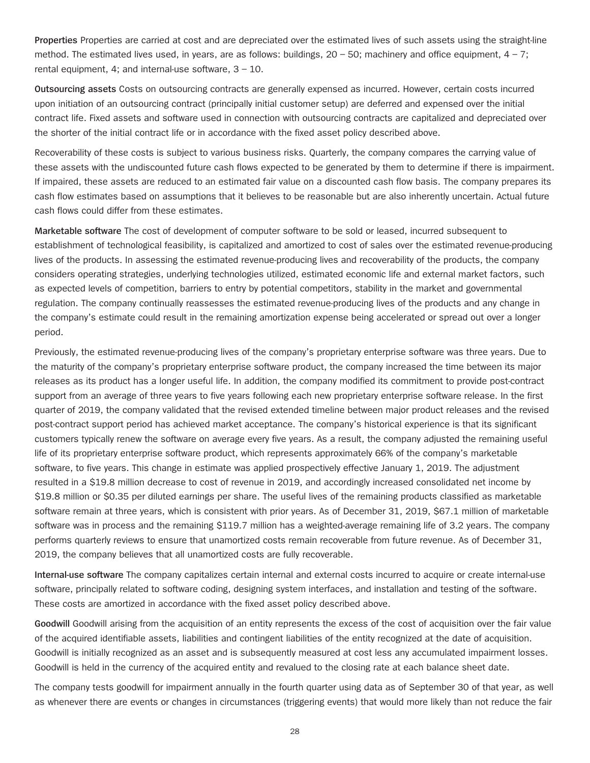**Properties** Properties are carried at cost and are depreciated over the estimated lives of such assets using the straight-line method. The estimated lives used, in years, are as follows: buildings, 20 – 50; machinery and office equipment, 4 – 7; rental equipment, 4; and internal-use software, 3 – 10.

**Outsourcing assets** Costs on outsourcing contracts are generally expensed as incurred. However, certain costs incurred upon initiation of an outsourcing contract (principally initial customer setup) are deferred and expensed over the initial contract life. Fixed assets and software used in connection with outsourcing contracts are capitalized and depreciated over the shorter of the initial contract life or in accordance with the fixed asset policy described above.

Recoverability of these costs is subject to various business risks. Quarterly, the company compares the carrying value of these assets with the undiscounted future cash flows expected to be generated by them to determine if there is impairment. If impaired, these assets are reduced to an estimated fair value on a discounted cash flow basis. The company prepares its cash flow estimates based on assumptions that it believes to be reasonable but are also inherently uncertain. Actual future cash flows could differ from these estimates.

**Marketable software** The cost of development of computer software to be sold or leased, incurred subsequent to establishment of technological feasibility, is capitalized and amortized to cost of sales over the estimated revenue-producing lives of the products. In assessing the estimated revenue-producing lives and recoverability of the products, the company considers operating strategies, underlying technologies utilized, estimated economic life and external market factors, such as expected levels of competition, barriers to entry by potential competitors, stability in the market and governmental regulation. The company continually reassesses the estimated revenue-producing lives of the products and any change in the company's estimate could result in the remaining amortization expense being accelerated or spread out over a longer period.

Previously, the estimated revenue-producing lives of the company's proprietary enterprise software was three years. Due to the maturity of the company's proprietary enterprise software product, the company increased the time between its major releases as its product has a longer useful life. In addition, the company modified its commitment to provide post-contract support from an average of three years to five years following each new proprietary enterprise software release. In the first quarter of 2019, the company validated that the revised extended timeline between major product releases and the revised post-contract support period has achieved market acceptance. The company's historical experience is that its significant customers typically renew the software on average every five years. As a result, the company adjusted the remaining useful life of its proprietary enterprise software product, which represents approximately 66% of the company's marketable software, to five years. This change in estimate was applied prospectively effective January 1, 2019. The adjustment resulted in a $19.8 million decrease to cost of revenue in 2019, and accordingly increased consolidated net income by $19.8 million or $0.35 per diluted earnings per share. The useful lives of the remaining products classified as marketable software remain at three years, which is consistent with prior years. As of December 31, 2019, $67.1 million of marketable software was in process and the remaining $119.7 million has a weighted-average remaining life of 3.2 years. The company performs quarterly reviews to ensure that unamortized costs remain recoverable from future revenue. As of December 31, 2019, the company believes that all unamortized costs are fully recoverable.

**Internal-use software** The company capitalizes certain internal and external costs incurred to acquire or create internal-use software, principally related to software coding, designing system interfaces, and installation and testing of the software. These costs are amortized in accordance with the fixed asset policy described above.

**Goodwill** Goodwill arising from the acquisition of an entity represents the excess of the cost of acquisition over the fair value of the acquired identifiable assets, liabilities and contingent liabilities of the entity recognized at the date of acquisition. Goodwill is initially recognized as an asset and is subsequently measured at cost less any accumulated impairment losses. Goodwill is held in the currency of the acquired entity and revalued to the closing rate at each balance sheet date.

The company tests goodwill for impairment annually in the fourth quarter using data as of September 30 of that year, as well as whenever there are events or changes in circumstances (triggering events) that would more likely than not reduce the fair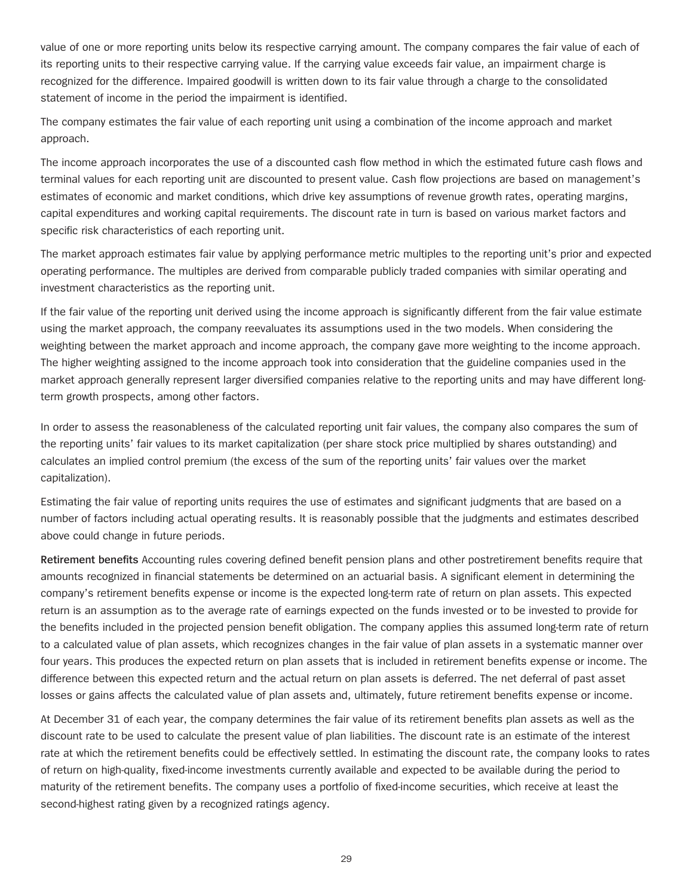value of one or more reporting units below its respective carrying amount. The company compares the fair value of each of its reporting units to their respective carrying value. If the carrying value exceeds fair value, an impairment charge is recognized for the difference. Impaired goodwill is written down to its fair value through a charge to the consolidated statement of income in the period the impairment is identified.

The company estimates the fair value of each reporting unit using a combination of the income approach and market approach.

The income approach incorporates the use of a discounted cash flow method in which the estimated future cash flows and terminal values for each reporting unit are discounted to present value. Cash flow projections are based on management's estimates of economic and market conditions, which drive key assumptions of revenue growth rates, operating margins, capital expenditures and working capital requirements. The discount rate in turn is based on various market factors and specific risk characteristics of each reporting unit.

The market approach estimates fair value by applying performance metric multiples to the reporting unit's prior and expected operating performance. The multiples are derived from comparable publicly traded companies with similar operating and investment characteristics as the reporting unit.

If the fair value of the reporting unit derived using the income approach is significantly different from the fair value estimate using the market approach, the company reevaluates its assumptions used in the two models. When considering the weighting between the market approach and income approach, the company gave more weighting to the income approach. The higher weighting assigned to the income approach took into consideration that the guideline companies used in the market approach generally represent larger diversified companies relative to the reporting units and may have different long-term growth prospects, among other factors.

In order to assess the reasonableness of the calculated reporting unit fair values, the company also compares the sum of the reporting units' fair values to its market capitalization (per share stock price multiplied by shares outstanding) and calculates an implied control premium (the excess of the sum of the reporting units' fair values over the market capitalization).

Estimating the fair value of reporting units requires the use of estimates and significant judgments that are based on a number of factors including actual operating results. It is reasonably possible that the judgments and estimates described above could change in future periods.

**Retirement benefits** Accounting rules covering defined benefit pension plans and other postretirement benefits require that amounts recognized in financial statements be determined on an actuarial basis. A significant element in determining the company's retirement benefits expense or income is the expected long-term rate of return on plan assets. This expected return is an assumption as to the average rate of earnings expected on the funds invested or to be invested to provide for the benefits included in the projected pension benefit obligation. The company applies this assumed long-term rate of return to a calculated value of plan assets, which recognizes changes in the fair value of plan assets in a systematic manner over four years. This produces the expected return on plan assets that is included in retirement benefits expense or income. The difference between this expected return and the actual return on plan assets is deferred. The net deferral of past asset losses or gains affects the calculated value of plan assets and, ultimately, future retirement benefits expense or income.

At December 31 of each year, the company determines the fair value of its retirement benefits plan assets as well as the discount rate to be used to calculate the present value of plan liabilities. The discount rate is an estimate of the interest rate at which the retirement benefits could be effectively settled. In estimating the discount rate, the company looks to rates of return on high-quality, fixed-income investments currently available and expected to be available during the period to maturity of the retirement benefits. The company uses a portfolio of fixed-income securities, which receive at least the second-highest rating given by a recognized ratings agency.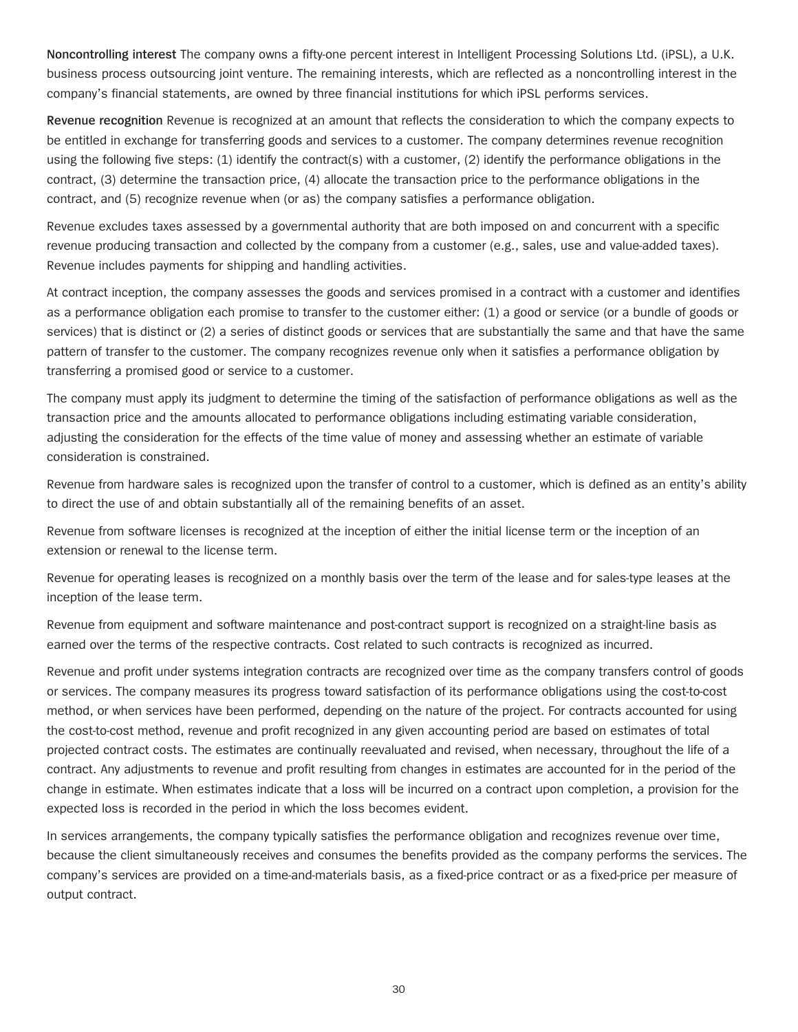**Noncontrolling interest** The company owns a fifty-one percent interest in Intelligent Processing Solutions Ltd. (iPSL), a U.K. business process outsourcing joint venture. The remaining interests, which are reflected as a noncontrolling interest in the company's financial statements, are owned by three financial institutions for which iPSL performs services.

**Revenue recognition** Revenue is recognized at an amount that reflects the consideration to which the company expects to be entitled in exchange for transferring goods and services to a customer. The company determines revenue recognition using the following five steps: (1) identify the contract(s) with a customer, (2) identify the performance obligations in the contract, (3) determine the transaction price, (4) allocate the transaction price to the performance obligations in the contract, and (5) recognize revenue when (or as) the company satisfies a performance obligation.

Revenue excludes taxes assessed by a governmental authority that are both imposed on and concurrent with a specific revenue producing transaction and collected by the company from a customer (e.g., sales, use and value-added taxes). Revenue includes payments for shipping and handling activities.

At contract inception, the company assesses the goods and services promised in a contract with a customer and identifies as a performance obligation each promise to transfer to the customer either: (1) a good or service (or a bundle of goods or services) that is distinct or (2) a series of distinct goods or services that are substantially the same and that have the same pattern of transfer to the customer. The company recognizes revenue only when it satisfies a performance obligation by transferring a promised good or service to a customer.

The company must apply its judgment to determine the timing of the satisfaction of performance obligations as well as the transaction price and the amounts allocated to performance obligations including estimating variable consideration, adjusting the consideration for the effects of the time value of money and assessing whether an estimate of variable consideration is constrained.

Revenue from hardware sales is recognized upon the transfer of control to a customer, which is defined as an entity's ability to direct the use of and obtain substantially all of the remaining benefits of an asset.

Revenue from software licenses is recognized at the inception of either the initial license term or the inception of an extension or renewal to the license term.

Revenue for operating leases is recognized on a monthly basis over the term of the lease and for sales-type leases at the inception of the lease term.

Revenue from equipment and software maintenance and post-contract support is recognized on a straight-line basis as earned over the terms of the respective contracts. Cost related to such contracts is recognized as incurred.

Revenue and profit under systems integration contracts are recognized over time as the company transfers control of goods or services. The company measures its progress toward satisfaction of its performance obligations using the cost-to-cost method, or when services have been performed, depending on the nature of the project. For contracts accounted for using the cost-to-cost method, revenue and profit recognized in any given accounting period are based on estimates of total projected contract costs. The estimates are continually reevaluated and revised, when necessary, throughout the life of a contract. Any adjustments to revenue and profit resulting from changes in estimates are accounted for in the period of the change in estimate. When estimates indicate that a loss will be incurred on a contract upon completion, a provision for the expected loss is recorded in the period in which the loss becomes evident.

In services arrangements, the company typically satisfies the performance obligation and recognizes revenue over time, because the client simultaneously receives and consumes the benefits provided as the company performs the services. The company's services are provided on a time-and-materials basis, as a fixed-price contract or as a fixed-price per measure of output contract.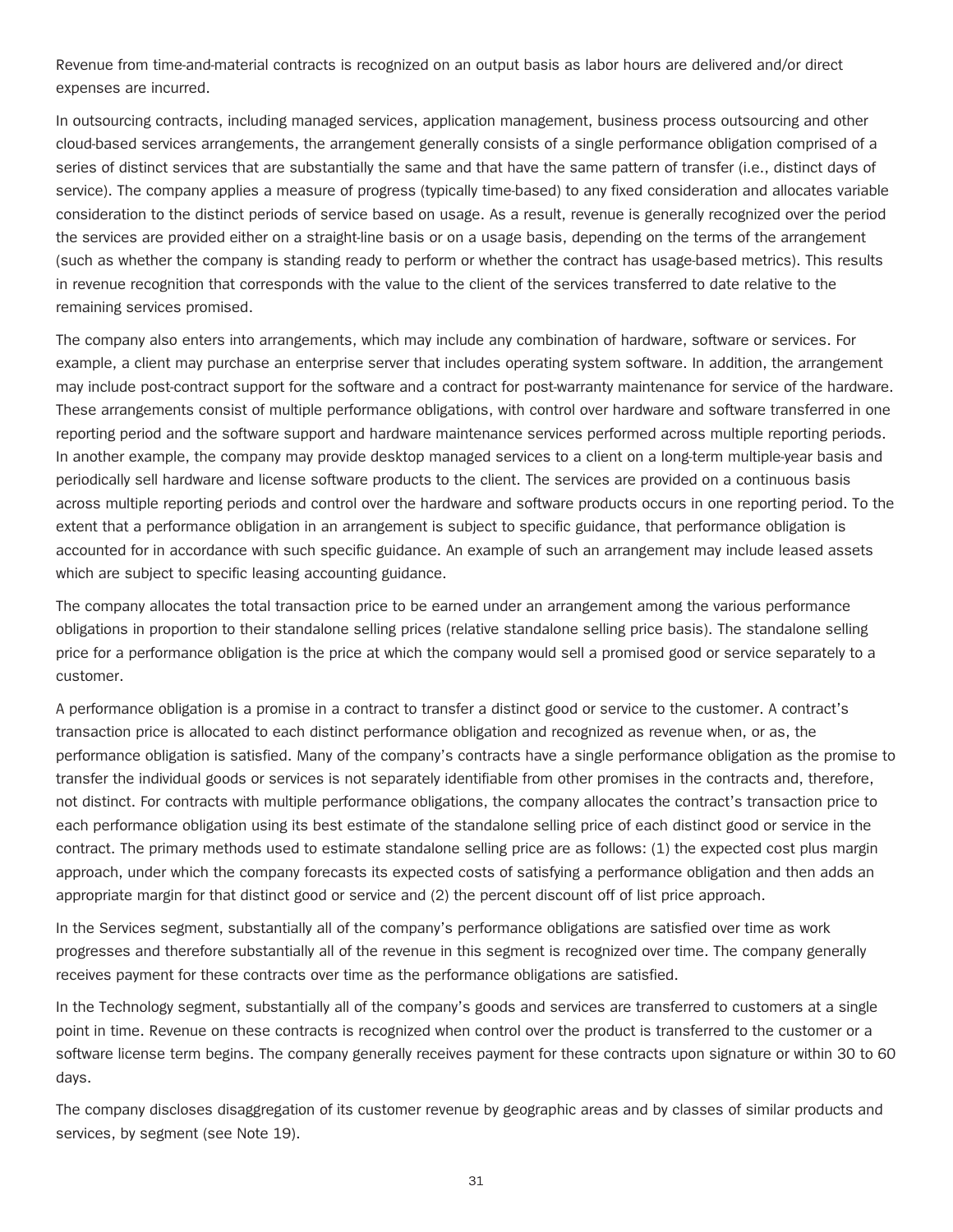Revenue from time-and-material contracts is recognized on an output basis as labor hours are delivered and/or direct expenses are incurred.

In outsourcing contracts, including managed services, application management, business process outsourcing and other cloud-based services arrangements, the arrangement generally consists of a single performance obligation comprised of a series of distinct services that are substantially the same and that have the same pattern of transfer (i.e., distinct days of service). The company applies a measure of progress (typically time-based) to any fixed consideration and allocates variable consideration to the distinct periods of service based on usage. As a result, revenue is generally recognized over the period the services are provided either on a straight-line basis or on a usage basis, depending on the terms of the arrangement (such as whether the company is standing ready to perform or whether the contract has usage-based metrics). This results in revenue recognition that corresponds with the value to the client of the services transferred to date relative to the remaining services promised.

The company also enters into arrangements, which may include any combination of hardware, software or services. For example, a client may purchase an enterprise server that includes operating system software. In addition, the arrangement may include post-contract support for the software and a contract for post-warranty maintenance for service of the hardware. These arrangements consist of multiple performance obligations, with control over hardware and software transferred in one reporting period and the software support and hardware maintenance services performed across multiple reporting periods. In another example, the company may provide desktop managed services to a client on a long-term multiple-year basis and periodically sell hardware and license software products to the client. The services are provided on a continuous basis across multiple reporting periods and control over the hardware and software products occurs in one reporting period. To the extent that a performance obligation in an arrangement is subject to specific guidance, that performance obligation is accounted for in accordance with such specific guidance. An example of such an arrangement may include leased assets which are subject to specific leasing accounting guidance.

The company allocates the total transaction price to be earned under an arrangement among the various performance obligations in proportion to their standalone selling prices (relative standalone selling price basis). The standalone selling price for a performance obligation is the price at which the company would sell a promised good or service separately to a customer.

A performance obligation is a promise in a contract to transfer a distinct good or service to the customer. A contract's transaction price is allocated to each distinct performance obligation and recognized as revenue when, or as, the performance obligation is satisfied. Many of the company's contracts have a single performance obligation as the promise to transfer the individual goods or services is not separately identifiable from other promises in the contracts and, therefore, not distinct. For contracts with multiple performance obligations, the company allocates the contract's transaction price to each performance obligation using its best estimate of the standalone selling price of each distinct good or service in the contract. The primary methods used to estimate standalone selling price are as follows: (1) the expected cost plus margin approach, under which the company forecasts its expected costs of satisfying a performance obligation and then adds an appropriate margin for that distinct good or service and (2) the percent discount off of list price approach.

In the Services segment, substantially all of the company's performance obligations are satisfied over time as work progresses and therefore substantially all of the revenue in this segment is recognized over time. The company generally receives payment for these contracts over time as the performance obligations are satisfied.

In the Technology segment, substantially all of the company's goods and services are transferred to customers at a single point in time. Revenue on these contracts is recognized when control over the product is transferred to the customer or a software license term begins. The company generally receives payment for these contracts upon signature or within 30 to 60 days.

The company discloses disaggregation of its customer revenue by geographic areas and by classes of similar products and services, by segment (see Note 19).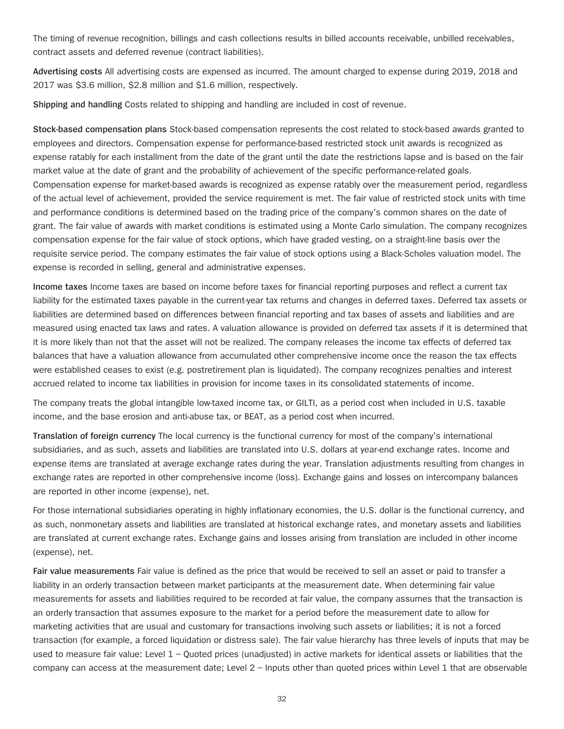The timing of revenue recognition, billings and cash collections results in billed accounts receivable, unbilled receivables, contract assets and deferred revenue (contract liabilities).

**Advertising costs** All advertising costs are expensed as incurred. The amount charged to expense during 2019, 2018 and 2017 was $3.6 million, $2.8 million and $1.6 million, respectively.

**Shipping and handling** Costs related to shipping and handling are included in cost of revenue.

**Stock-based compensation plans** Stock-based compensation represents the cost related to stock-based awards granted to employees and directors. Compensation expense for performance-based restricted stock unit awards is recognized as expense ratably for each installment from the date of the grant until the date the restrictions lapse and is based on the fair market value at the date of grant and the probability of achievement of the specific performance-related goals. Compensation expense for market-based awards is recognized as expense ratably over the measurement period, regardless of the actual level of achievement, provided the service requirement is met. The fair value of restricted stock units with time and performance conditions is determined based on the trading price of the company's common shares on the date of grant. The fair value of awards with market conditions is estimated using a Monte Carlo simulation. The company recognizes compensation expense for the fair value of stock options, which have graded vesting, on a straight-line basis over the requisite service period. The company estimates the fair value of stock options using a Black-Scholes valuation model. The expense is recorded in selling, general and administrative expenses.

**Income taxes** Income taxes are based on income before taxes for financial reporting purposes and reflect a current tax liability for the estimated taxes payable in the current-year tax returns and changes in deferred taxes. Deferred tax assets or liabilities are determined based on differences between financial reporting and tax bases of assets and liabilities and are measured using enacted tax laws and rates. A valuation allowance is provided on deferred tax assets if it is determined that it is more likely than not that the asset will not be realized. The company releases the income tax effects of deferred tax balances that have a valuation allowance from accumulated other comprehensive income once the reason the tax effects were established ceases to exist (e.g. postretirement plan is liquidated). The company recognizes penalties and interest accrued related to income tax liabilities in provision for income taxes in its consolidated statements of income.

The company treats the global intangible low-taxed income tax, or GILTI, as a period cost when included in U.S. taxable income, and the base erosion and anti-abuse tax, or BEAT, as a period cost when incurred.

**Translation of foreign currency** The local currency is the functional currency for most of the company's international subsidiaries, and as such, assets and liabilities are translated into U.S. dollars at year-end exchange rates. Income and expense items are translated at average exchange rates during the year. Translation adjustments resulting from changes in exchange rates are reported in other comprehensive income (loss). Exchange gains and losses on intercompany balances are reported in other income (expense), net.

For those international subsidiaries operating in highly inflationary economies, the U.S. dollar is the functional currency, and as such, nonmonetary assets and liabilities are translated at historical exchange rates, and monetary assets and liabilities are translated at current exchange rates. Exchange gains and losses arising from translation are included in other income (expense), net.

**Fair value measurements** Fair value is defined as the price that would be received to sell an asset or paid to transfer a liability in an orderly transaction between market participants at the measurement date. When determining fair value measurements for assets and liabilities required to be recorded at fair value, the company assumes that the transaction is an orderly transaction that assumes exposure to the market for a period before the measurement date to allow for marketing activities that are usual and customary for transactions involving such assets or liabilities; it is not a forced transaction (for example, a forced liquidation or distress sale). The fair value hierarchy has three levels of inputs that may be used to measure fair value: Level 1 – Quoted prices (unadjusted) in active markets for identical assets or liabilities that the company can access at the measurement date; Level 2 – Inputs other than quoted prices within Level 1 that are observable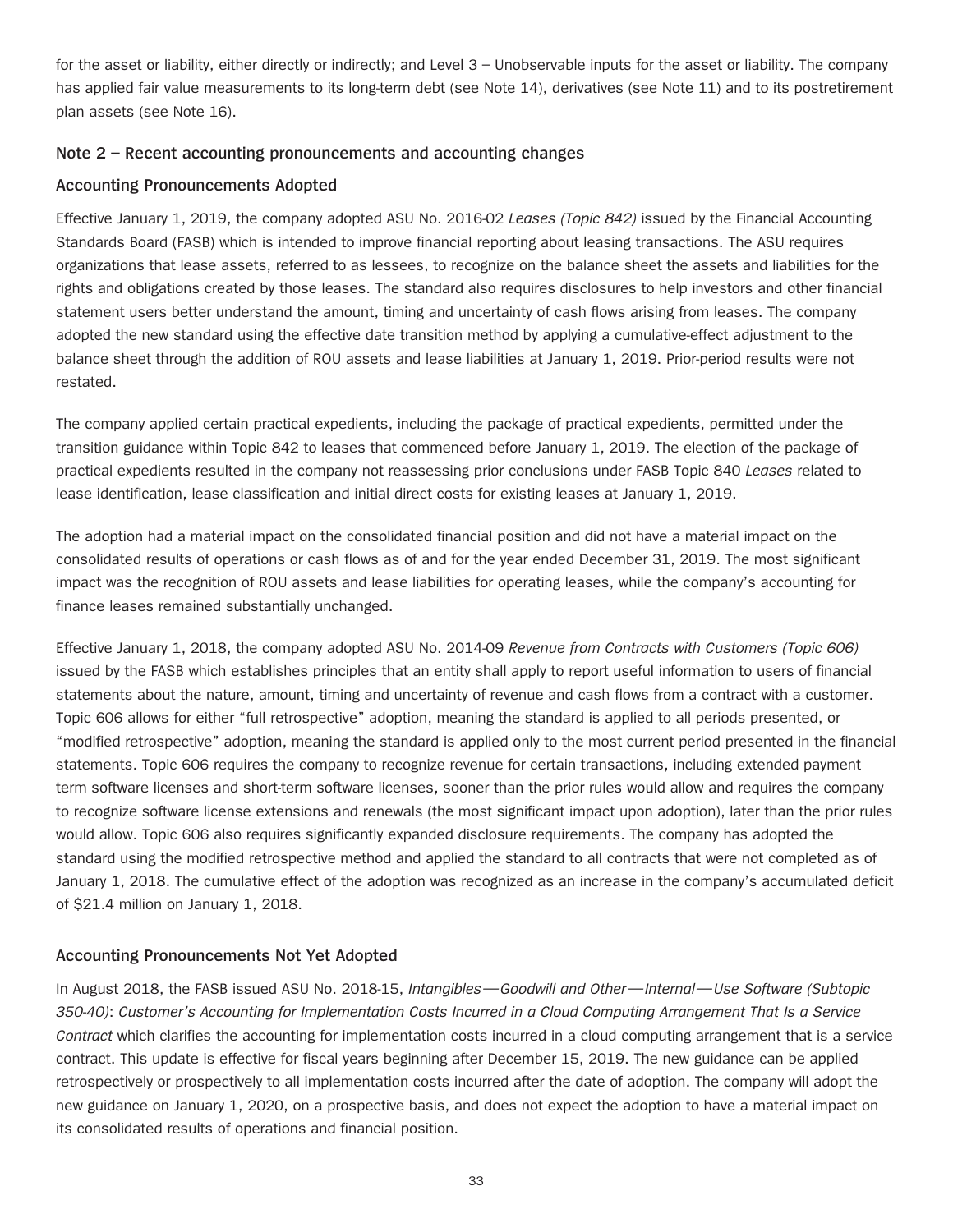for the asset or liability, either directly or indirectly; and Level 3 – Unobservable inputs for the asset or liability. The company has applied fair value measurements to its long-term debt (see Note 14), derivatives (see Note 11) and to its postretirement plan assets (see Note 16).

### Note 2 – Recent accounting pronouncements and accounting changes

### Accounting Pronouncements Adopted

Effective January 1, 2019, the company adopted ASU No. 2016-02 *Leases (Topic 842)* issued by the Financial Accounting Standards Board (FASB) which is intended to improve financial reporting about leasing transactions. The ASU requires organizations that lease assets, referred to as lessees, to recognize on the balance sheet the assets and liabilities for the rights and obligations created by those leases. The standard also requires disclosures to help investors and other financial statement users better understand the amount, timing and uncertainty of cash flows arising from leases. The company adopted the new standard using the effective date transition method by applying a cumulative-effect adjustment to the balance sheet through the addition of ROU assets and lease liabilities at January 1, 2019. Prior-period results were not restated.

The company applied certain practical expedients, including the package of practical expedients, permitted under the transition guidance within Topic 842 to leases that commenced before January 1, 2019. The election of the package of practical expedients resulted in the company not reassessing prior conclusions under FASB Topic 840 *Leases* related to lease identification, lease classification and initial direct costs for existing leases at January 1, 2019.

The adoption had a material impact on the consolidated financial position and did not have a material impact on the consolidated results of operations or cash flows as of and for the year ended December 31, 2019. The most significant impact was the recognition of ROU assets and lease liabilities for operating leases, while the company's accounting for finance leases remained substantially unchanged.

Effective January 1, 2018, the company adopted ASU No. 2014-09 *Revenue from Contracts with Customers (Topic 606)* issued by the FASB which establishes principles that an entity shall apply to report useful information to users of financial statements about the nature, amount, timing and uncertainty of revenue and cash flows from a contract with a customer. Topic 606 allows for either "full retrospective" adoption, meaning the standard is applied to all periods presented, or "modified retrospective" adoption, meaning the standard is applied only to the most current period presented in the financial statements. Topic 606 requires the company to recognize revenue for certain transactions, including extended payment term software licenses and short-term software licenses, sooner than the prior rules would allow and requires the company to recognize software license extensions and renewals (the most significant impact upon adoption), later than the prior rules would allow. Topic 606 also requires significantly expanded disclosure requirements. The company has adopted the standard using the modified retrospective method and applied the standard to all contracts that were not completed as of January 1, 2018. The cumulative effect of the adoption was recognized as an increase in the company's accumulated deficit of $21.4 million on January 1, 2018.

### Accounting Pronouncements Not Yet Adopted

In August 2018, the FASB issued ASU No. 2018-15, *Intangibles—Goodwill and Other—Internal—Use Software (Subtopic 350-40)*: *Customer's Accounting for Implementation Costs Incurred in a Cloud Computing Arrangement That Is a Service Contract* which clarifies the accounting for implementation costs incurred in a cloud computing arrangement that is a service contract. This update is effective for fiscal years beginning after December 15, 2019. The new guidance can be applied retrospectively or prospectively to all implementation costs incurred after the date of adoption. The company will adopt the new guidance on January 1, 2020, on a prospective basis, and does not expect the adoption to have a material impact on its consolidated results of operations and financial position.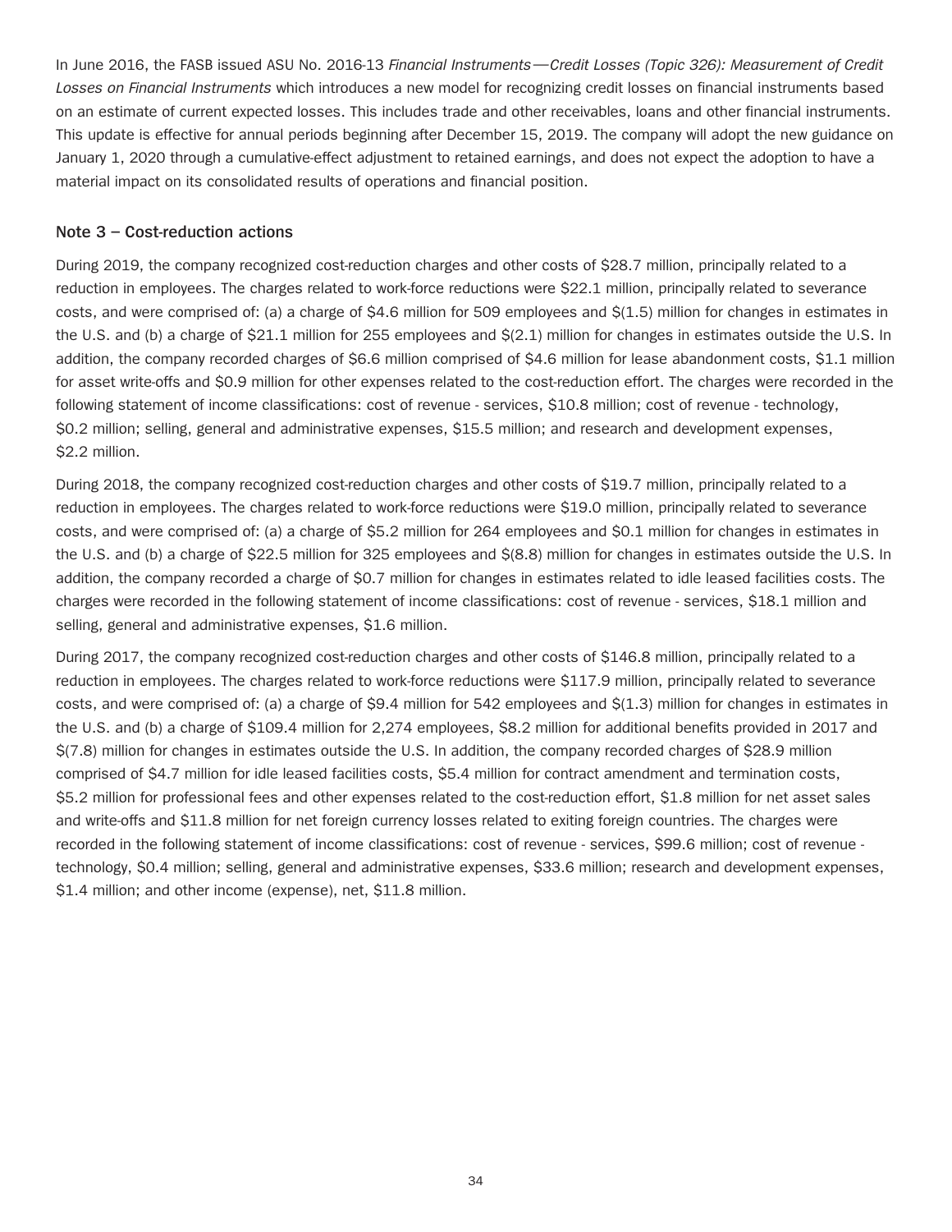In June 2016, the FASB issued ASU No. 2016-13 *Financial Instruments—Credit Losses (Topic 326): Measurement of Credit Losses on Financial Instruments* which introduces a new model for recognizing credit losses on financial instruments based on an estimate of current expected losses. This includes trade and other receivables, loans and other financial instruments. This update is effective for annual periods beginning after December 15, 2019. The company will adopt the new guidance on January 1, 2020 through a cumulative-effect adjustment to retained earnings, and does not expect the adoption to have a material impact on its consolidated results of operations and financial position.

## Note 3 – Cost-reduction actions

During 2019, the company recognized cost-reduction charges and other costs of $28.7 million, principally related to a reduction in employees. The charges related to work-force reductions were $22.1 million, principally related to severance costs, and were comprised of: (a) a charge of $4.6 million for 509 employees and $(1.5) million for changes in estimates in the U.S. and (b) a charge of $21.1 million for 255 employees and $(2.1) million for changes in estimates outside the U.S. In addition, the company recorded charges of $6.6 million comprised of $4.6 million for lease abandonment costs, $1.1 million for asset write-offs and $0.9 million for other expenses related to the cost-reduction effort. The charges were recorded in the following statement of income classifications: cost of revenue - services, $10.8 million; cost of revenue - technology, $0.2 million; selling, general and administrative expenses, $15.5 million; and research and development expenses, $2.2 million.

During 2018, the company recognized cost-reduction charges and other costs of $19.7 million, principally related to a reduction in employees. The charges related to work-force reductions were $19.0 million, principally related to severance costs, and were comprised of: (a) a charge of $5.2 million for 264 employees and $0.1 million for changes in estimates in the U.S. and (b) a charge of $22.5 million for 325 employees and $(8.8) million for changes in estimates outside the U.S. In addition, the company recorded a charge of $0.7 million for changes in estimates related to idle leased facilities costs. The charges were recorded in the following statement of income classifications: cost of revenue - services, $18.1 million and selling, general and administrative expenses, $1.6 million.

During 2017, the company recognized cost-reduction charges and other costs of $146.8 million, principally related to a reduction in employees. The charges related to work-force reductions were $117.9 million, principally related to severance costs, and were comprised of: (a) a charge of $9.4 million for 542 employees and $(1.3) million for changes in estimates in the U.S. and (b) a charge of $109.4 million for 2,274 employees, $8.2 million for additional benefits provided in 2017 and $(7.8) million for changes in estimates outside the U.S. In addition, the company recorded charges of $28.9 million comprised of $4.7 million for idle leased facilities costs, $5.4 million for contract amendment and termination costs, $5.2 million for professional fees and other expenses related to the cost-reduction effort, $1.8 million for net asset sales and write-offs and $11.8 million for net foreign currency losses related to exiting foreign countries. The charges were recorded in the following statement of income classifications: cost of revenue - services, $99.6 million; cost of revenue - technology, $0.4 million; selling, general and administrative expenses, $33.6 million; research and development expenses, $1.4 million; and other income (expense), net, $11.8 million.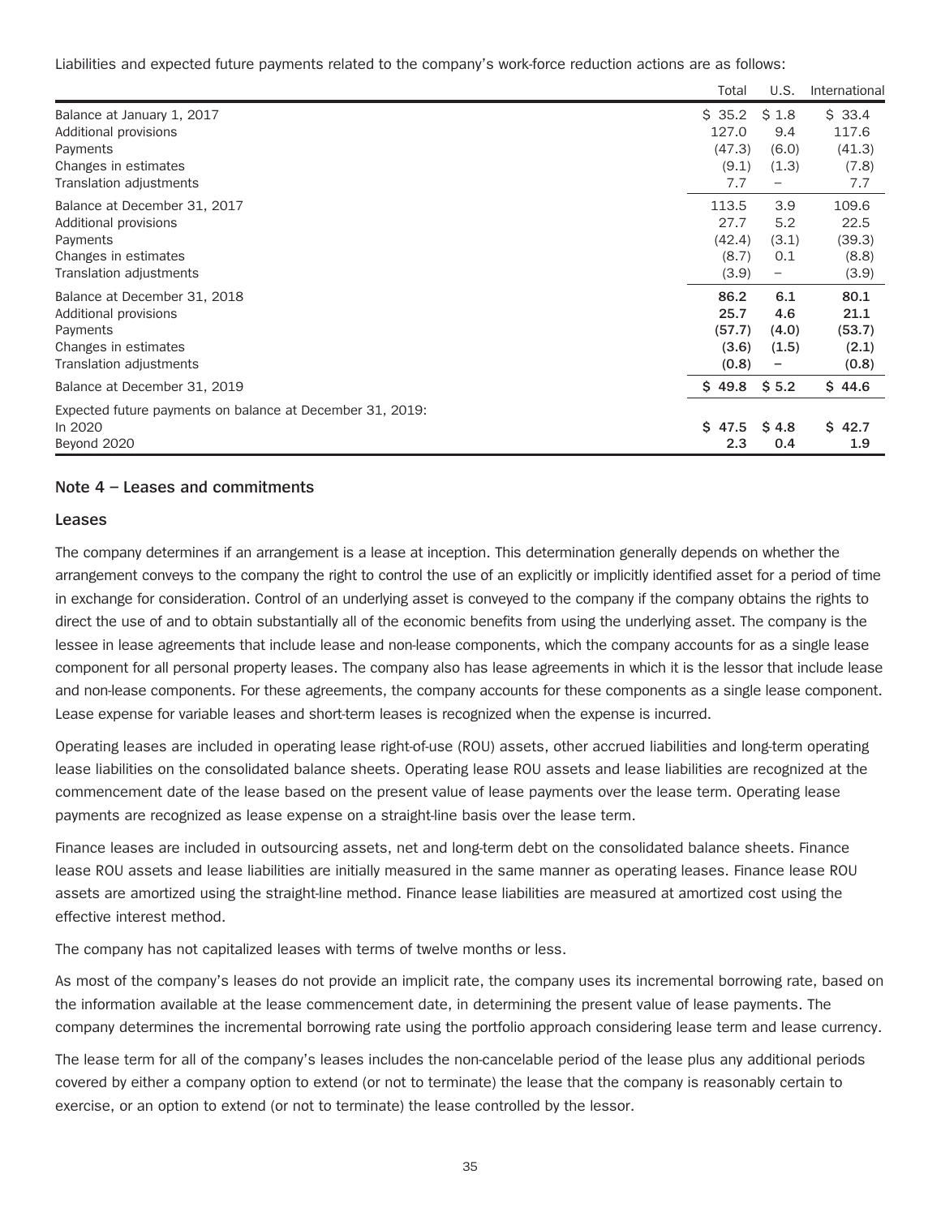Liabilities and expected future payments related to the company's work-force reduction actions are as follows:

| | Total | U.S. | International |
|---|---|---|---|
| Balance at January 1, 2017 | $ 35.2 | $ 1.8 | $ 33.4 |
| Additional provisions | 127.0 | 9.4 | 117.6 |
| Payments | (47.3) | (6.0) | (41.3) |
| Changes in estimates | (9.1) | (1.3) | (7.8) |
| Translation adjustments | 7.7 | – | 7.7 |
| Balance at December 31, 2017 | 113.5 | 3.9 | 109.6 |
| Additional provisions | 27.7 | 5.2 | 22.5 |
| Payments | (42.4) | (3.1) | (39.3) |
| Changes in estimates | (8.7) | 0.1 | (8.8) |
| Translation adjustments | (3.9) | – | (3.9) |
| Balance at December 31, 2018 | **86.2** | **6.1** | **80.1** |
| Additional provisions | **25.7** | **4.6** | **21.1** |
| Payments | **(57.7)** | **(4.0)** | **(53.7)** |
| Changes in estimates | **(3.6)** | **(1.5)** | **(2.1)** |
| Translation adjustments | **(0.8)** | **–** | **(0.8)** |
| Balance at December 31, 2019 | **$ 49.8** | **$ 5.2** | **$ 44.6** |
| Expected future payments on balance at December 31, 2019: | | | |
| In 2020 | **$ 47.5** | **$ 4.8** | **$ 42.7** |
| Beyond 2020 | **2.3** | **0.4** | **1.9** |

## Note 4 – Leases and commitments

### Leases

The company determines if an arrangement is a lease at inception. This determination generally depends on whether the arrangement conveys to the company the right to control the use of an explicitly or implicitly identified asset for a period of time in exchange for consideration. Control of an underlying asset is conveyed to the company if the company obtains the rights to direct the use of and to obtain substantially all of the economic benefits from using the underlying asset. The company is the lessee in lease agreements that include lease and non-lease components, which the company accounts for as a single lease component for all personal property leases. The company also has lease agreements in which it is the lessor that include lease and non-lease components. For these agreements, the company accounts for these components as a single lease component. Lease expense for variable leases and short-term leases is recognized when the expense is incurred.

Operating leases are included in operating lease right-of-use (ROU) assets, other accrued liabilities and long-term operating lease liabilities on the consolidated balance sheets. Operating lease ROU assets and lease liabilities are recognized at the commencement date of the lease based on the present value of lease payments over the lease term. Operating lease payments are recognized as lease expense on a straight-line basis over the lease term.

Finance leases are included in outsourcing assets, net and long-term debt on the consolidated balance sheets. Finance lease ROU assets and lease liabilities are initially measured in the same manner as operating leases. Finance lease ROU assets are amortized using the straight-line method. Finance lease liabilities are measured at amortized cost using the effective interest method.

The company has not capitalized leases with terms of twelve months or less.

As most of the company's leases do not provide an implicit rate, the company uses its incremental borrowing rate, based on the information available at the lease commencement date, in determining the present value of lease payments. The company determines the incremental borrowing rate using the portfolio approach considering lease term and lease currency.

The lease term for all of the company's leases includes the non-cancelable period of the lease plus any additional periods covered by either a company option to extend (or not to terminate) the lease that the company is reasonably certain to exercise, or an option to extend (or not to terminate) the lease controlled by the lessor.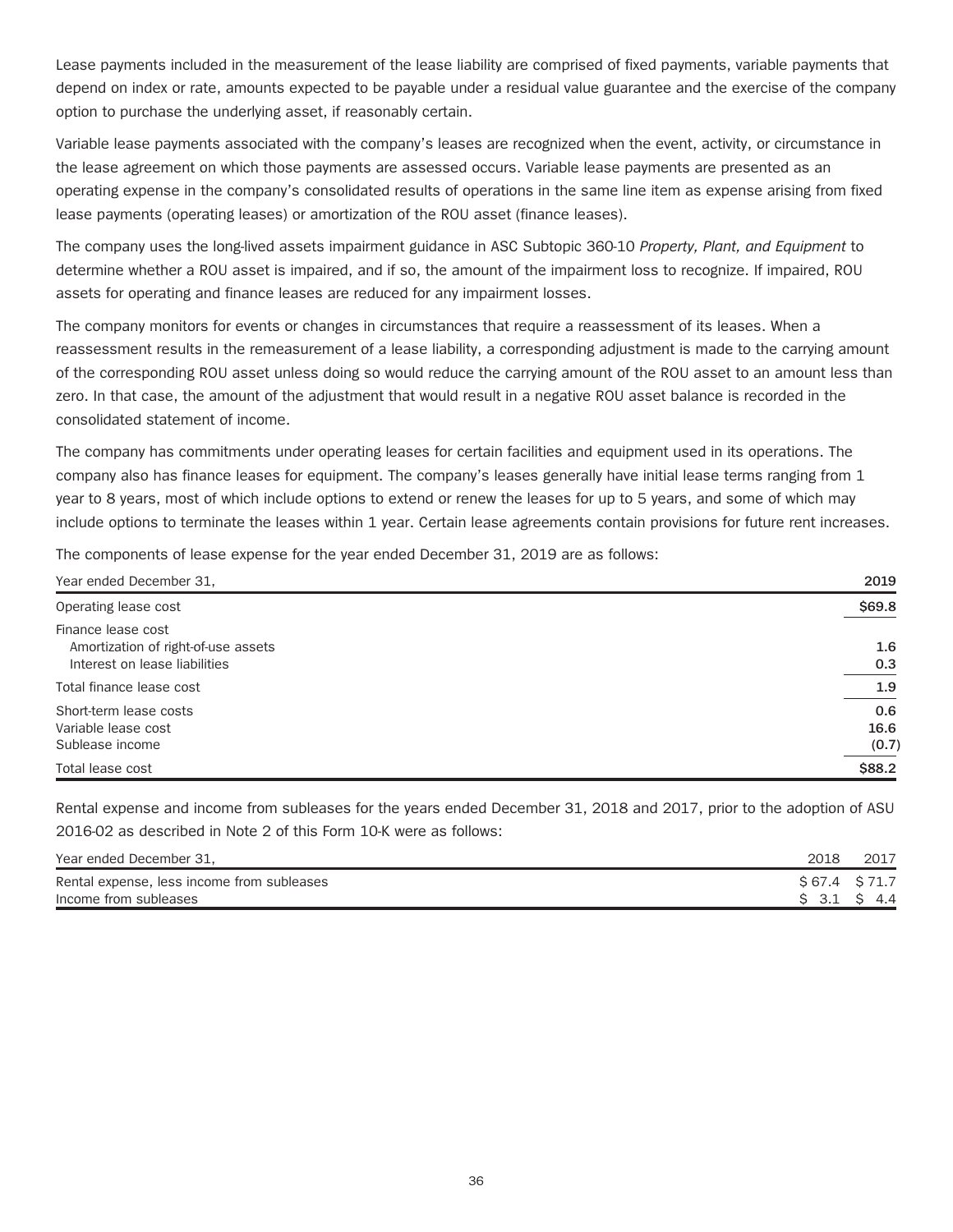Lease payments included in the measurement of the lease liability are comprised of fixed payments, variable payments that depend on index or rate, amounts expected to be payable under a residual value guarantee and the exercise of the company option to purchase the underlying asset, if reasonably certain.

Variable lease payments associated with the company's leases are recognized when the event, activity, or circumstance in the lease agreement on which those payments are assessed occurs. Variable lease payments are presented as an operating expense in the company's consolidated results of operations in the same line item as expense arising from fixed lease payments (operating leases) or amortization of the ROU asset (finance leases).

The company uses the long-lived assets impairment guidance in ASC Subtopic 360-10 *Property, Plant, and Equipment* to determine whether a ROU asset is impaired, and if so, the amount of the impairment loss to recognize. If impaired, ROU assets for operating and finance leases are reduced for any impairment losses.

The company monitors for events or changes in circumstances that require a reassessment of its leases. When a reassessment results in the remeasurement of a lease liability, a corresponding adjustment is made to the carrying amount of the corresponding ROU asset unless doing so would reduce the carrying amount of the ROU asset to an amount less than zero. In that case, the amount of the adjustment that would result in a negative ROU asset balance is recorded in the consolidated statement of income.

The company has commitments under operating leases for certain facilities and equipment used in its operations. The company also has finance leases for equipment. The company's leases generally have initial lease terms ranging from 1 year to 8 years, most of which include options to extend or renew the leases for up to 5 years, and some of which may include options to terminate the leases within 1 year. Certain lease agreements contain provisions for future rent increases.

The components of lease expense for the year ended December 31, 2019 are as follows:

| Year ended December 31, | 2019 |
|---|---|
| Operating lease cost | $69.8 |
| Finance lease cost | |
| Amortization of right-of-use assets | 1.6 |
| Interest on lease liabilities | 0.3 |
| Total finance lease cost | 1.9 |
| Short-term lease costs | 0.6 |
| Variable lease cost | 16.6 |
| Sublease income | (0.7) |
| Total lease cost | $88.2 |

Rental expense and income from subleases for the years ended December 31, 2018 and 2017, prior to the adoption of ASU 2016-02 as described in Note 2 of this Form 10-K were as follows:

| Year ended December 31, | 2018 | 2017 |
|---|---|---|
| Rental expense, less income from subleases | $ 67.4 | $ 71.7 |
| Income from subleases | $ 3.1 | $ 4.4 |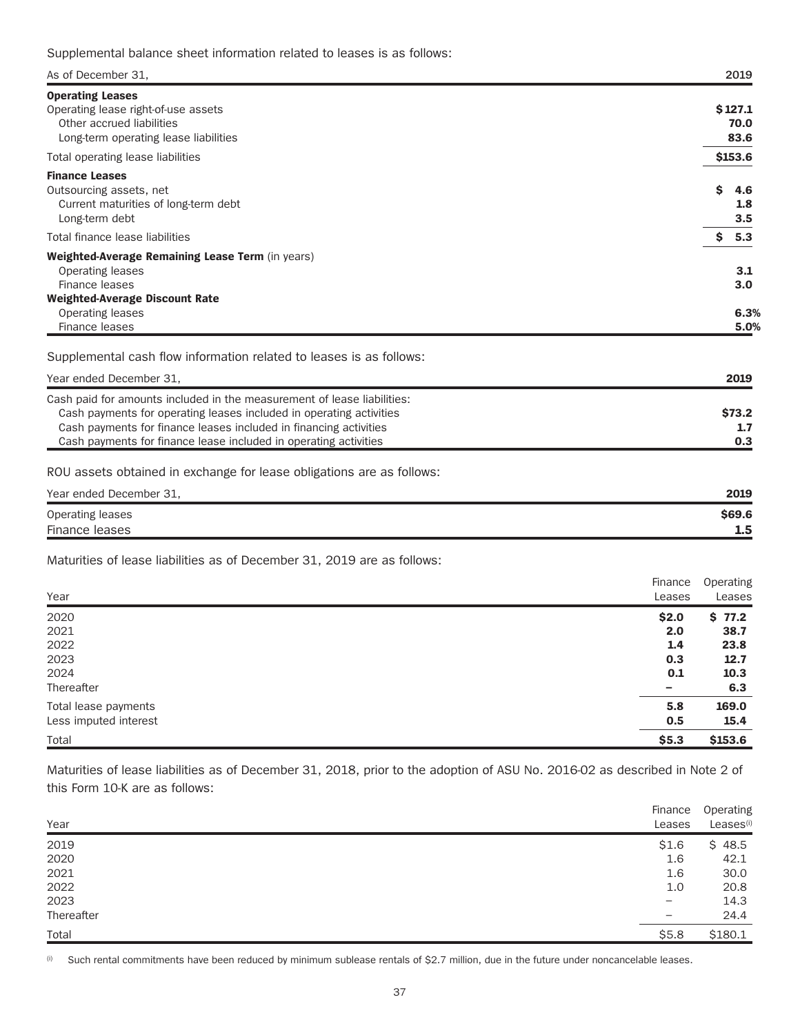Supplemental balance sheet information related to leases is as follows:

| As of December 31, | 2019 |
|---|---|
| **Operating Leases** | |
| Operating lease right-of-use assets | **$127.1** |
| Other accrued liabilities | **70.0** |
| Long-term operating lease liabilities | **83.6** |
| Total operating lease liabilities | **$153.6** |
| **Finance Leases** | |
| Outsourcing assets, net | **$ 4.6** |
| Current maturities of long-term debt | **1.8** |
| Long-term debt | **3.5** |
| Total finance lease liabilities | **$ 5.3** |
| **Weighted-Average Remaining Lease Term** (in years) | |
| Operating leases | **3.1** |
| Finance leases | **3.0** |
| **Weighted-Average Discount Rate** | |
| Operating leases | **6.3%** |
| Finance leases | **5.0%** |

Supplemental cash flow information related to leases is as follows:

| Year ended December 31, | 2019 |
|---|---|
| Cash paid for amounts included in the measurement of lease liabilities: | |
| Cash payments for operating leases included in operating activities | **$73.2** |
| Cash payments for finance leases included in financing activities | **1.7** |
| Cash payments for finance lease included in operating activities | **0.3** |

ROU assets obtained in exchange for lease obligations are as follows:

| Year ended December 31, | 2019 |
|---|---|
| Operating leases | **$69.6** |
| Finance leases | **1.5** |

Maturities of lease liabilities as of December 31, 2019 are as follows:

| Year | Finance Leases | Operating Leases |
|---|---|---|
| 2020 | **$2.0** | **$ 77.2** |
| 2021 | **2.0** | **38.7** |
| 2022 | **1.4** | **23.8** |
| 2023 | **0.3** | **12.7** |
| 2024 | **0.1** | **10.3** |
| Thereafter | **–** | **6.3** |
| Total lease payments | **5.8** | **169.0** |
| Less imputed interest | **0.5** | **15.4** |
| Total | **$5.3** | **$153.6** |

Maturities of lease liabilities as of December 31, 2018, prior to the adoption of ASU No. 2016-02 as described in Note 2 of this Form 10-K are as follows:

| Year | Finance Leases | Operating Leases[i] |
|---|---|---|
| 2019 | $1.6 | $ 48.5 |
| 2020 | 1.6 | 42.1 |
| 2021 | 1.6 | 30.0 |
| 2022 | 1.0 | 20.8 |
| 2023 | – | 14.3 |
| Thereafter | – | 24.4 |
| Total | $5.8 | $180.1 |

[i] Such rental commitments have been reduced by minimum sublease rentals of $2.7 million, due in the future under noncancelable leases.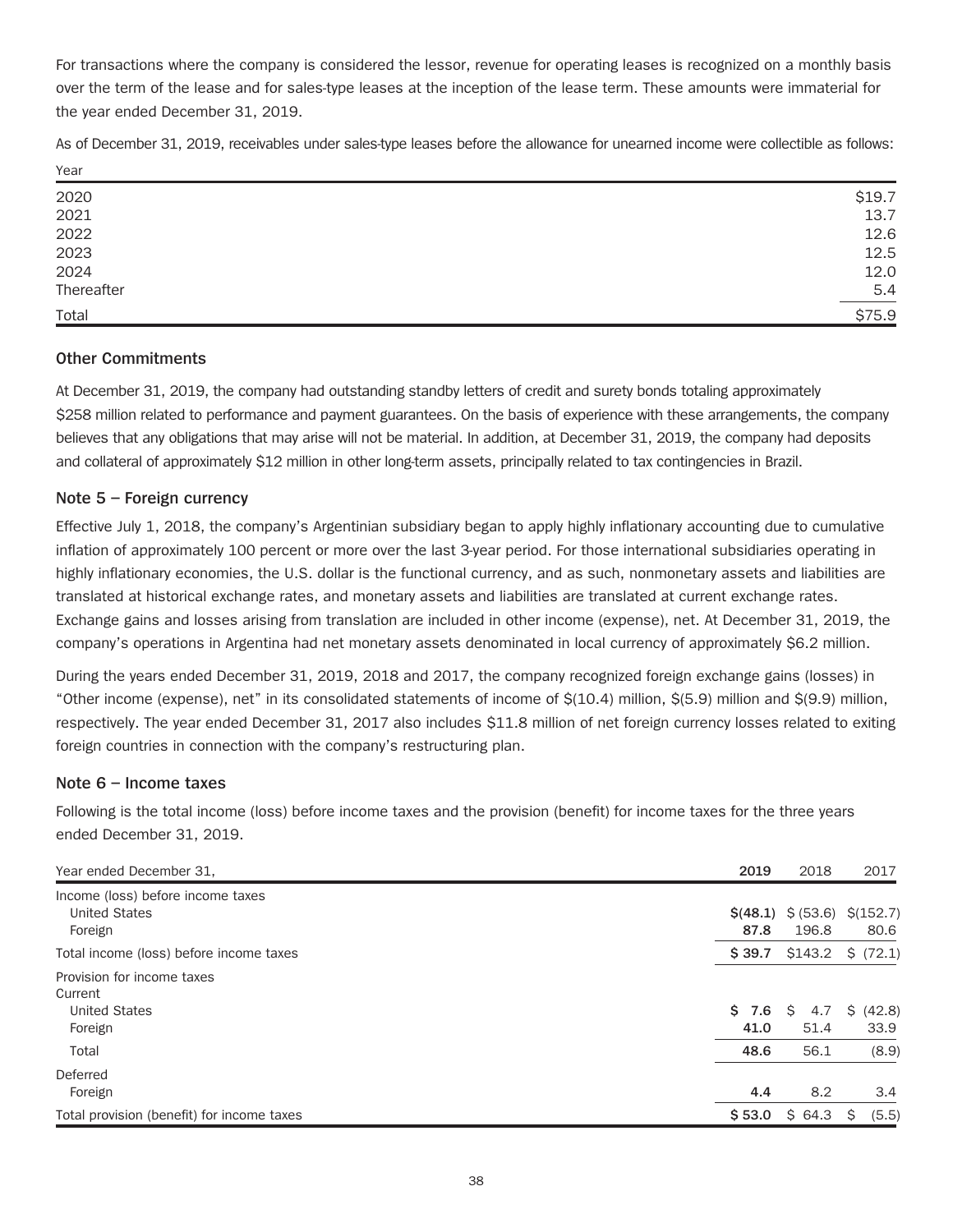For transactions where the company is considered the lessor, revenue for operating leases is recognized on a monthly basis over the term of the lease and for sales-type leases at the inception of the lease term. These amounts were immaterial for the year ended December 31, 2019.

As of December 31, 2019, receivables under sales-type leases before the allowance for unearned income were collectible as follows:

| Year | |
|---|---|
| 2020 | $19.7 |
| 2021 | 13.7 |
| 2022 | 12.6 |
| 2023 | 12.5 |
| 2024 | 12.0 |
| Thereafter | 5.4 |
| Total | $75.9 |

### Other Commitments

At December 31, 2019, the company had outstanding standby letters of credit and surety bonds totaling approximately $258 million related to performance and payment guarantees. On the basis of experience with these arrangements, the company believes that any obligations that may arise will not be material. In addition, at December 31, 2019, the company had deposits and collateral of approximately $12 million in other long-term assets, principally related to tax contingencies in Brazil.

### Note 5 – Foreign currency

Effective July 1, 2018, the company's Argentinian subsidiary began to apply highly inflationary accounting due to cumulative inflation of approximately 100 percent or more over the last 3-year period. For those international subsidiaries operating in highly inflationary economies, the U.S. dollar is the functional currency, and as such, nonmonetary assets and liabilities are translated at historical exchange rates, and monetary assets and liabilities are translated at current exchange rates. Exchange gains and losses arising from translation are included in other income (expense), net. At December 31, 2019, the company's operations in Argentina had net monetary assets denominated in local currency of approximately $6.2 million.

During the years ended December 31, 2019, 2018 and 2017, the company recognized foreign exchange gains (losses) in "Other income (expense), net" in its consolidated statements of income of $(10.4) million, $(5.9) million and $(9.9) million, respectively. The year ended December 31, 2017 also includes $11.8 million of net foreign currency losses related to exiting foreign countries in connection with the company's restructuring plan.

### Note 6 – Income taxes

Following is the total income (loss) before income taxes and the provision (benefit) for income taxes for the three years ended December 31, 2019.

| Year ended December 31, | **2019** | 2018 | 2017 |
|---|---|---|---|
| Income (loss) before income taxes | | | |
| United States | **$(48.1)** | $ (53.6) | $(152.7) |
| Foreign | **87.8** | 196.8 | 80.6 |
| Total income (loss) before income taxes | **$ 39.7** | $143.2 | $ (72.1) |
| Provision for income taxes | | | |
| Current | | | |
| United States | **$ 7.6** | $ 4.7 | $ (42.8) |
| Foreign | **41.0** | 51.4 | 33.9 |
| Total | **48.6** | 56.1 | (8.9) |
| Deferred | | | |
| Foreign | **4.4** | 8.2 | 3.4 |
| Total provision (benefit) for income taxes | **$ 53.0** | $ 64.3 | $ (5.5) |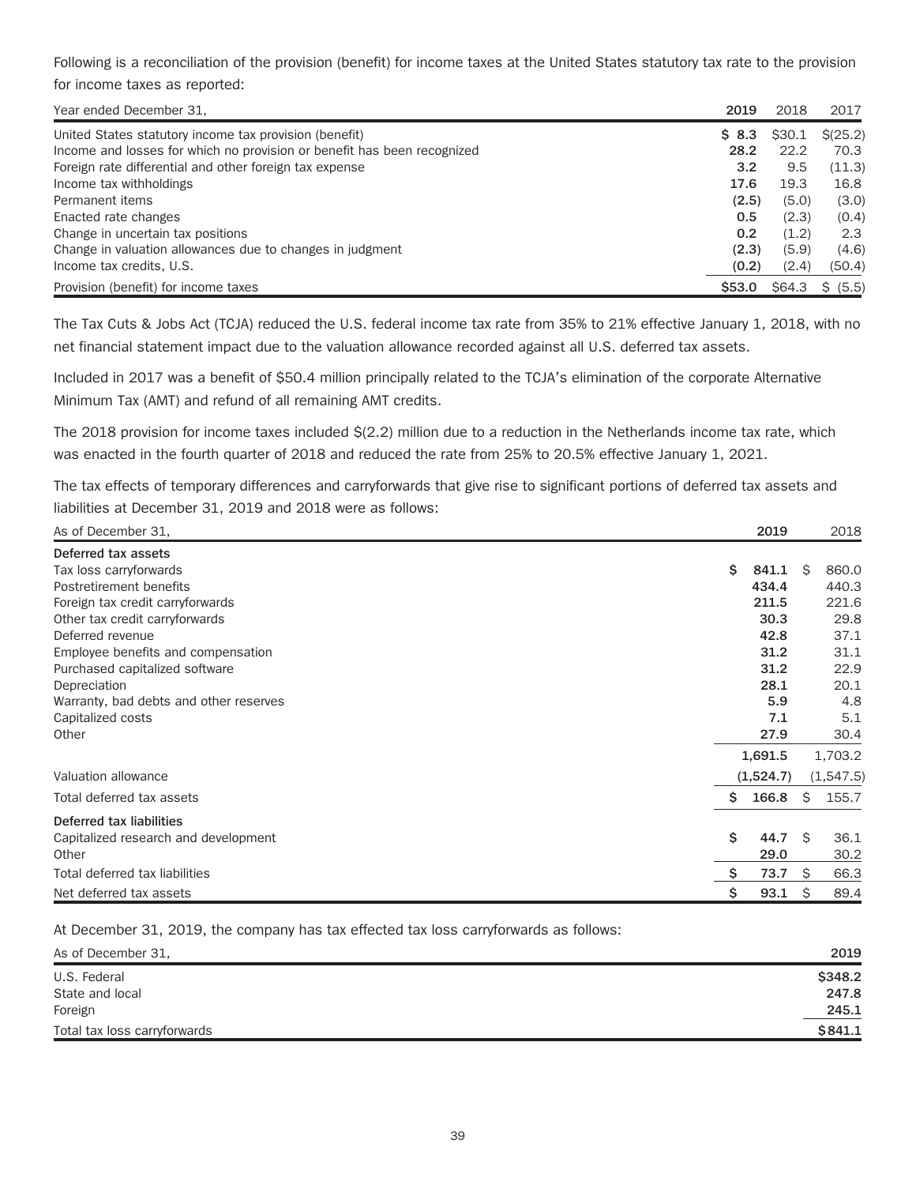Following is a reconciliation of the provision (benefit) for income taxes at the United States statutory tax rate to the provision for income taxes as reported:

| Year ended December 31, | 2019 | 2018 | 2017 |
|---|---|---|---|
| United States statutory income tax provision (benefit) | **$ 8.3** | $30.1 | $(25.2) |
| Income and losses for which no provision or benefit has been recognized | **28.2** | 22.2 | 70.3 |
| Foreign rate differential and other foreign tax expense | **3.2** | 9.5 | (11.3) |
| Income tax withholdings | **17.6** | 19.3 | 16.8 |
| Permanent items | **(2.5)** | (5.0) | (3.0) |
| Enacted rate changes | **0.5** | (2.3) | (0.4) |
| Change in uncertain tax positions | **0.2** | (1.2) | 2.3 |
| Change in valuation allowances due to changes in judgment | **(2.3)** | (5.9) | (4.6) |
| Income tax credits, U.S. | **(0.2)** | (2.4) | (50.4) |
| Provision (benefit) for income taxes | **$53.0** | $64.3 | $ (5.5) |

The Tax Cuts & Jobs Act (TCJA) reduced the U.S. federal income tax rate from 35% to 21% effective January 1, 2018, with no net financial statement impact due to the valuation allowance recorded against all U.S. deferred tax assets.

Included in 2017 was a benefit of $50.4 million principally related to the TCJA's elimination of the corporate Alternative Minimum Tax (AMT) and refund of all remaining AMT credits.

The 2018 provision for income taxes included $(2.2) million due to a reduction in the Netherlands income tax rate, which was enacted in the fourth quarter of 2018 and reduced the rate from 25% to 20.5% effective January 1, 2021.

The tax effects of temporary differences and carryforwards that give rise to significant portions of deferred tax assets and liabilities at December 31, 2019 and 2018 were as follows:

| As of December 31, | 2019 | 2018 |
|---|---|---|
| **Deferred tax assets** | | |
| Tax loss carryforwards | **$ 841.1** | $ 860.0 |
| Postretirement benefits | **434.4** | 440.3 |
| Foreign tax credit carryforwards | **211.5** | 221.6 |
| Other tax credit carryforwards | **30.3** | 29.8 |
| Deferred revenue | **42.8** | 37.1 |
| Employee benefits and compensation | **31.2** | 31.1 |
| Purchased capitalized software | **31.2** | 22.9 |
| Depreciation | **28.1** | 20.1 |
| Warranty, bad debts and other reserves | **5.9** | 4.8 |
| Capitalized costs | **7.1** | 5.1 |
| Other | **27.9** | 30.4 |
| | **1,691.5** | 1,703.2 |
| Valuation allowance | **(1,524.7)** | (1,547.5) |
| Total deferred tax assets | **$ 166.8** | $ 155.7 |
| **Deferred tax liabilities** | | |
| Capitalized research and development | **$ 44.7** | $ 36.1 |
| Other | **29.0** | 30.2 |
| Total deferred tax liabilities | **$ 73.7** | $ 66.3 |
| Net deferred tax assets | **$ 93.1** | $ 89.4 |

At December 31, 2019, the company has tax effected tax loss carryforwards as follows:

| As of December 31, | 2019 |
|---|---|
| U.S. Federal | **$348.2** |
| State and local | **247.8** |
| Foreign | **245.1** |
| Total tax loss carryforwards | **$841.1** |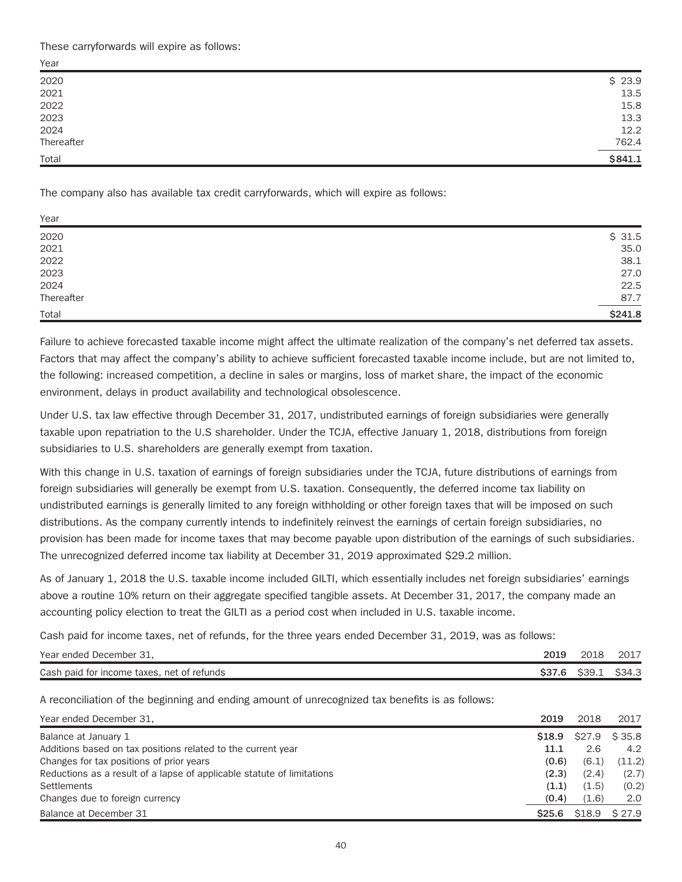These carryforwards will expire as follows:

| Year | |
|---|---|
| 2020 | $ 23.9 |
| 2021 | 13.5 |
| 2022 | 15.8 |
| 2023 | 13.3 |
| 2024 | 12.2 |
| Thereafter | 762.4 |
| Total | **$841.1** |

The company also has available tax credit carryforwards, which will expire as follows:

| Year | |
|---|---|
| 2020 | $ 31.5 |
| 2021 | 35.0 |
| 2022 | 38.1 |
| 2023 | 27.0 |
| 2024 | 22.5 |
| Thereafter | 87.7 |
| Total | **$241.8** |

Failure to achieve forecasted taxable income might affect the ultimate realization of the company's net deferred tax assets. Factors that may affect the company's ability to achieve sufficient forecasted taxable income include, but are not limited to, the following: increased competition, a decline in sales or margins, loss of market share, the impact of the economic environment, delays in product availability and technological obsolescence.

Under U.S. tax law effective through December 31, 2017, undistributed earnings of foreign subsidiaries were generally taxable upon repatriation to the U.S shareholder. Under the TCJA, effective January 1, 2018, distributions from foreign subsidiaries to U.S. shareholders are generally exempt from taxation.

With this change in U.S. taxation of earnings of foreign subsidiaries under the TCJA, future distributions of earnings from foreign subsidiaries will generally be exempt from U.S. taxation. Consequently, the deferred income tax liability on undistributed earnings is generally limited to any foreign withholding or other foreign taxes that will be imposed on such distributions. As the company currently intends to indefinitely reinvest the earnings of certain foreign subsidiaries, no provision has been made for income taxes that may become payable upon distribution of the earnings of such subsidiaries. The unrecognized deferred income tax liability at December 31, 2019 approximated $29.2 million.

As of January 1, 2018 the U.S. taxable income included GILTI, which essentially includes net foreign subsidiaries' earnings above a routine 10% return on their aggregate specified tangible assets. At December 31, 2017, the company made an accounting policy election to treat the GILTI as a period cost when included in U.S. taxable income.

Cash paid for income taxes, net of refunds, for the three years ended December 31, 2019, was as follows:

| Year ended December 31, | 2019 | 2018 | 2017 |
|---|---|---|---|
| Cash paid for income taxes, net of refunds | **$37.6** | $39.1 | $34.3 |

A reconciliation of the beginning and ending amount of unrecognized tax benefits is as follows:

| Year ended December 31, | 2019 | 2018 | 2017 |
|---|---|---|---|
| Balance at January 1 | **$18.9** | $27.9 | $ 35.8 |
| Additions based on tax positions related to the current year | **11.1** | 2.6 | 4.2 |
| Changes for tax positions of prior years | **(0.6)** | (6.1) | (11.2) |
| Reductions as a result of a lapse of applicable statute of limitations | **(2.3)** | (2.4) | (2.7) |
| Settlements | **(1.1)** | (1.5) | (0.2) |
| Changes due to foreign currency | **(0.4)** | (1.6) | 2.0 |
| Balance at December 31 | **$25.6** | $18.9 | $ 27.9 |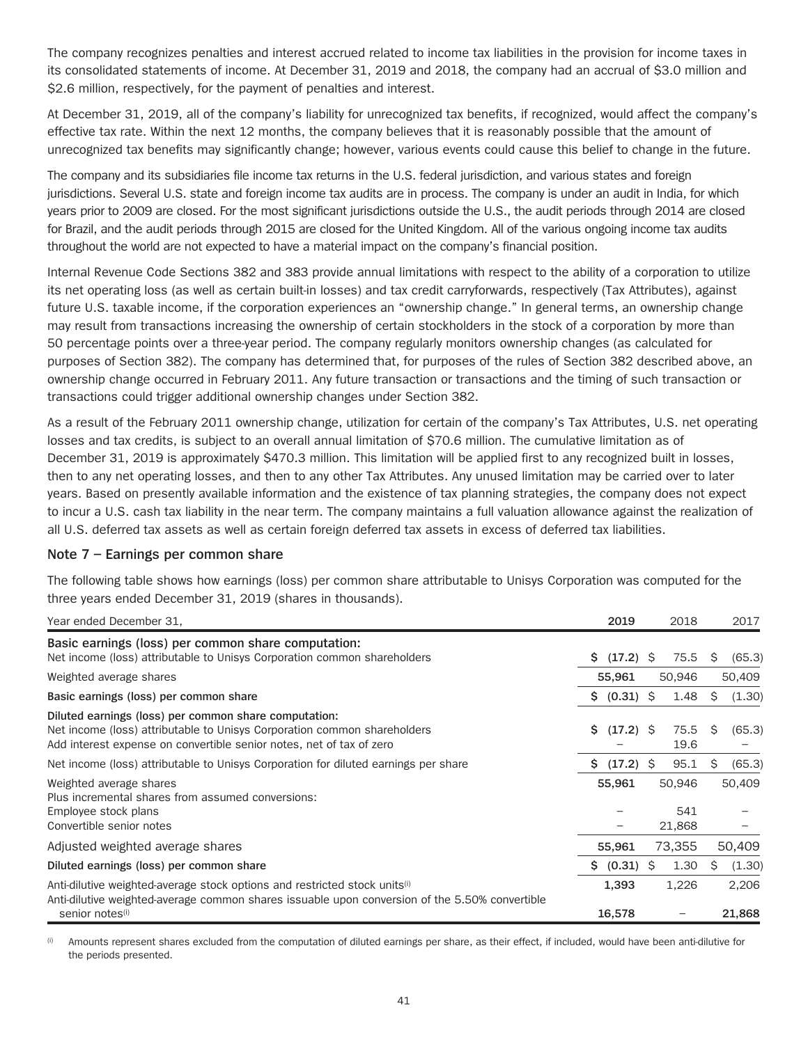The company recognizes penalties and interest accrued related to income tax liabilities in the provision for income taxes in its consolidated statements of income. At December 31, 2019 and 2018, the company had an accrual of $3.0 million and $2.6 million, respectively, for the payment of penalties and interest.

At December 31, 2019, all of the company's liability for unrecognized tax benefits, if recognized, would affect the company's effective tax rate. Within the next 12 months, the company believes that it is reasonably possible that the amount of unrecognized tax benefits may significantly change; however, various events could cause this belief to change in the future.

The company and its subsidiaries file income tax returns in the U.S. federal jurisdiction, and various states and foreign jurisdictions. Several U.S. state and foreign income tax audits are in process. The company is under an audit in India, for which years prior to 2009 are closed. For the most significant jurisdictions outside the U.S., the audit periods through 2014 are closed for Brazil, and the audit periods through 2015 are closed for the United Kingdom. All of the various ongoing income tax audits throughout the world are not expected to have a material impact on the company's financial position.

Internal Revenue Code Sections 382 and 383 provide annual limitations with respect to the ability of a corporation to utilize its net operating loss (as well as certain built-in losses) and tax credit carryforwards, respectively (Tax Attributes), against future U.S. taxable income, if the corporation experiences an "ownership change." In general terms, an ownership change may result from transactions increasing the ownership of certain stockholders in the stock of a corporation by more than 50 percentage points over a three-year period. The company regularly monitors ownership changes (as calculated for purposes of Section 382). The company has determined that, for purposes of the rules of Section 382 described above, an ownership change occurred in February 2011. Any future transaction or transactions and the timing of such transaction or transactions could trigger additional ownership changes under Section 382.

As a result of the February 2011 ownership change, utilization for certain of the company's Tax Attributes, U.S. net operating losses and tax credits, is subject to an overall annual limitation of $70.6 million. The cumulative limitation as of December 31, 2019 is approximately $470.3 million. This limitation will be applied first to any recognized built in losses, then to any net operating losses, and then to any other Tax Attributes. Any unused limitation may be carried over to later years. Based on presently available information and the existence of tax planning strategies, the company does not expect to incur a U.S. cash tax liability in the near term. The company maintains a full valuation allowance against the realization of all U.S. deferred tax assets as well as certain foreign deferred tax assets in excess of deferred tax liabilities.

## Note 7 – Earnings per common share

The following table shows how earnings (loss) per common share attributable to Unisys Corporation was computed for the three years ended December 31, 2019 (shares in thousands).

| Year ended December 31, | 2019 | 2018 | 2017 |
|---|---|---|---|
| **Basic earnings (loss) per common share computation:** | | | |
| Net income (loss) attributable to Unisys Corporation common shareholders | $ (17.2) | $ 75.5 | $ (65.3) |
| Weighted average shares | 55,961 | 50,946 | 50,409 |
| **Basic earnings (loss) per common share** | $ (0.31) | $ 1.48 | $ (1.30) |
| **Diluted earnings (loss) per common share computation:** | | | |
| Net income (loss) attributable to Unisys Corporation common shareholders | $ (17.2) | $ 75.5 | $ (65.3) |
| Add interest expense on convertible senior notes, net of tax of zero | – | 19.6 | – |
| Net income (loss) attributable to Unisys Corporation for diluted earnings per share | $ (17.2) | $ 95.1 | $ (65.3) |
| Weighted average shares | 55,961 | 50,946 | 50,409 |
| Plus incremental shares from assumed conversions: | | | |
| Employee stock plans | – | 541 | – |
| Convertible senior notes | – | 21,868 | – |
| Adjusted weighted average shares | 55,961 | 73,355 | 50,409 |
| **Diluted earnings (loss) per common share** | $ (0.31) | $ 1.30 | $ (1.30) |
| Anti-dilutive weighted-average stock options and restricted stock units[(i)] | 1,393 | 1,226 | 2,206 |
| Anti-dilutive weighted-average common shares issuable upon conversion of the 5.50% convertible senior notes[(i)] | 16,578 | – | 21,868 |

[(i)] Amounts represent shares excluded from the computation of diluted earnings per share, as their effect, if included, would have been anti-dilutive for the periods presented.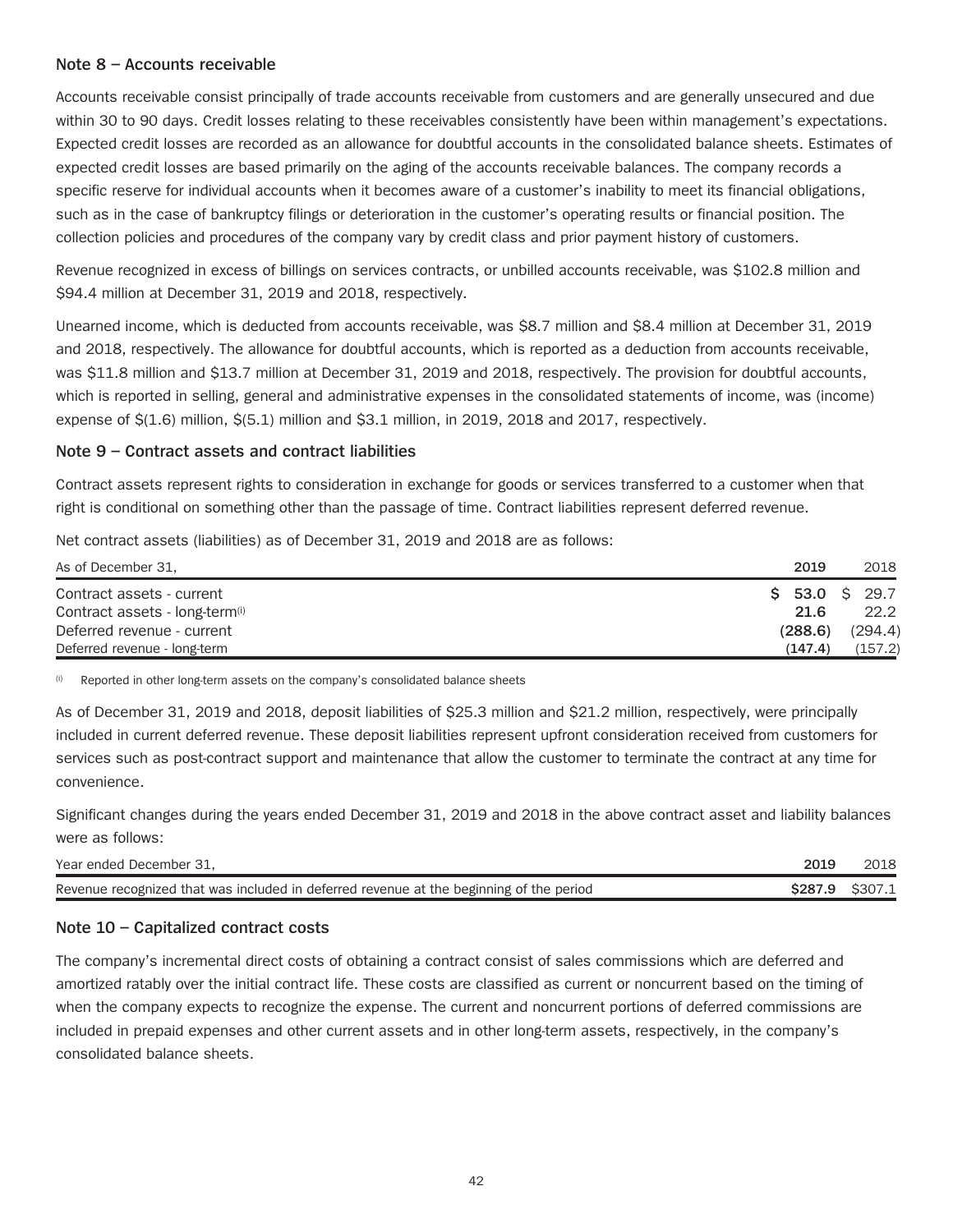## Note 8 – Accounts receivable

Accounts receivable consist principally of trade accounts receivable from customers and are generally unsecured and due within 30 to 90 days. Credit losses relating to these receivables consistently have been within management's expectations. Expected credit losses are recorded as an allowance for doubtful accounts in the consolidated balance sheets. Estimates of expected credit losses are based primarily on the aging of the accounts receivable balances. The company records a specific reserve for individual accounts when it becomes aware of a customer's inability to meet its financial obligations, such as in the case of bankruptcy filings or deterioration in the customer's operating results or financial position. The collection policies and procedures of the company vary by credit class and prior payment history of customers.

Revenue recognized in excess of billings on services contracts, or unbilled accounts receivable, was $102.8 million and $94.4 million at December 31, 2019 and 2018, respectively.

Unearned income, which is deducted from accounts receivable, was $8.7 million and $8.4 million at December 31, 2019 and 2018, respectively. The allowance for doubtful accounts, which is reported as a deduction from accounts receivable, was $11.8 million and $13.7 million at December 31, 2019 and 2018, respectively. The provision for doubtful accounts, which is reported in selling, general and administrative expenses in the consolidated statements of income, was (income) expense of $(1.6) million, $(5.1) million and $3.1 million, in 2019, 2018 and 2017, respectively.

## Note 9 – Contract assets and contract liabilities

Contract assets represent rights to consideration in exchange for goods or services transferred to a customer when that right is conditional on something other than the passage of time. Contract liabilities represent deferred revenue.

Net contract assets (liabilities) as of December 31, 2019 and 2018 are as follows:

| As of December 31, | 2019 | 2018 |
|---|---|---|
| Contract assets - current | **$ 53.0** | $ 29.7 |
| Contract assets - long-term[(i)] | **21.6** | 22.2 |
| Deferred revenue - current | **(288.6)** | (294.4) |
| Deferred revenue - long-term | **(147.4)** | (157.2) |

(i) Reported in other long-term assets on the company's consolidated balance sheets

As of December 31, 2019 and 2018, deposit liabilities of $25.3 million and $21.2 million, respectively, were principally included in current deferred revenue. These deposit liabilities represent upfront consideration received from customers for services such as post-contract support and maintenance that allow the customer to terminate the contract at any time for convenience.

Significant changes during the years ended December 31, 2019 and 2018 in the above contract asset and liability balances were as follows:

| Year ended December 31, | 2019 | 2018 |
|---|---|---|
| Revenue recognized that was included in deferred revenue at the beginning of the period | **$287.9** | $307.1 |

## Note 10 – Capitalized contract costs

The company's incremental direct costs of obtaining a contract consist of sales commissions which are deferred and amortized ratably over the initial contract life. These costs are classified as current or noncurrent based on the timing of when the company expects to recognize the expense. The current and noncurrent portions of deferred commissions are included in prepaid expenses and other current assets and in other long-term assets, respectively, in the company's consolidated balance sheets.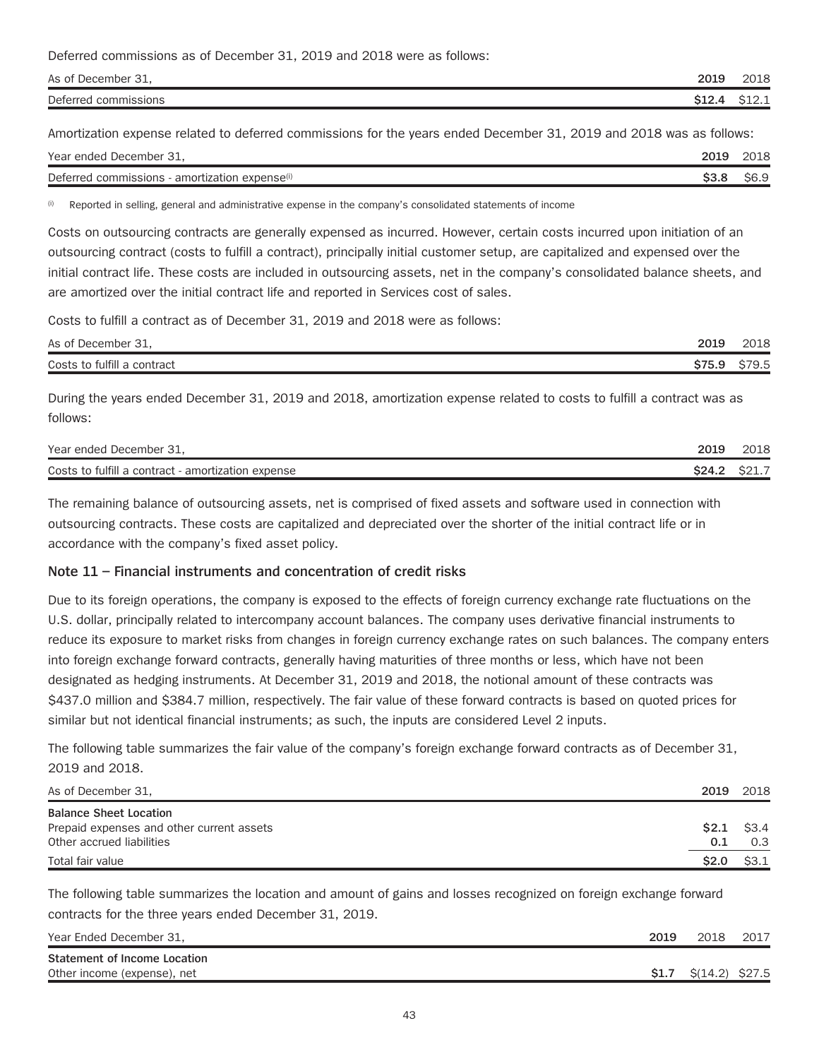Deferred commissions as of December 31, 2019 and 2018 were as follows:

| As of December 31, | 2019 | 2018 |
|---|---|---|
| Deferred commissions | **$12.4** | $12.1 |

Amortization expense related to deferred commissions for the years ended December 31, 2019 and 2018 was as follows:

| Year ended December 31, | 2019 | 2018 |
|---|---|---|
| Deferred commissions - amortization expense[i] | **$3.8** | $6.9 |

[i] Reported in selling, general and administrative expense in the company's consolidated statements of income

Costs on outsourcing contracts are generally expensed as incurred. However, certain costs incurred upon initiation of an outsourcing contract (costs to fulfill a contract), principally initial customer setup, are capitalized and expensed over the initial contract life. These costs are included in outsourcing assets, net in the company's consolidated balance sheets, and are amortized over the initial contract life and reported in Services cost of sales.

Costs to fulfill a contract as of December 31, 2019 and 2018 were as follows:

| As of December 31, | 2019 | 2018 |
|---|---|---|
| Costs to fulfill a contract | **$75.9** | $79.5 |

During the years ended December 31, 2019 and 2018, amortization expense related to costs to fulfill a contract was as follows:

| Year ended December 31, | 2019 | 2018 |
|---|---|---|
| Costs to fulfill a contract - amortization expense | **$24.2** | $21.7 |

The remaining balance of outsourcing assets, net is comprised of fixed assets and software used in connection with outsourcing contracts. These costs are capitalized and depreciated over the shorter of the initial contract life or in accordance with the company's fixed asset policy.

### Note 11 – Financial instruments and concentration of credit risks

Due to its foreign operations, the company is exposed to the effects of foreign currency exchange rate fluctuations on the U.S. dollar, principally related to intercompany account balances. The company uses derivative financial instruments to reduce its exposure to market risks from changes in foreign currency exchange rates on such balances. The company enters into foreign exchange forward contracts, generally having maturities of three months or less, which have not been designated as hedging instruments. At December 31, 2019 and 2018, the notional amount of these contracts was $437.0 million and $384.7 million, respectively. The fair value of these forward contracts is based on quoted prices for similar but not identical financial instruments; as such, the inputs are considered Level 2 inputs.

The following table summarizes the fair value of the company's foreign exchange forward contracts as of December 31, 2019 and 2018.

| As of December 31, | 2019 | 2018 |
|---|---|---|
| **Balance Sheet Location** | | |
| Prepaid expenses and other current assets | **$2.1** | $3.4 |
| Other accrued liabilities | **0.1** | 0.3 |
| Total fair value | **$2.0** | $3.1 |

The following table summarizes the location and amount of gains and losses recognized on foreign exchange forward contracts for the three years ended December 31, 2019.

| Year Ended December 31, | 2019 | 2018 | 2017 |
|---|---|---|---|
| **Statement of Income Location** | | | |
| Other income (expense), net | **$1.7** | $(14.2) | $27.5 |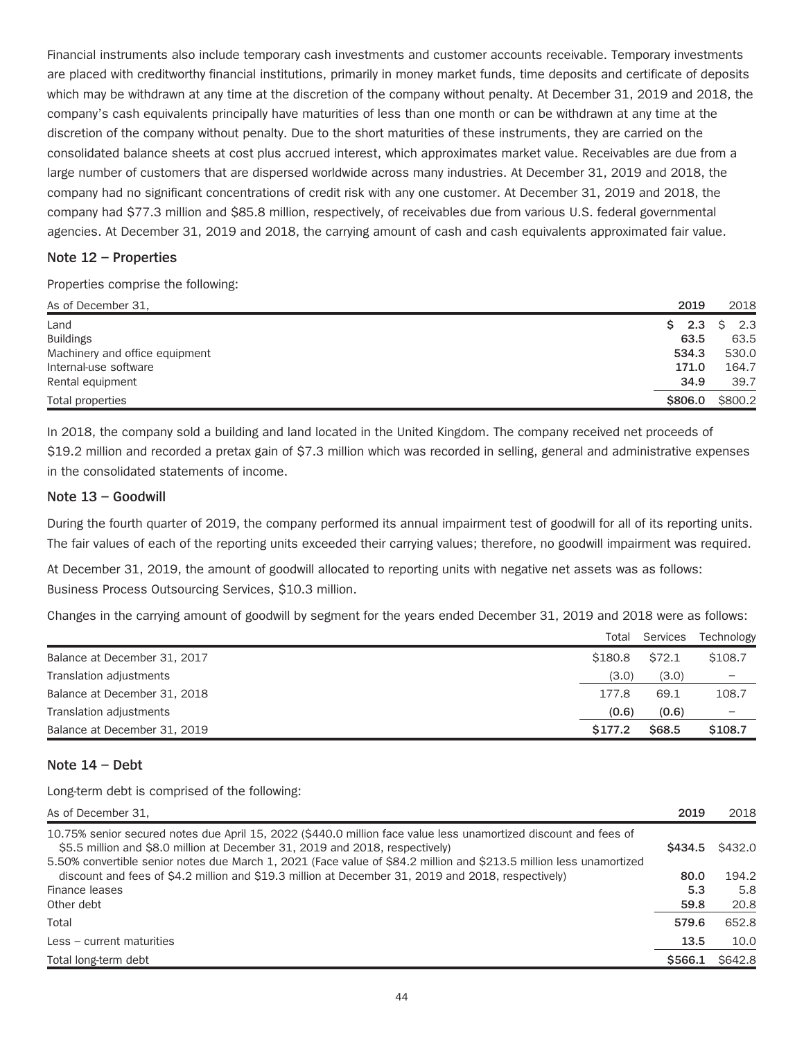Financial instruments also include temporary cash investments and customer accounts receivable. Temporary investments are placed with creditworthy financial institutions, primarily in money market funds, time deposits and certificate of deposits which may be withdrawn at any time at the discretion of the company without penalty. At December 31, 2019 and 2018, the company's cash equivalents principally have maturities of less than one month or can be withdrawn at any time at the discretion of the company without penalty. Due to the short maturities of these instruments, they are carried on the consolidated balance sheets at cost plus accrued interest, which approximates market value. Receivables are due from a large number of customers that are dispersed worldwide across many industries. At December 31, 2019 and 2018, the company had no significant concentrations of credit risk with any one customer. At December 31, 2019 and 2018, the company had $77.3 million and $85.8 million, respectively, of receivables due from various U.S. federal governmental agencies. At December 31, 2019 and 2018, the carrying amount of cash and cash equivalents approximated fair value.

## Note 12 – Properties

Properties comprise the following:

| As of December 31, | 2019 | 2018 |
|---|---|---|
| Land | $ 2.3 | $ 2.3 |
| Buildings | 63.5 | 63.5 |
| Machinery and office equipment | 534.3 | 530.0 |
| Internal-use software | 171.0 | 164.7 |
| Rental equipment | 34.9 | 39.7 |
| Total properties | $806.0 | $800.2 |

In 2018, the company sold a building and land located in the United Kingdom. The company received net proceeds of $19.2 million and recorded a pretax gain of $7.3 million which was recorded in selling, general and administrative expenses in the consolidated statements of income.

## Note 13 – Goodwill

During the fourth quarter of 2019, the company performed its annual impairment test of goodwill for all of its reporting units. The fair values of each of the reporting units exceeded their carrying values; therefore, no goodwill impairment was required.

At December 31, 2019, the amount of goodwill allocated to reporting units with negative net assets was as follows: Business Process Outsourcing Services, $10.3 million.

Changes in the carrying amount of goodwill by segment for the years ended December 31, 2019 and 2018 were as follows:

| | Total | Services | Technology |
|---|---|---|---|
| Balance at December 31, 2017 | $180.8 | $72.1 | $108.7 |
| Translation adjustments | (3.0) | (3.0) | – |
| Balance at December 31, 2018 | 177.8 | 69.1 | 108.7 |
| Translation adjustments | (0.6) | (0.6) | – |
| Balance at December 31, 2019 | $177.2 | $68.5 | $108.7 |

## Note 14 – Debt

Long-term debt is comprised of the following:

| As of December 31, | 2019 | 2018 |
|---|---|---|
| 10.75% senior secured notes due April 15, 2022 ($440.0 million face value less unamortized discount and fees of $5.5 million and $8.0 million at December 31, 2019 and 2018, respectively) | $434.5 | $432.0 |
| 5.50% convertible senior notes due March 1, 2021 (Face value of $84.2 million and $213.5 million less unamortized discount and fees of $4.2 million and $19.3 million at December 31, 2019 and 2018, respectively) | 80.0 | 194.2 |
| Finance leases | 5.3 | 5.8 |
| Other debt | 59.8 | 20.8 |
| Total | 579.6 | 652.8 |
| Less – current maturities | 13.5 | 10.0 |
| Total long-term debt | $566.1 | $642.8 |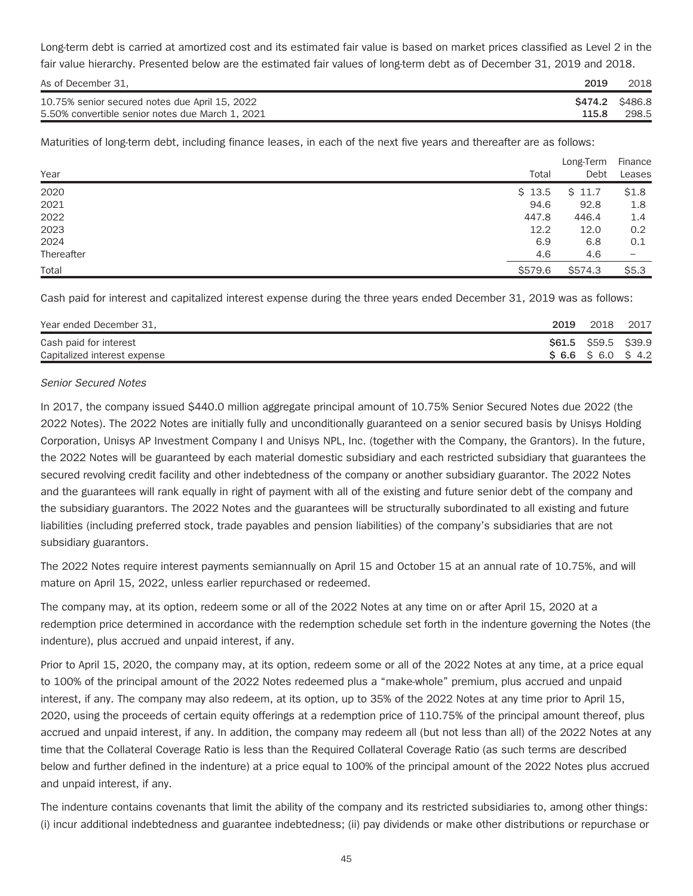Long-term debt is carried at amortized cost and its estimated fair value is based on market prices classified as Level 2 in the fair value hierarchy. Presented below are the estimated fair values of long-term debt as of December 31, 2019 and 2018.

| As of December 31, | 2019 | 2018 |
|---|---|---|
| 10.75% senior secured notes due April 15, 2022 | **$474.2** | $486.8 |
| 5.50% convertible senior notes due March 1, 2021 | **115.8** | 298.5 |

Maturities of long-term debt, including finance leases, in each of the next five years and thereafter are as follows:

| Year | Total | Long-Term Debt | Finance Leases |
|---|---|---|---|
| 2020 | $ 13.5 | $ 11.7 | $1.8 |
| 2021 | 94.6 | 92.8 | 1.8 |
| 2022 | 447.8 | 446.4 | 1.4 |
| 2023 | 12.2 | 12.0 | 0.2 |
| 2024 | 6.9 | 6.8 | 0.1 |
| Thereafter | 4.6 | 4.6 | – |
| Total | $579.6 | $574.3 | $5.3 |

Cash paid for interest and capitalized interest expense during the three years ended December 31, 2019 was as follows:

| Year ended December 31, | 2019 | 2018 | 2017 |
|---|---|---|---|
| Cash paid for interest | **$61.5** | $59.5 | $39.9 |
| Capitalized interest expense | **$ 6.6** | $ 6.0 | $ 4.2 |

*Senior Secured Notes*

In 2017, the company issued $440.0 million aggregate principal amount of 10.75% Senior Secured Notes due 2022 (the 2022 Notes). The 2022 Notes are initially fully and unconditionally guaranteed on a senior secured basis by Unisys Holding Corporation, Unisys AP Investment Company I and Unisys NPL, Inc. (together with the Company, the Grantors). In the future, the 2022 Notes will be guaranteed by each material domestic subsidiary and each restricted subsidiary that guarantees the secured revolving credit facility and other indebtedness of the company or another subsidiary guarantor. The 2022 Notes and the guarantees will rank equally in right of payment with all of the existing and future senior debt of the company and the subsidiary guarantors. The 2022 Notes and the guarantees will be structurally subordinated to all existing and future liabilities (including preferred stock, trade payables and pension liabilities) of the company's subsidiaries that are not subsidiary guarantors.

The 2022 Notes require interest payments semiannually on April 15 and October 15 at an annual rate of 10.75%, and will mature on April 15, 2022, unless earlier repurchased or redeemed.

The company may, at its option, redeem some or all of the 2022 Notes at any time on or after April 15, 2020 at a redemption price determined in accordance with the redemption schedule set forth in the indenture governing the Notes (the indenture), plus accrued and unpaid interest, if any.

Prior to April 15, 2020, the company may, at its option, redeem some or all of the 2022 Notes at any time, at a price equal to 100% of the principal amount of the 2022 Notes redeemed plus a "make-whole" premium, plus accrued and unpaid interest, if any. The company may also redeem, at its option, up to 35% of the 2022 Notes at any time prior to April 15, 2020, using the proceeds of certain equity offerings at a redemption price of 110.75% of the principal amount thereof, plus accrued and unpaid interest, if any. In addition, the company may redeem all (but not less than all) of the 2022 Notes at any time that the Collateral Coverage Ratio is less than the Required Collateral Coverage Ratio (as such terms are described below and further defined in the indenture) at a price equal to 100% of the principal amount of the 2022 Notes plus accrued and unpaid interest, if any.

The indenture contains covenants that limit the ability of the company and its restricted subsidiaries to, among other things: (i) incur additional indebtedness and guarantee indebtedness; (ii) pay dividends or make other distributions or repurchase or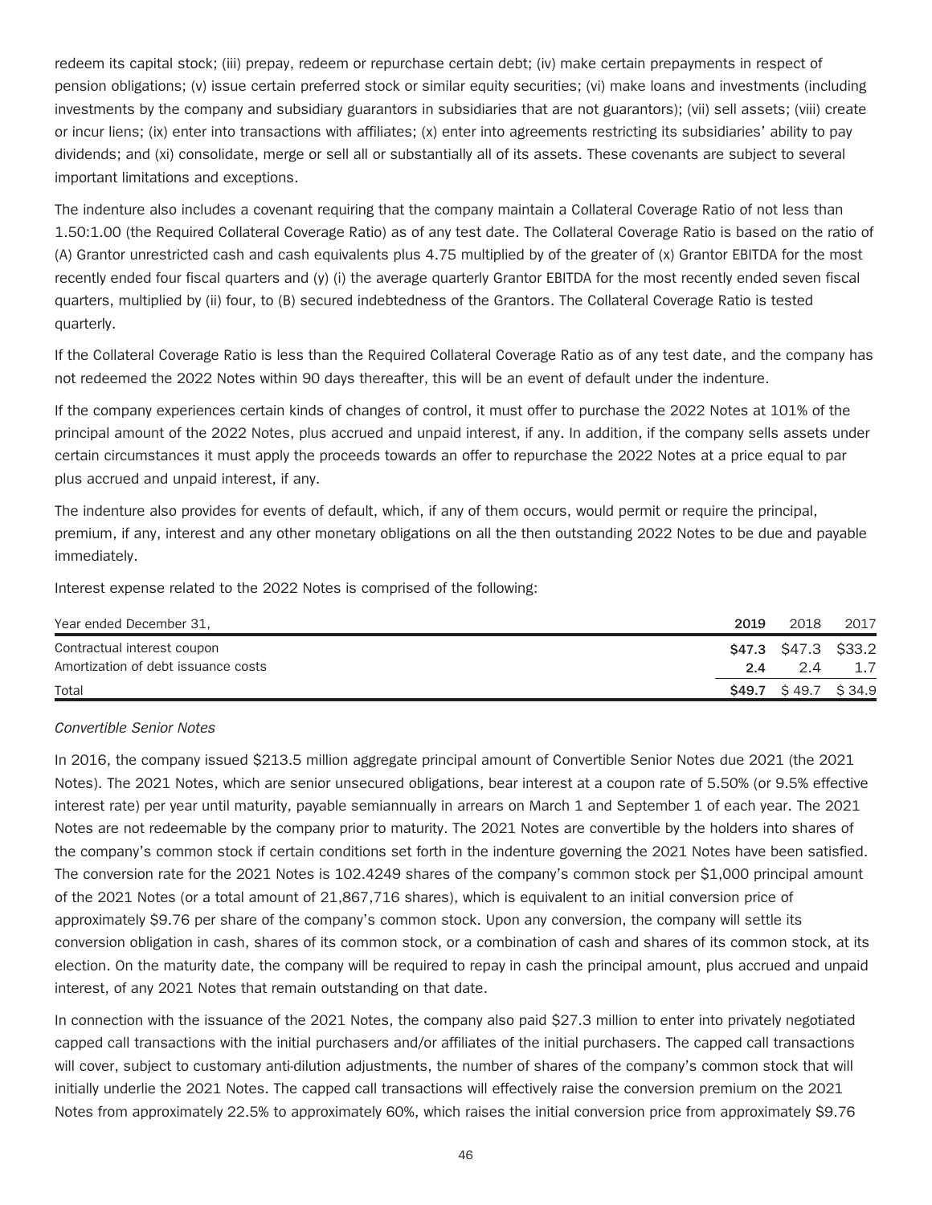redeem its capital stock; (iii) prepay, redeem or repurchase certain debt; (iv) make certain prepayments in respect of pension obligations; (v) issue certain preferred stock or similar equity securities; (vi) make loans and investments (including investments by the company and subsidiary guarantors in subsidiaries that are not guarantors); (vii) sell assets; (viii) create or incur liens; (ix) enter into transactions with affiliates; (x) enter into agreements restricting its subsidiaries' ability to pay dividends; and (xi) consolidate, merge or sell all or substantially all of its assets. These covenants are subject to several important limitations and exceptions.

The indenture also includes a covenant requiring that the company maintain a Collateral Coverage Ratio of not less than 1.50:1.00 (the Required Collateral Coverage Ratio) as of any test date. The Collateral Coverage Ratio is based on the ratio of (A) Grantor unrestricted cash and cash equivalents plus 4.75 multiplied by of the greater of (x) Grantor EBITDA for the most recently ended four fiscal quarters and (y) (i) the average quarterly Grantor EBITDA for the most recently ended seven fiscal quarters, multiplied by (ii) four, to (B) secured indebtedness of the Grantors. The Collateral Coverage Ratio is tested quarterly.

If the Collateral Coverage Ratio is less than the Required Collateral Coverage Ratio as of any test date, and the company has not redeemed the 2022 Notes within 90 days thereafter, this will be an event of default under the indenture.

If the company experiences certain kinds of changes of control, it must offer to purchase the 2022 Notes at 101% of the principal amount of the 2022 Notes, plus accrued and unpaid interest, if any. In addition, if the company sells assets under certain circumstances it must apply the proceeds towards an offer to repurchase the 2022 Notes at a price equal to par plus accrued and unpaid interest, if any.

The indenture also provides for events of default, which, if any of them occurs, would permit or require the principal, premium, if any, interest and any other monetary obligations on all the then outstanding 2022 Notes to be due and payable immediately.

Interest expense related to the 2022 Notes is comprised of the following:

| Year ended December 31, | **2019** | 2018 | 2017 |
|---|---|---|---|
| Contractual interest coupon | **$47.3** | $47.3 | $33.2 |
| Amortization of debt issuance costs | **2.4** | 2.4 | 1.7 |
| Total | **$49.7** | $ 49.7 | $ 34.9 |

*Convertible Senior Notes*

In 2016, the company issued $213.5 million aggregate principal amount of Convertible Senior Notes due 2021 (the 2021 Notes). The 2021 Notes, which are senior unsecured obligations, bear interest at a coupon rate of 5.50% (or 9.5% effective interest rate) per year until maturity, payable semiannually in arrears on March 1 and September 1 of each year. The 2021 Notes are not redeemable by the company prior to maturity. The 2021 Notes are convertible by the holders into shares of the company's common stock if certain conditions set forth in the indenture governing the 2021 Notes have been satisfied. The conversion rate for the 2021 Notes is 102.4249 shares of the company's common stock per $1,000 principal amount of the 2021 Notes (or a total amount of 21,867,716 shares), which is equivalent to an initial conversion price of approximately $9.76 per share of the company's common stock. Upon any conversion, the company will settle its conversion obligation in cash, shares of its common stock, or a combination of cash and shares of its common stock, at its election. On the maturity date, the company will be required to repay in cash the principal amount, plus accrued and unpaid interest, of any 2021 Notes that remain outstanding on that date.

In connection with the issuance of the 2021 Notes, the company also paid $27.3 million to enter into privately negotiated capped call transactions with the initial purchasers and/or affiliates of the initial purchasers. The capped call transactions will cover, subject to customary anti-dilution adjustments, the number of shares of the company's common stock that will initially underlie the 2021 Notes. The capped call transactions will effectively raise the conversion premium on the 2021 Notes from approximately 22.5% to approximately 60%, which raises the initial conversion price from approximately $9.76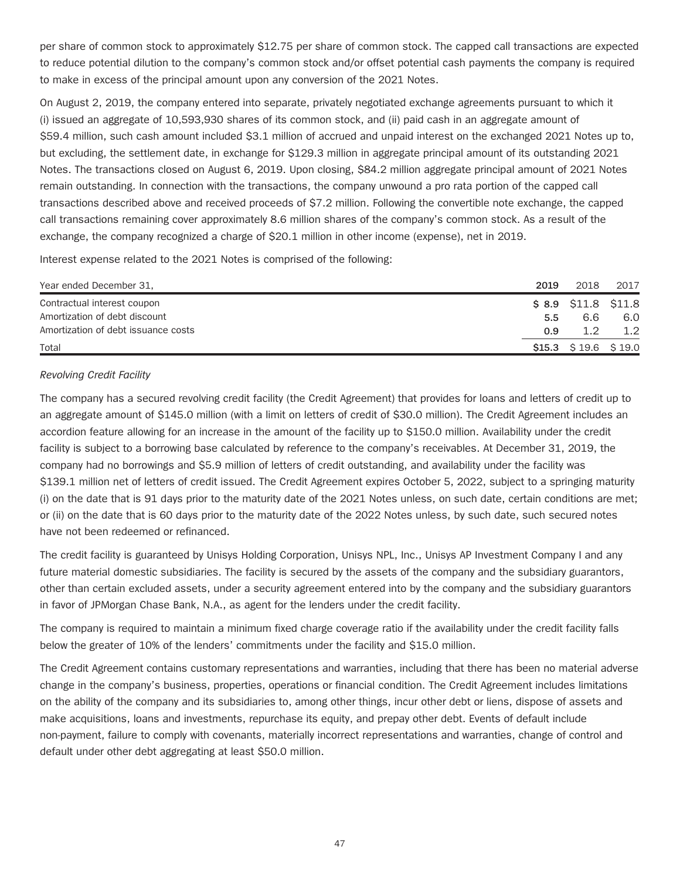per share of common stock to approximately $12.75 per share of common stock. The capped call transactions are expected to reduce potential dilution to the company's common stock and/or offset potential cash payments the company is required to make in excess of the principal amount upon any conversion of the 2021 Notes.

On August 2, 2019, the company entered into separate, privately negotiated exchange agreements pursuant to which it (i) issued an aggregate of 10,593,930 shares of its common stock, and (ii) paid cash in an aggregate amount of $59.4 million, such cash amount included $3.1 million of accrued and unpaid interest on the exchanged 2021 Notes up to, but excluding, the settlement date, in exchange for $129.3 million in aggregate principal amount of its outstanding 2021 Notes. The transactions closed on August 6, 2019. Upon closing, $84.2 million aggregate principal amount of 2021 Notes remain outstanding. In connection with the transactions, the company unwound a pro rata portion of the capped call transactions described above and received proceeds of $7.2 million. Following the convertible note exchange, the capped call transactions remaining cover approximately 8.6 million shares of the company's common stock. As a result of the exchange, the company recognized a charge of $20.1 million in other income (expense), net in 2019.

Interest expense related to the 2021 Notes is comprised of the following:

| Year ended December 31, | **2019** | 2018 | 2017 |
|---|---|---|---|
| Contractual interest coupon | **$ 8.9** | $11.8 | $11.8 |
| Amortization of debt discount | **5.5** | 6.6 | 6.0 |
| Amortization of debt issuance costs | **0.9** | 1.2 | 1.2 |
| Total | **$15.3** | $ 19.6 | $ 19.0 |

*Revolving Credit Facility*

The company has a secured revolving credit facility (the Credit Agreement) that provides for loans and letters of credit up to an aggregate amount of $145.0 million (with a limit on letters of credit of $30.0 million). The Credit Agreement includes an accordion feature allowing for an increase in the amount of the facility up to $150.0 million. Availability under the credit facility is subject to a borrowing base calculated by reference to the company's receivables. At December 31, 2019, the company had no borrowings and $5.9 million of letters of credit outstanding, and availability under the facility was $139.1 million net of letters of credit issued. The Credit Agreement expires October 5, 2022, subject to a springing maturity (i) on the date that is 91 days prior to the maturity date of the 2021 Notes unless, on such date, certain conditions are met; or (ii) on the date that is 60 days prior to the maturity date of the 2022 Notes unless, by such date, such secured notes have not been redeemed or refinanced.

The credit facility is guaranteed by Unisys Holding Corporation, Unisys NPL, Inc., Unisys AP Investment Company I and any future material domestic subsidiaries. The facility is secured by the assets of the company and the subsidiary guarantors, other than certain excluded assets, under a security agreement entered into by the company and the subsidiary guarantors in favor of JPMorgan Chase Bank, N.A., as agent for the lenders under the credit facility.

The company is required to maintain a minimum fixed charge coverage ratio if the availability under the credit facility falls below the greater of 10% of the lenders' commitments under the facility and $15.0 million.

The Credit Agreement contains customary representations and warranties, including that there has been no material adverse change in the company's business, properties, operations or financial condition. The Credit Agreement includes limitations on the ability of the company and its subsidiaries to, among other things, incur other debt or liens, dispose of assets and make acquisitions, loans and investments, repurchase its equity, and prepay other debt. Events of default include non-payment, failure to comply with covenants, materially incorrect representations and warranties, change of control and default under other debt aggregating at least $50.0 million.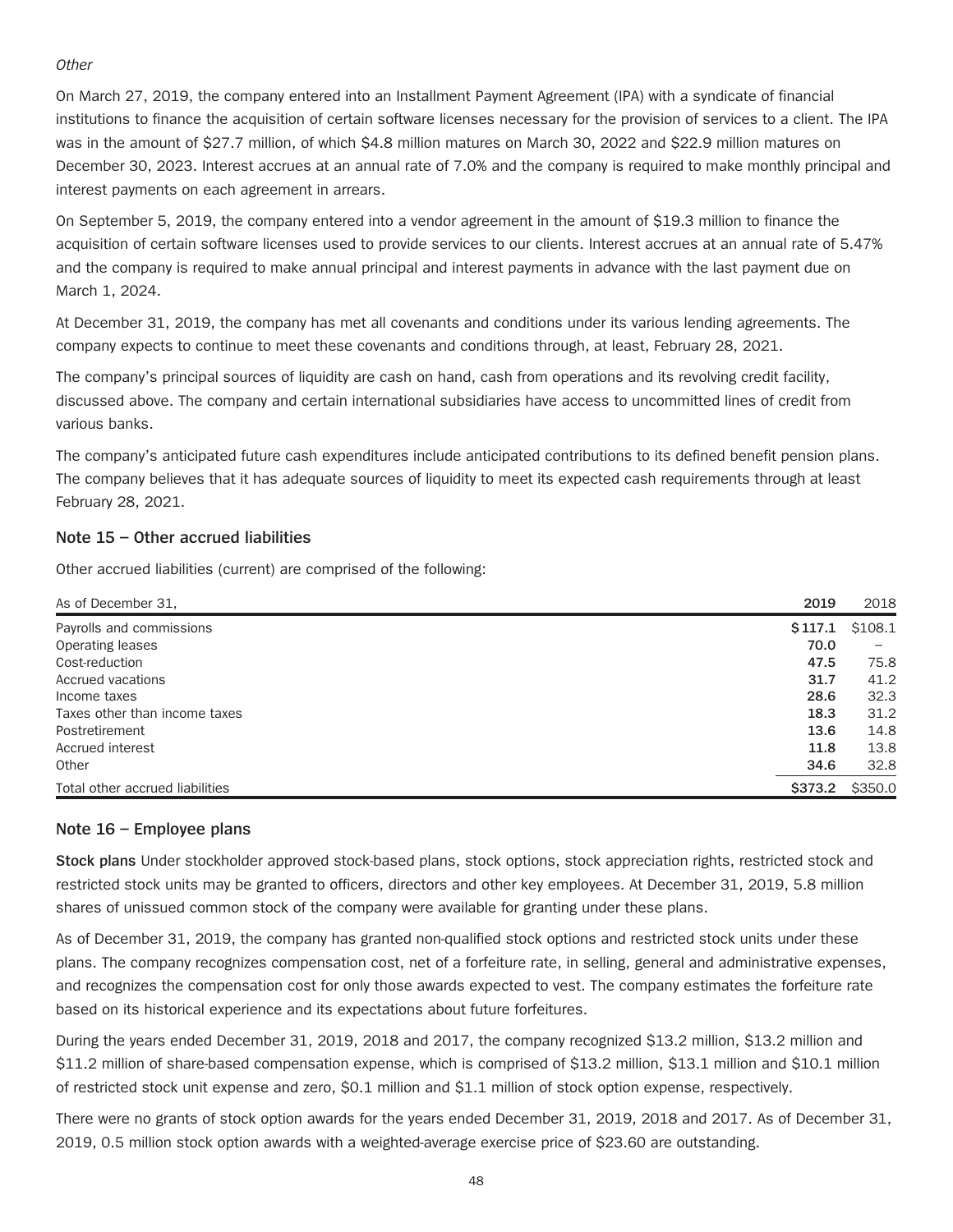*Other*

On March 27, 2019, the company entered into an Installment Payment Agreement (IPA) with a syndicate of financial institutions to finance the acquisition of certain software licenses necessary for the provision of services to a client. The IPA was in the amount of $27.7 million, of which $4.8 million matures on March 30, 2022 and $22.9 million matures on December 30, 2023. Interest accrues at an annual rate of 7.0% and the company is required to make monthly principal and interest payments on each agreement in arrears.

On September 5, 2019, the company entered into a vendor agreement in the amount of $19.3 million to finance the acquisition of certain software licenses used to provide services to our clients. Interest accrues at an annual rate of 5.47% and the company is required to make annual principal and interest payments in advance with the last payment due on March 1, 2024.

At December 31, 2019, the company has met all covenants and conditions under its various lending agreements. The company expects to continue to meet these covenants and conditions through, at least, February 28, 2021.

The company's principal sources of liquidity are cash on hand, cash from operations and its revolving credit facility, discussed above. The company and certain international subsidiaries have access to uncommitted lines of credit from various banks.

The company's anticipated future cash expenditures include anticipated contributions to its defined benefit pension plans. The company believes that it has adequate sources of liquidity to meet its expected cash requirements through at least February 28, 2021.

## Note 15 – Other accrued liabilities

Other accrued liabilities (current) are comprised of the following:

| As of December 31, | **2019** | 2018 |
|---|---|---|
| Payrolls and commissions | **$117.1** | $108.1 |
| Operating leases | **70.0** | – |
| Cost-reduction | **47.5** | 75.8 |
| Accrued vacations | **31.7** | 41.2 |
| Income taxes | **28.6** | 32.3 |
| Taxes other than income taxes | **18.3** | 31.2 |
| Postretirement | **13.6** | 14.8 |
| Accrued interest | **11.8** | 13.8 |
| Other | **34.6** | 32.8 |
| Total other accrued liabilities | **$373.2** | $350.0 |

## Note 16 – Employee plans

**Stock plans** Under stockholder approved stock-based plans, stock options, stock appreciation rights, restricted stock and restricted stock units may be granted to officers, directors and other key employees. At December 31, 2019, 5.8 million shares of unissued common stock of the company were available for granting under these plans.

As of December 31, 2019, the company has granted non-qualified stock options and restricted stock units under these plans. The company recognizes compensation cost, net of a forfeiture rate, in selling, general and administrative expenses, and recognizes the compensation cost for only those awards expected to vest. The company estimates the forfeiture rate based on its historical experience and its expectations about future forfeitures.

During the years ended December 31, 2019, 2018 and 2017, the company recognized $13.2 million, $13.2 million and $11.2 million of share-based compensation expense, which is comprised of $13.2 million, $13.1 million and $10.1 million of restricted stock unit expense and zero, $0.1 million and $1.1 million of stock option expense, respectively.

There were no grants of stock option awards for the years ended December 31, 2019, 2018 and 2017. As of December 31, 2019, 0.5 million stock option awards with a weighted-average exercise price of $23.60 are outstanding.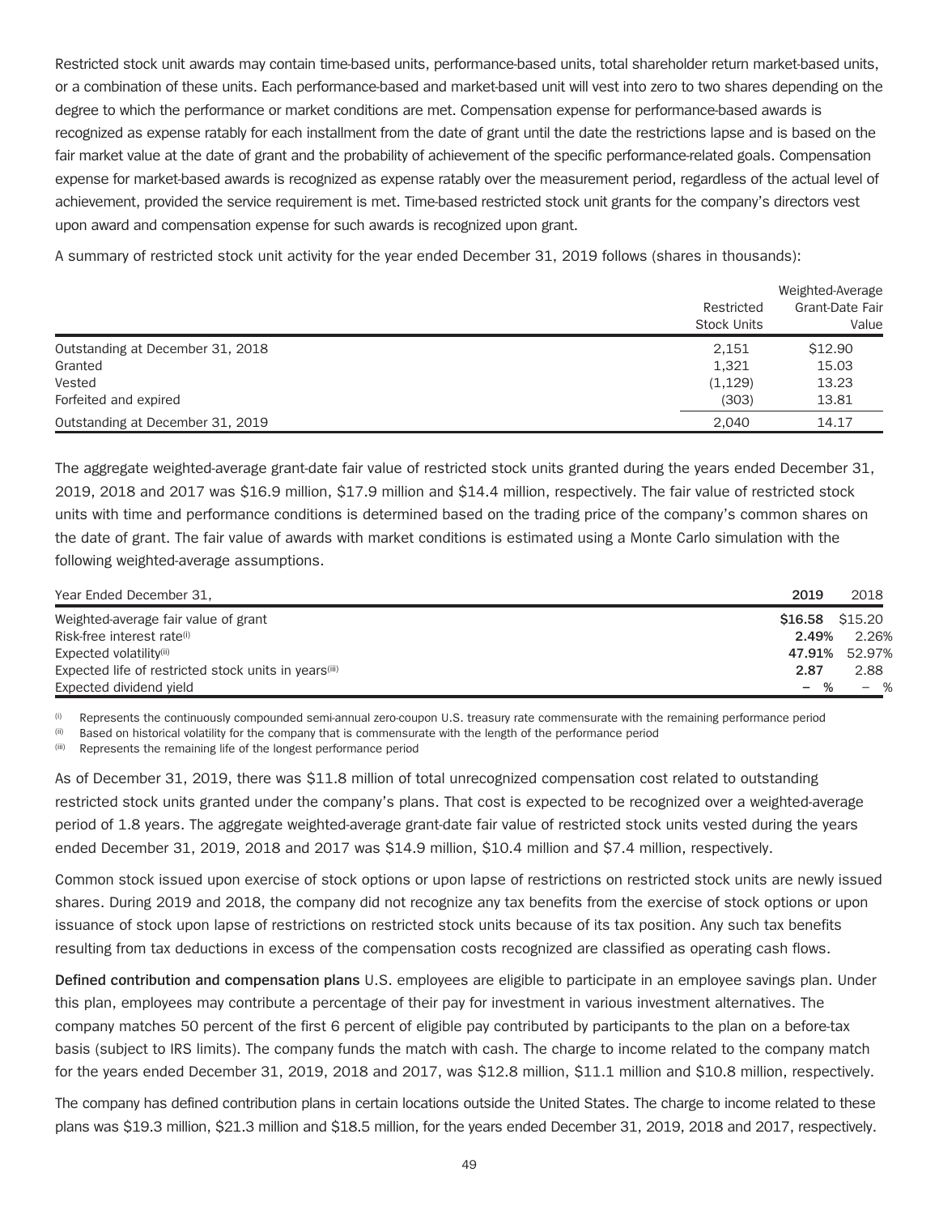Restricted stock unit awards may contain time-based units, performance-based units, total shareholder return market-based units, or a combination of these units. Each performance-based and market-based unit will vest into zero to two shares depending on the degree to which the performance or market conditions are met. Compensation expense for performance-based awards is recognized as expense ratably for each installment from the date of grant until the date the restrictions lapse and is based on the fair market value at the date of grant and the probability of achievement of the specific performance-related goals. Compensation expense for market-based awards is recognized as expense ratably over the measurement period, regardless of the actual level of achievement, provided the service requirement is met. Time-based restricted stock unit grants for the company's directors vest upon award and compensation expense for such awards is recognized upon grant.

A summary of restricted stock unit activity for the year ended December 31, 2019 follows (shares in thousands):

| | Restricted Stock Units | Weighted-Average Grant-Date Fair Value |
|---|---|---|
| Outstanding at December 31, 2018 | 2,151 | $12.90 |
| Granted | 1,321 | 15.03 |
| Vested | (1,129) | 13.23 |
| Forfeited and expired | (303) | 13.81 |
| Outstanding at December 31, 2019 | 2,040 | 14.17 |

The aggregate weighted-average grant-date fair value of restricted stock units granted during the years ended December 31, 2019, 2018 and 2017 was $16.9 million, $17.9 million and $14.4 million, respectively. The fair value of restricted stock units with time and performance conditions is determined based on the trading price of the company's common shares on the date of grant. The fair value of awards with market conditions is estimated using a Monte Carlo simulation with the following weighted-average assumptions.

| Year Ended December 31, | **2019** | 2018 |
|---|---|---|
| Weighted-average fair value of grant | **$16.58** | $15.20 |
| Risk-free interest rate(i) | **2.49%** | 2.26% |
| Expected volatility(ii) | **47.91%** | 52.97% |
| Expected life of restricted stock units in years(iii) | **2.87** | 2.88 |
| Expected dividend yield | **– %** | – % |

(i) Represents the continuously compounded semi-annual zero-coupon U.S. treasury rate commensurate with the remaining performance period

(ii) Based on historical volatility for the company that is commensurate with the length of the performance period

(iii) Represents the remaining life of the longest performance period

As of December 31, 2019, there was $11.8 million of total unrecognized compensation cost related to outstanding restricted stock units granted under the company's plans. That cost is expected to be recognized over a weighted-average period of 1.8 years. The aggregate weighted-average grant-date fair value of restricted stock units vested during the years ended December 31, 2019, 2018 and 2017 was $14.9 million, $10.4 million and $7.4 million, respectively.

Common stock issued upon exercise of stock options or upon lapse of restrictions on restricted stock units are newly issued shares. During 2019 and 2018, the company did not recognize any tax benefits from the exercise of stock options or upon issuance of stock upon lapse of restrictions on restricted stock units because of its tax position. Any such tax benefits resulting from tax deductions in excess of the compensation costs recognized are classified as operating cash flows.

**Defined contribution and compensation plans** U.S. employees are eligible to participate in an employee savings plan. Under this plan, employees may contribute a percentage of their pay for investment in various investment alternatives. The company matches 50 percent of the first 6 percent of eligible pay contributed by participants to the plan on a before-tax basis (subject to IRS limits). The company funds the match with cash. The charge to income related to the company match for the years ended December 31, 2019, 2018 and 2017, was $12.8 million, $11.1 million and $10.8 million, respectively.

The company has defined contribution plans in certain locations outside the United States. The charge to income related to these plans was $19.3 million, $21.3 million and $18.5 million, for the years ended December 31, 2019, 2018 and 2017, respectively.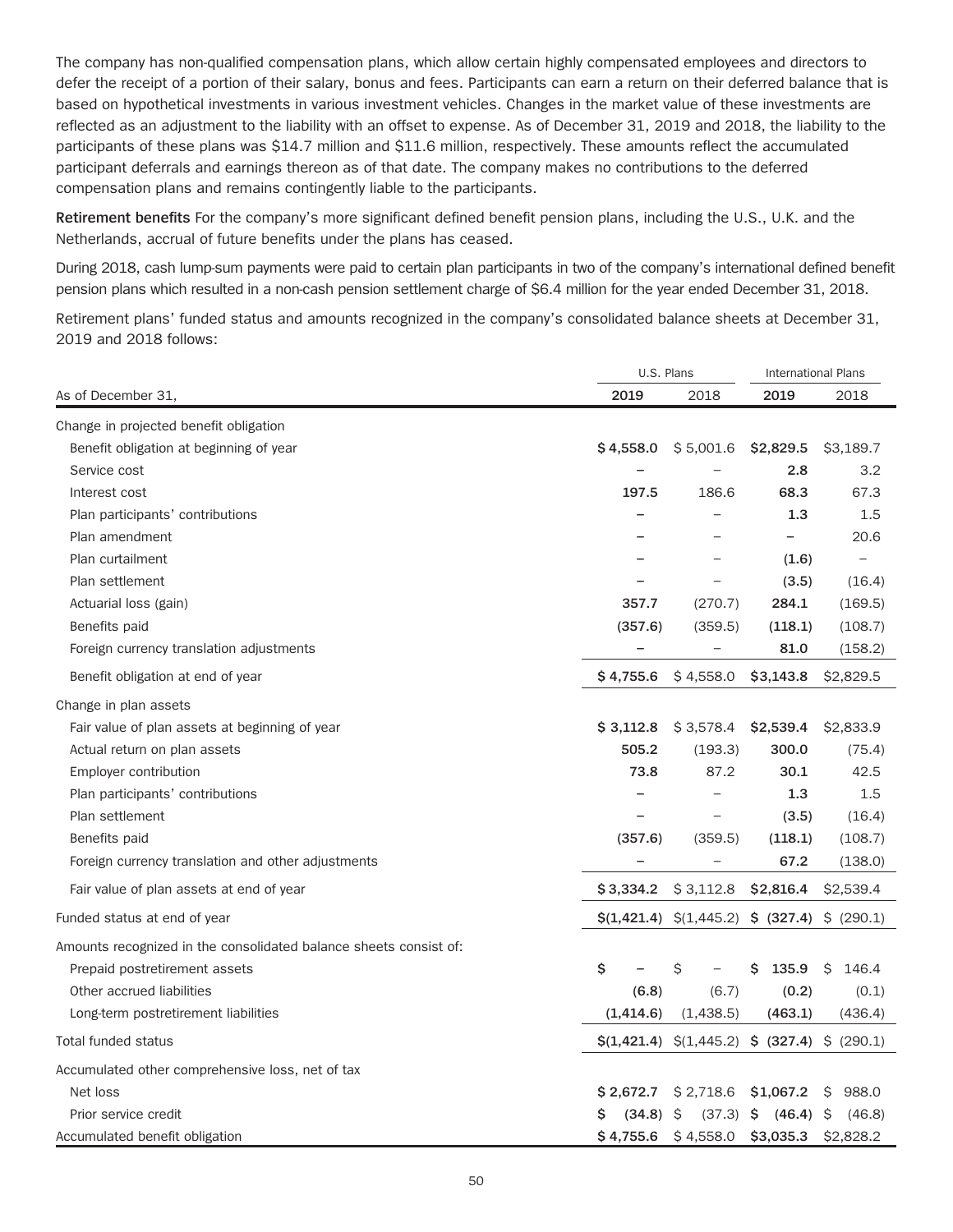The company has non-qualified compensation plans, which allow certain highly compensated employees and directors to defer the receipt of a portion of their salary, bonus and fees. Participants can earn a return on their deferred balance that is based on hypothetical investments in various investment vehicles. Changes in the market value of these investments are reflected as an adjustment to the liability with an offset to expense. As of December 31, 2019 and 2018, the liability to the participants of these plans was $14.7 million and $11.6 million, respectively. These amounts reflect the accumulated participant deferrals and earnings thereon as of that date. The company makes no contributions to the deferred compensation plans and remains contingently liable to the participants.

**Retirement benefits** For the company's more significant defined benefit pension plans, including the U.S., U.K. and the Netherlands, accrual of future benefits under the plans has ceased.

During 2018, cash lump-sum payments were paid to certain plan participants in two of the company's international defined benefit pension plans which resulted in a non-cash pension settlement charge of $6.4 million for the year ended December 31, 2018.

Retirement plans' funded status and amounts recognized in the company's consolidated balance sheets at December 31, 2019 and 2018 follows:

| | U.S. Plans | | International Plans | |
|---|---|---|---|---|
| As of December 31, | **2019** | 2018 | **2019** | 2018 |
| Change in projected benefit obligation | | | | |
| Benefit obligation at beginning of year | **$ 4,558.0** | $ 5,001.6 | **$2,829.5** | $3,189.7 |
| Service cost | **–** | – | **2.8** | 3.2 |
| Interest cost | **197.5** | 186.6 | **68.3** | 67.3 |
| Plan participants' contributions | **–** | – | **1.3** | 1.5 |
| Plan amendment | **–** | – | **–** | 20.6 |
| Plan curtailment | **–** | – | **(1.6)** | – |
| Plan settlement | **–** | – | **(3.5)** | (16.4) |
| Actuarial loss (gain) | **357.7** | (270.7) | **284.1** | (169.5) |
| Benefits paid | **(357.6)** | (359.5) | **(118.1)** | (108.7) |
| Foreign currency translation adjustments | **–** | – | **81.0** | (158.2) |
| Benefit obligation at end of year | **$ 4,755.6** | $ 4,558.0 | **$3,143.8** | $2,829.5 |
| Change in plan assets | | | | |
| Fair value of plan assets at beginning of year | **$ 3,112.8** | $ 3,578.4 | **$2,539.4** | $2,833.9 |
| Actual return on plan assets | **505.2** | (193.3) | **300.0** | (75.4) |
| Employer contribution | **73.8** | 87.2 | **30.1** | 42.5 |
| Plan participants' contributions | **–** | – | **1.3** | 1.5 |
| Plan settlement | **–** | – | **(3.5)** | (16.4) |
| Benefits paid | **(357.6)** | (359.5) | **(118.1)** | (108.7) |
| Foreign currency translation and other adjustments | **–** | – | **67.2** | (138.0) |
| Fair value of plan assets at end of year | **$ 3,334.2** | $ 3,112.8 | **$2,816.4** | $2,539.4 |
| Funded status at end of year | **$(1,421.4)** | $(1,445.2) | **$ (327.4)** | $ (290.1) |
| Amounts recognized in the consolidated balance sheets consist of: | | | | |
| Prepaid postretirement assets | **$ –** | $ – | **$ 135.9** | $ 146.4 |
| Other accrued liabilities | **(6.8)** | (6.7) | **(0.2)** | (0.1) |
| Long-term postretirement liabilities | **(1,414.6)** | (1,438.5) | **(463.1)** | (436.4) |
| Total funded status | **$(1,421.4)** | $(1,445.2) | **$ (327.4)** | $ (290.1) |
| Accumulated other comprehensive loss, net of tax | | | | |
| Net loss | **$ 2,672.7** | $ 2,718.6 | **$1,067.2** | $ 988.0 |
| Prior service credit | **$ (34.8)** | $ (37.3) | **$ (46.4)** | $ (46.8) |
| Accumulated benefit obligation | **$ 4,755.6** | $ 4,558.0 | **$3,035.3** | $2,828.2 |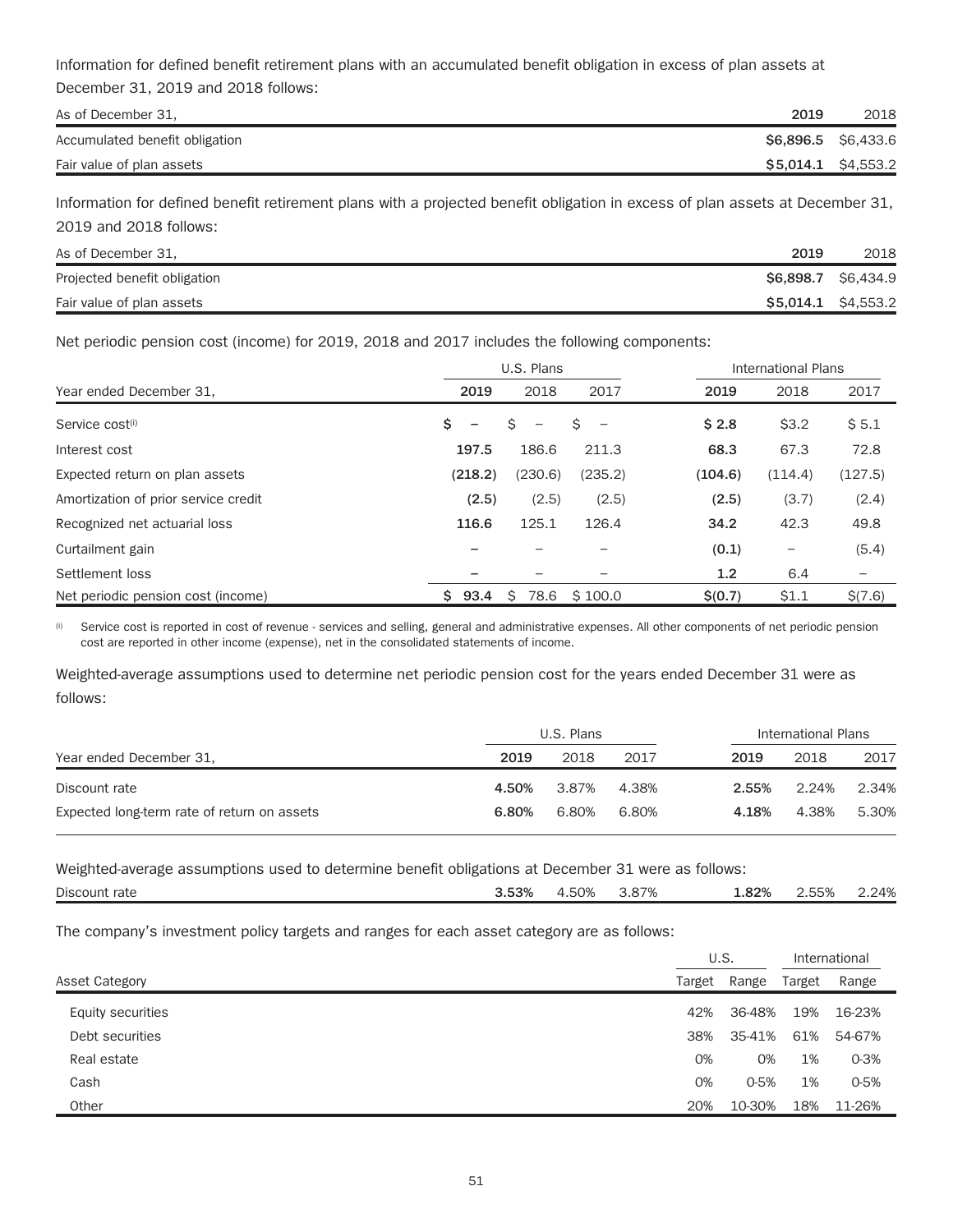Information for defined benefit retirement plans with an accumulated benefit obligation in excess of plan assets at December 31, 2019 and 2018 follows:

| As of December 31, | 2019 | 2018 |
|---|---|---|
| Accumulated benefit obligation | **$6,896.5** | $6,433.6 |
| Fair value of plan assets | **$5,014.1** | $4,553.2 |

Information for defined benefit retirement plans with a projected benefit obligation in excess of plan assets at December 31, 2019 and 2018 follows:

| As of December 31, | 2019 | 2018 |
|---|---|---|
| Projected benefit obligation | **$6,898.7** | $6,434.9 |
| Fair value of plan assets | **$5,014.1** | $4,553.2 |

Net periodic pension cost (income) for 2019, 2018 and 2017 includes the following components:

| | U.S. Plans | | | International Plans | | |
|---|---|---|---|---|---|---|
| Year ended December 31, | 2019 | 2018 | 2017 | 2019 | 2018 | 2017 |
| Service cost[(i)] | **$ –** | $ – | $ – | **$ 2.8** | $3.2 | $ 5.1 |
| Interest cost | **197.5** | 186.6 | 211.3 | **68.3** | 67.3 | 72.8 |
| Expected return on plan assets | **(218.2)** | (230.6) | (235.2) | **(104.6)** | (114.4) | (127.5) |
| Amortization of prior service credit | **(2.5)** | (2.5) | (2.5) | **(2.5)** | (3.7) | (2.4) |
| Recognized net actuarial loss | **116.6** | 125.1 | 126.4 | **34.2** | 42.3 | 49.8 |
| Curtailment gain | **–** | – | – | **(0.1)** | – | (5.4) |
| Settlement loss | **–** | – | – | **1.2** | 6.4 | – |
| Net periodic pension cost (income) | **$ 93.4** | $ 78.6 | $ 100.0 | **$(0.7)** | $1.1 | $(7.6) |

(i) Service cost is reported in cost of revenue - services and selling, general and administrative expenses. All other components of net periodic pension cost are reported in other income (expense), net in the consolidated statements of income.

Weighted-average assumptions used to determine net periodic pension cost for the years ended December 31 were as follows:

| | U.S. Plans | | | International Plans | | |
|---|---|---|---|---|---|---|
| Year ended December 31, | 2019 | 2018 | 2017 | 2019 | 2018 | 2017 |
| Discount rate | **4.50%** | 3.87% | 4.38% | **2.55%** | 2.24% | 2.34% |
| Expected long-term rate of return on assets | **6.80%** | 6.80% | 6.80% | **4.18%** | 4.38% | 5.30% |

Weighted-average assumptions used to determine benefit obligations at December 31 were as follows:

| | | | | | | |
|---|---|---|---|---|---|---|
| Discount rate | **3.53%** | 4.50% | 3.87% | **1.82%** | 2.55% | 2.24% |

The company's investment policy targets and ranges for each asset category are as follows:

| | U.S. | | International | |
|---|---|---|---|---|
| Asset Category | Target | Range | Target | Range |
| Equity securities | 42% | 36-48% | 19% | 16-23% |
| Debt securities | 38% | 35-41% | 61% | 54-67% |
| Real estate | 0% | 0% | 1% | 0-3% |
| Cash | 0% | 0-5% | 1% | 0-5% |
| Other | 20% | 10-30% | 18% | 11-26% |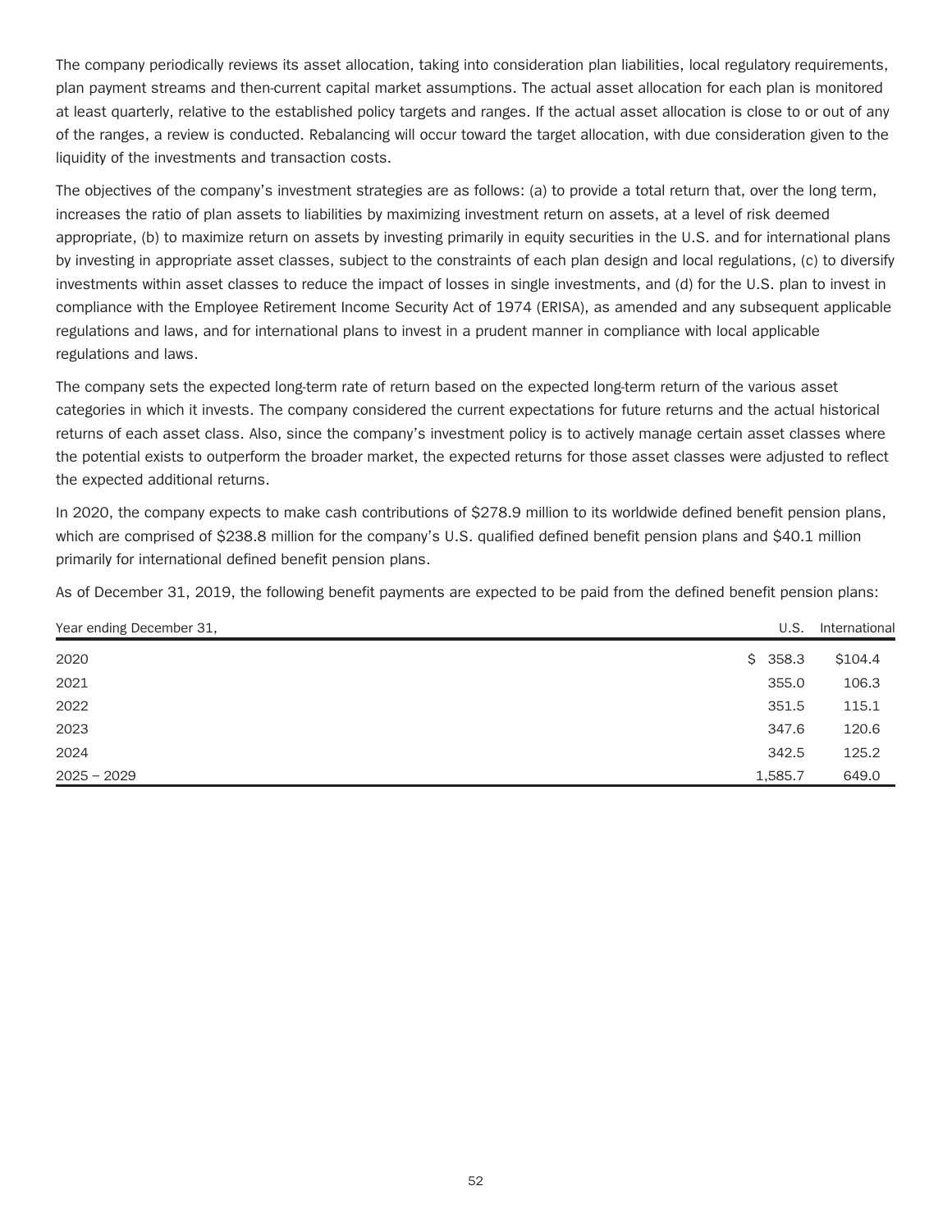The company periodically reviews its asset allocation, taking into consideration plan liabilities, local regulatory requirements, plan payment streams and then-current capital market assumptions. The actual asset allocation for each plan is monitored at least quarterly, relative to the established policy targets and ranges. If the actual asset allocation is close to or out of any of the ranges, a review is conducted. Rebalancing will occur toward the target allocation, with due consideration given to the liquidity of the investments and transaction costs.

The objectives of the company's investment strategies are as follows: (a) to provide a total return that, over the long term, increases the ratio of plan assets to liabilities by maximizing investment return on assets, at a level of risk deemed appropriate, (b) to maximize return on assets by investing primarily in equity securities in the U.S. and for international plans by investing in appropriate asset classes, subject to the constraints of each plan design and local regulations, (c) to diversify investments within asset classes to reduce the impact of losses in single investments, and (d) for the U.S. plan to invest in compliance with the Employee Retirement Income Security Act of 1974 (ERISA), as amended and any subsequent applicable regulations and laws, and for international plans to invest in a prudent manner in compliance with local applicable regulations and laws.

The company sets the expected long-term rate of return based on the expected long-term return of the various asset categories in which it invests. The company considered the current expectations for future returns and the actual historical returns of each asset class. Also, since the company's investment policy is to actively manage certain asset classes where the potential exists to outperform the broader market, the expected returns for those asset classes were adjusted to reflect the expected additional returns.

In 2020, the company expects to make cash contributions of $278.9 million to its worldwide defined benefit pension plans, which are comprised of $238.8 million for the company's U.S. qualified defined benefit pension plans and $40.1 million primarily for international defined benefit pension plans.

As of December 31, 2019, the following benefit payments are expected to be paid from the defined benefit pension plans:

| Year ending December 31, | U.S. | International |
|---|---|---|
| 2020 | $ 358.3 | $104.4 |
| 2021 | 355.0 | 106.3 |
| 2022 | 351.5 | 115.1 |
| 2023 | 347.6 | 120.6 |
| 2024 | 342.5 | 125.2 |
| 2025 – 2029 | 1,585.7 | 649.0 |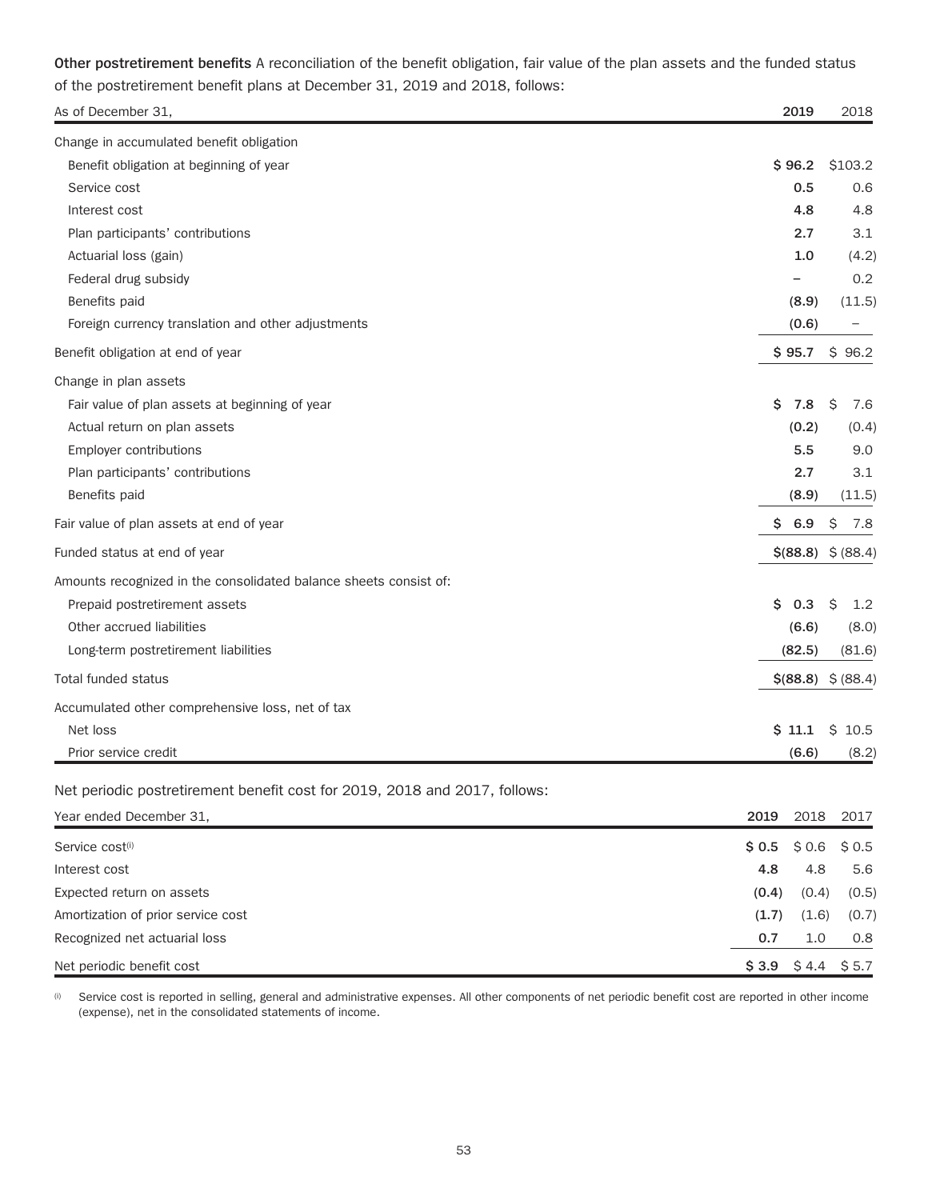**Other postretirement benefits** A reconciliation of the benefit obligation, fair value of the plan assets and the funded status of the postretirement benefit plans at December 31, 2019 and 2018, follows:

| As of December 31, | 2019 | 2018 |
|---|---|---|
| Change in accumulated benefit obligation | | |
| Benefit obligation at beginning of year | **$ 96.2** | $103.2 |
| Service cost | **0.5** | 0.6 |
| Interest cost | **4.8** | 4.8 |
| Plan participants' contributions | **2.7** | 3.1 |
| Actuarial loss (gain) | **1.0** | (4.2) |
| Federal drug subsidy | **–** | 0.2 |
| Benefits paid | **(8.9)** | (11.5) |
| Foreign currency translation and other adjustments | **(0.6)** | – |
| Benefit obligation at end of year | **$ 95.7** | $ 96.2 |
| Change in plan assets | | |
| Fair value of plan assets at beginning of year | **$ 7.8** | $ 7.6 |
| Actual return on plan assets | **(0.2)** | (0.4) |
| Employer contributions | **5.5** | 9.0 |
| Plan participants' contributions | **2.7** | 3.1 |
| Benefits paid | **(8.9)** | (11.5) |
| Fair value of plan assets at end of year | **$ 6.9** | $ 7.8 |
| Funded status at end of year | **$(88.8)** | $ (88.4) |
| Amounts recognized in the consolidated balance sheets consist of: | | |
| Prepaid postretirement assets | **$ 0.3** | $ 1.2 |
| Other accrued liabilities | **(6.6)** | (8.0) |
| Long-term postretirement liabilities | **(82.5)** | (81.6) |
| Total funded status | **$(88.8)** | $ (88.4) |
| Accumulated other comprehensive loss, net of tax | | |
| Net loss | **$ 11.1** | $ 10.5 |
| Prior service credit | **(6.6)** | (8.2) |

Net periodic postretirement benefit cost for 2019, 2018 and 2017, follows:

| Year ended December 31, | 2019 | 2018 | 2017 |
|---|---|---|---|
| Service cost[(i)] | **$ 0.5** | $ 0.6 | $ 0.5 |
| Interest cost | **4.8** | 4.8 | 5.6 |
| Expected return on assets | **(0.4)** | (0.4) | (0.5) |
| Amortization of prior service cost | **(1.7)** | (1.6) | (0.7) |
| Recognized net actuarial loss | **0.7** | 1.0 | 0.8 |
| Net periodic benefit cost | **$ 3.9** | $ 4.4 | $ 5.7 |

(i) Service cost is reported in selling, general and administrative expenses. All other components of net periodic benefit cost are reported in other income (expense), net in the consolidated statements of income.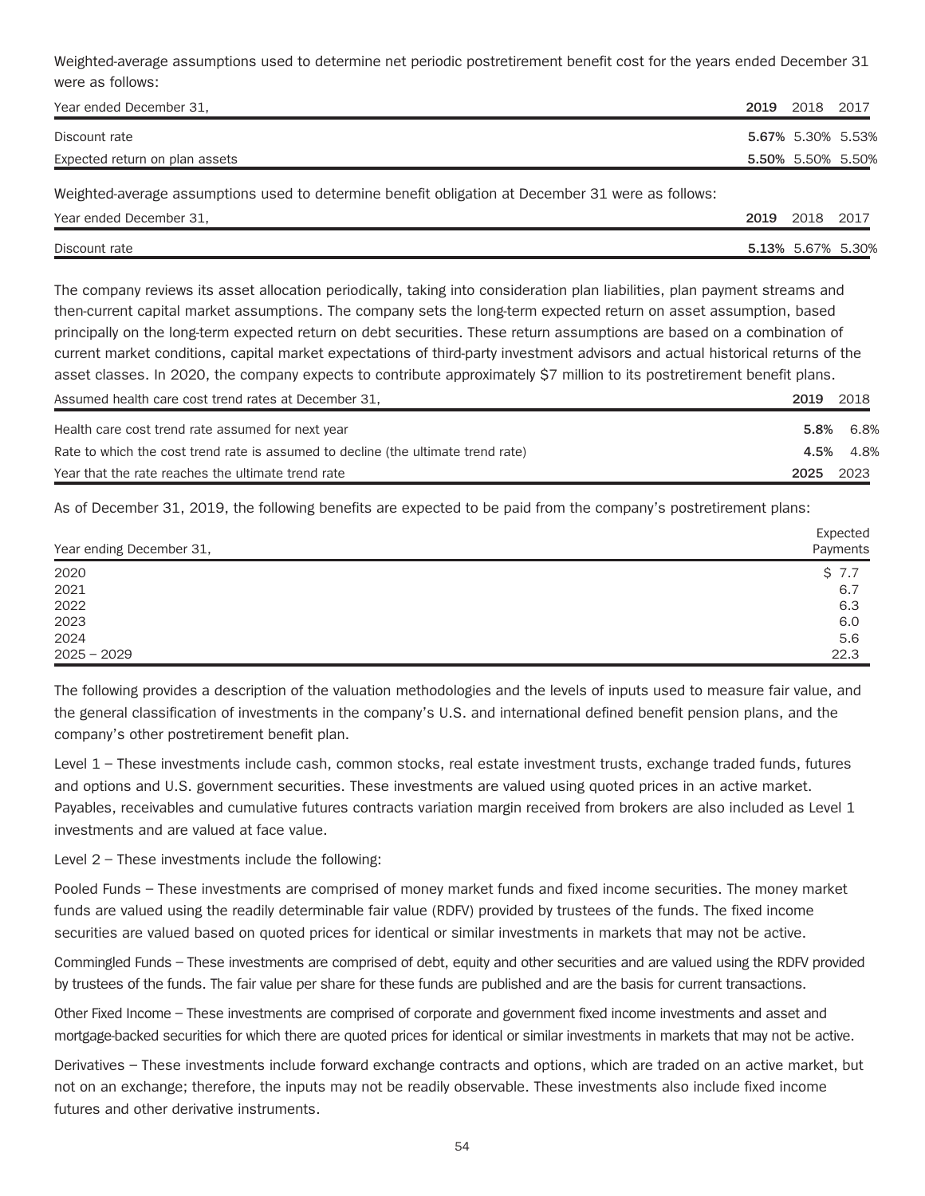Weighted-average assumptions used to determine net periodic postretirement benefit cost for the years ended December 31 were as follows:

| Year ended December 31, | 2019 | 2018 | 2017 |
|---|---|---|---|
| Discount rate | **5.67%** | 5.30% | 5.53% |
| Expected return on plan assets | **5.50%** | 5.50% | 5.50% |

Weighted-average assumptions used to determine benefit obligation at December 31 were as follows:

| Year ended December 31, | 2019 | 2018 | 2017 |
|---|---|---|---|
| Discount rate | **5.13%** | 5.67% | 5.30% |

The company reviews its asset allocation periodically, taking into consideration plan liabilities, plan payment streams and then-current capital market assumptions. The company sets the long-term expected return on asset assumption, based principally on the long-term expected return on debt securities. These return assumptions are based on a combination of current market conditions, capital market expectations of third-party investment advisors and actual historical returns of the asset classes. In 2020, the company expects to contribute approximately $7 million to its postretirement benefit plans.

| Assumed health care cost trend rates at December 31, | 2019 | 2018 |
|---|---|---|
| Health care cost trend rate assumed for next year | **5.8%** | 6.8% |
| Rate to which the cost trend rate is assumed to decline (the ultimate trend rate) | **4.5%** | 4.8% |
| Year that the rate reaches the ultimate trend rate | **2025** | 2023 |

As of December 31, 2019, the following benefits are expected to be paid from the company's postretirement plans:

| Year ending December 31, | Expected Payments |
|---|---|
| 2020 | $ 7.7 |
| 2021 | 6.7 |
| 2022 | 6.3 |
| 2023 | 6.0 |
| 2024 | 5.6 |
| 2025 – 2029 | 22.3 |

The following provides a description of the valuation methodologies and the levels of inputs used to measure fair value, and the general classification of investments in the company's U.S. and international defined benefit pension plans, and the company's other postretirement benefit plan.

Level 1 – These investments include cash, common stocks, real estate investment trusts, exchange traded funds, futures and options and U.S. government securities. These investments are valued using quoted prices in an active market. Payables, receivables and cumulative futures contracts variation margin received from brokers are also included as Level 1 investments and are valued at face value.

Level 2 – These investments include the following:

Pooled Funds – These investments are comprised of money market funds and fixed income securities. The money market funds are valued using the readily determinable fair value (RDFV) provided by trustees of the funds. The fixed income securities are valued based on quoted prices for identical or similar investments in markets that may not be active.

Commingled Funds – These investments are comprised of debt, equity and other securities and are valued using the RDFV provided by trustees of the funds. The fair value per share for these funds are published and are the basis for current transactions.

Other Fixed Income – These investments are comprised of corporate and government fixed income investments and asset and mortgage-backed securities for which there are quoted prices for identical or similar investments in markets that may not be active.

Derivatives – These investments include forward exchange contracts and options, which are traded on an active market, but not on an exchange; therefore, the inputs may not be readily observable. These investments also include fixed income futures and other derivative instruments.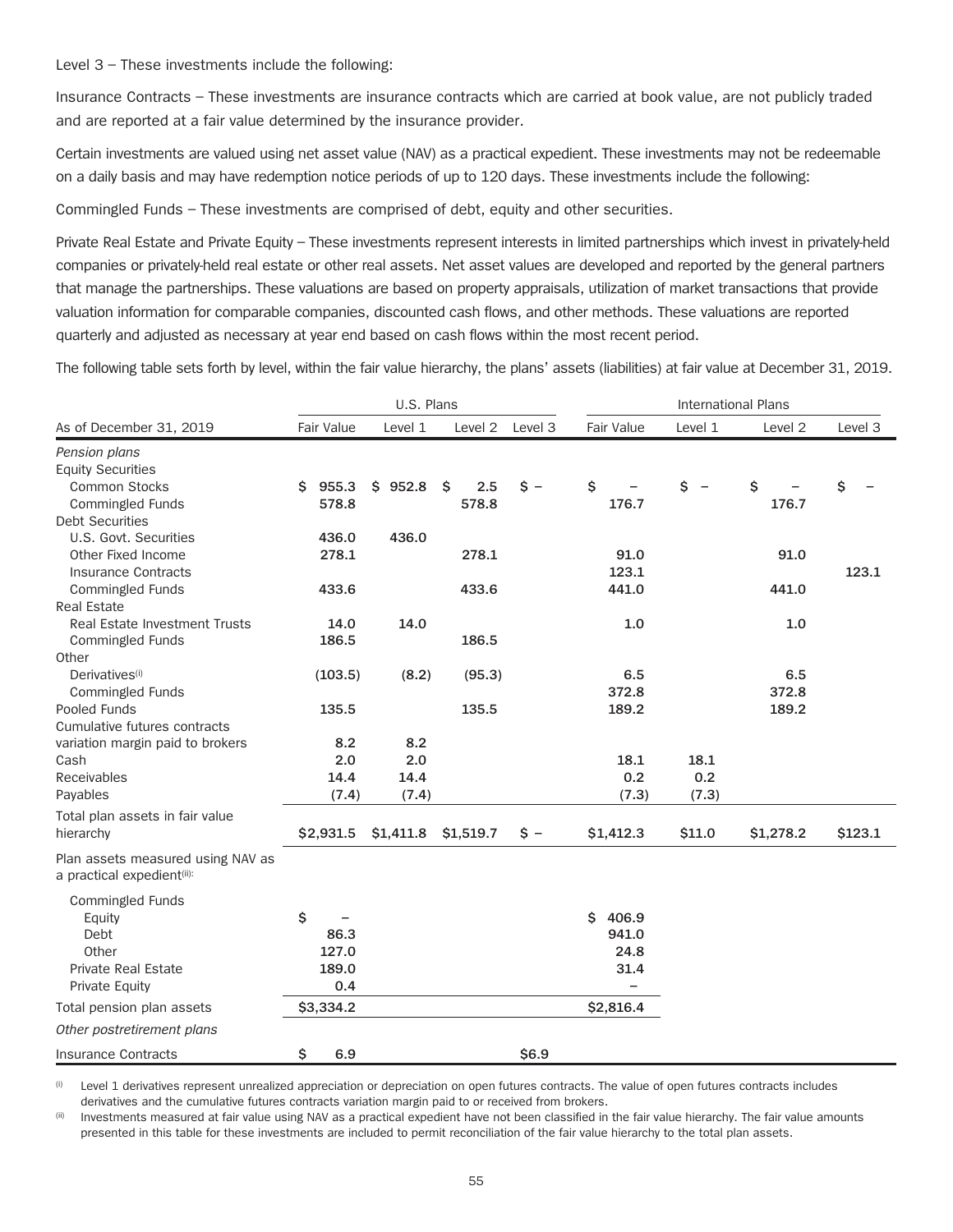Level 3 – These investments include the following:

Insurance Contracts – These investments are insurance contracts which are carried at book value, are not publicly traded and are reported at a fair value determined by the insurance provider.

Certain investments are valued using net asset value (NAV) as a practical expedient. These investments may not be redeemable on a daily basis and may have redemption notice periods of up to 120 days. These investments include the following:

Commingled Funds – These investments are comprised of debt, equity and other securities.

Private Real Estate and Private Equity – These investments represent interests in limited partnerships which invest in privately-held companies or privately-held real estate or other real assets. Net asset values are developed and reported by the general partners that manage the partnerships. These valuations are based on property appraisals, utilization of market transactions that provide valuation information for comparable companies, discounted cash flows, and other methods. These valuations are reported quarterly and adjusted as necessary at year end based on cash flows within the most recent period.

The following table sets forth by level, within the fair value hierarchy, the plans' assets (liabilities) at fair value at December 31, 2019.

| | U.S. Plans | | | | International Plans | | | |
|---|---|---|---|---|---|---|---|---|
| As of December 31, 2019 | Fair Value | Level 1 | Level 2 | Level 3 | Fair Value | Level 1 | Level 2 | Level 3 |
| *Pension plans* | | | | | | | | |
| Equity Securities | | | | | | | | |
| Common Stocks | $ 955.3 | $ 952.8 | $ 2.5 | $ – | $ – | $ – | $ – | $ – |
| Commingled Funds | 578.8 | | 578.8 | | 176.7 | | 176.7 | |
| Debt Securities | | | | | | | | |
| U.S. Govt. Securities | 436.0 | 436.0 | | | | | | |
| Other Fixed Income | 278.1 | | 278.1 | | 91.0 | | 91.0 | |
| Insurance Contracts | | | | | 123.1 | | | 123.1 |
| Commingled Funds | 433.6 | | 433.6 | | 441.0 | | 441.0 | |
| Real Estate | | | | | | | | |
| Real Estate Investment Trusts | 14.0 | 14.0 | | | 1.0 | | 1.0 | |
| Commingled Funds | 186.5 | | 186.5 | | | | | |
| Other | | | | | | | | |
| Derivatives[(i)] | (103.5) | (8.2) | (95.3) | | 6.5 | | 6.5 | |
| Commingled Funds | | | | | 372.8 | | 372.8 | |
| Pooled Funds | 135.5 | | 135.5 | | 189.2 | | 189.2 | |
| Cumulative futures contracts variation margin paid to brokers | 8.2 | 8.2 | | | | | | |
| Cash | 2.0 | 2.0 | | | 18.1 | 18.1 | | |
| Receivables | 14.4 | 14.4 | | | 0.2 | 0.2 | | |
| Payables | (7.4) | (7.4) | | | (7.3) | (7.3) | | |
| Total plan assets in fair value hierarchy | $2,931.5 | $1,411.8 | $1,519.7 | $ – | $1,412.3 | $11.0 | $1,278.2 | $123.1 |
| Plan assets measured using NAV as a practical expedient[(ii)]: | | | | | | | | |
| Commingled Funds | | | | | | | | |
| Equity | $ – | | | | $ 406.9 | | | |
| Debt | 86.3 | | | | 941.0 | | | |
| Other | 127.0 | | | | 24.8 | | | |
| Private Real Estate | 189.0 | | | | 31.4 | | | |
| Private Equity | 0.4 | | | | – | | | |
| Total pension plan assets | $3,334.2 | | | | $2,816.4 | | | |
| *Other postretirement plans* | | | | | | | | |
| Insurance Contracts | $ 6.9 | | | $6.9 | | | | |

(i) Level 1 derivatives represent unrealized appreciation or depreciation on open futures contracts. The value of open futures contracts includes derivatives and the cumulative futures contracts variation margin paid to or received from brokers.

(ii) Investments measured at fair value using NAV as a practical expedient have not been classified in the fair value hierarchy. The fair value amounts presented in this table for these investments are included to permit reconciliation of the fair value hierarchy to the total plan assets.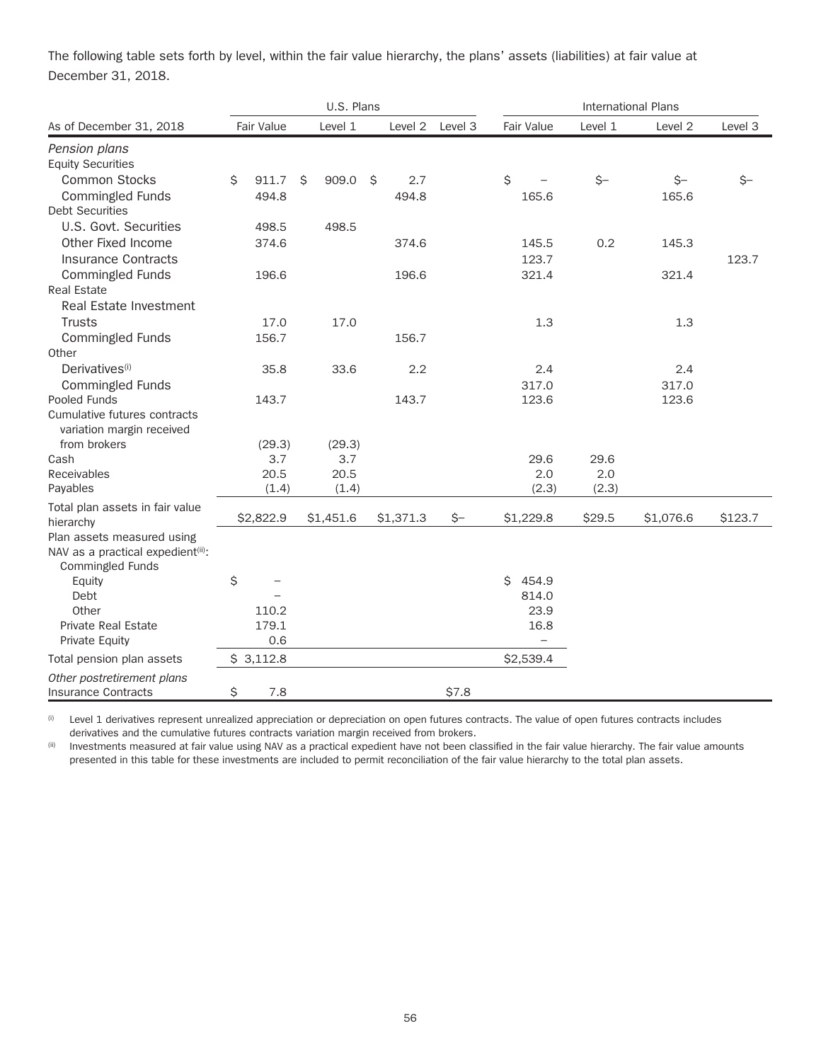The following table sets forth by level, within the fair value hierarchy, the plans' assets (liabilities) at fair value at December 31, 2018.

| | U.S. Plans | | | | International Plans | | | |
|---|---|---|---|---|---|---|---|---|
| As of December 31, 2018 | Fair Value | Level 1 | Level 2 | Level 3 | Fair Value | Level 1 | Level 2 | Level 3 |
| *Pension plans* | | | | | | | | |
| Equity Securities | | | | | | | | |
| Common Stocks | $ 911.7 | $ 909.0 | $ 2.7 | | $ – | $– | $– | $– |
| Commingled Funds | 494.8 | | 494.8 | | 165.6 | | 165.6 | |
| Debt Securities | | | | | | | | |
| U.S. Govt. Securities | 498.5 | 498.5 | | | | | | |
| Other Fixed Income | 374.6 | | 374.6 | | 145.5 | 0.2 | 145.3 | |
| Insurance Contracts | | | | | 123.7 | | | 123.7 |
| Commingled Funds | 196.6 | | 196.6 | | 321.4 | | 321.4 | |
| Real Estate | | | | | | | | |
| Real Estate Investment Trusts | 17.0 | 17.0 | | | 1.3 | | 1.3 | |
| Commingled Funds | 156.7 | | 156.7 | | | | | |
| Other | | | | | | | | |
| Derivatives[(i)] | 35.8 | 33.6 | 2.2 | | 2.4 | | 2.4 | |
| Commingled Funds | | | | | 317.0 | | 317.0 | |
| Pooled Funds | 143.7 | | 143.7 | | 123.6 | | 123.6 | |
| Cumulative futures contracts variation margin received from brokers | (29.3) | (29.3) | | | | | | |
| Cash | 3.7 | 3.7 | | | 29.6 | 29.6 | | |
| Receivables | 20.5 | 20.5 | | | 2.0 | 2.0 | | |
| Payables | (1.4) | (1.4) | | | (2.3) | (2.3) | | |
| Total plan assets in fair value hierarchy | $2,822.9 | $1,451.6 | $1,371.3 | $– | $1,229.8 | $29.5 | $1,076.6 | $123.7 |
| Plan assets measured using NAV as a practical expedient[(ii)]: | | | | | | | | |
| Commingled Funds | | | | | | | | |
| Equity | $ – | | | | $ 454.9 | | | |
| Debt | – | | | | 814.0 | | | |
| Other | 110.2 | | | | 23.9 | | | |
| Private Real Estate | 179.1 | | | | 16.8 | | | |
| Private Equity | 0.6 | | | | – | | | |
| Total pension plan assets | $ 3,112.8 | | | | $2,539.4 | | | |
| *Other postretirement plans* | | | | | | | | |
| Insurance Contracts | $ 7.8 | | | $7.8 | | | | |

(i) Level 1 derivatives represent unrealized appreciation or depreciation on open futures contracts. The value of open futures contracts includes derivatives and the cumulative futures contracts variation margin received from brokers.

(ii) Investments measured at fair value using NAV as a practical expedient have not been classified in the fair value hierarchy. The fair value amounts presented in this table for these investments are included to permit reconciliation of the fair value hierarchy to the total plan assets.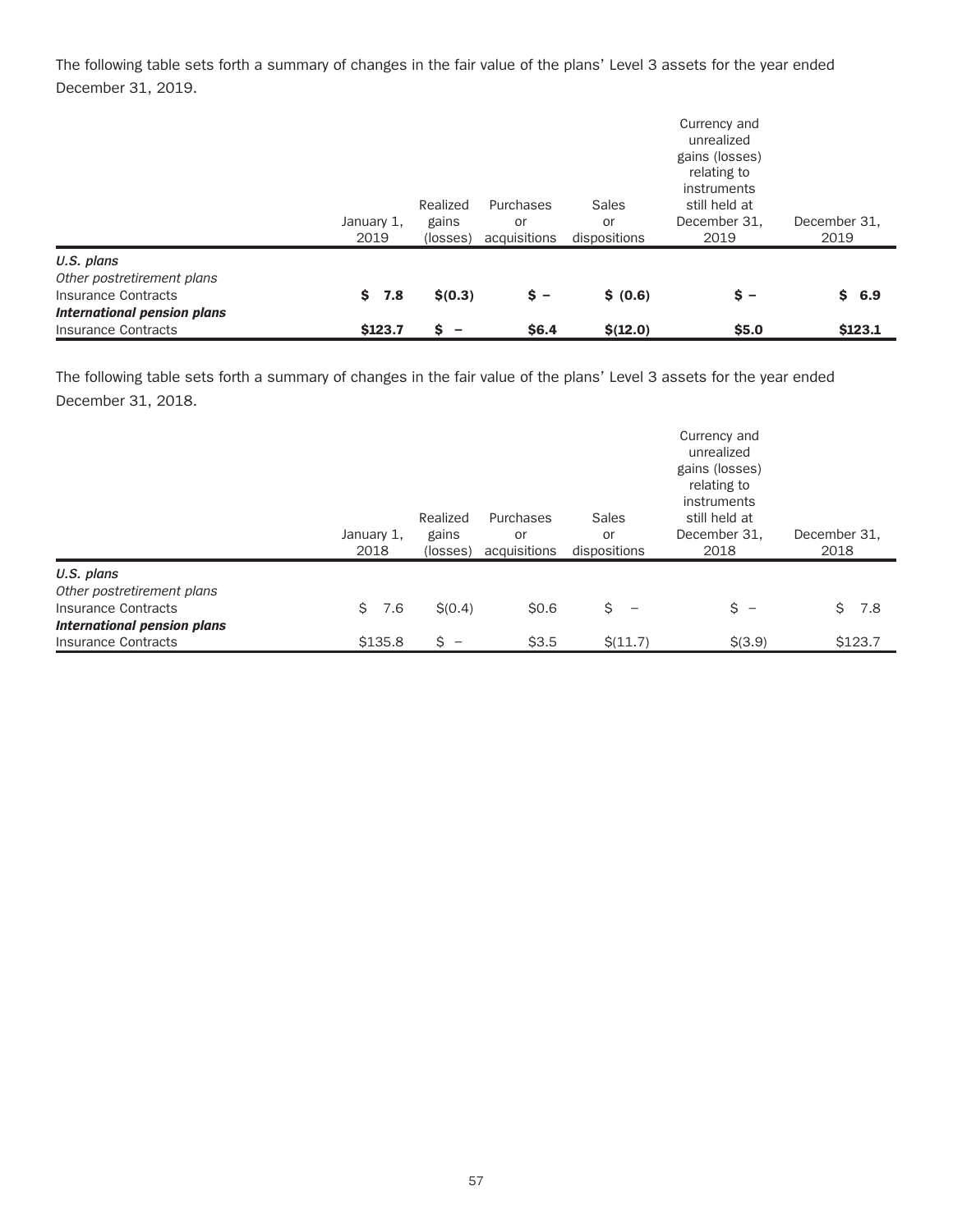The following table sets forth a summary of changes in the fair value of the plans' Level 3 assets for the year ended December 31, 2019.

| | January 1, 2019 | Realized gains (losses) | Purchases or acquisitions | Sales or dispositions | Currency and unrealized gains (losses) relating to instruments still held at December 31, 2019 | December 31, 2019 |
|---|---|---|---|---|---|---|
| ***U.S. plans*** | | | | | | |
| *Other postretirement plans* | | | | | | |
| Insurance Contracts | **$ 7.8** | **$(0.3)** | **$ –** | **$ (0.6)** | **$ –** | **$ 6.9** |
| ***International pension plans*** | | | | | | |
| Insurance Contracts | **$123.7** | **$ –** | **$6.4** | **$(12.0)** | **$5.0** | **$123.1** |

The following table sets forth a summary of changes in the fair value of the plans' Level 3 assets for the year ended December 31, 2018.

| | January 1, 2018 | Realized gains (losses) | Purchases or acquisitions | Sales or dispositions | Currency and unrealized gains (losses) relating to instruments still held at December 31, 2018 | December 31, 2018 |
|---|---|---|---|---|---|---|
| ***U.S. plans*** | | | | | | |
| *Other postretirement plans* | | | | | | |
| Insurance Contracts | $ 7.6 | $(0.4) | $0.6 | $ – | $ – | $ 7.8 |
| ***International pension plans*** | | | | | | |
| Insurance Contracts | $135.8 | $ – | $3.5 | $(11.7) | $(3.9) | $123.7 |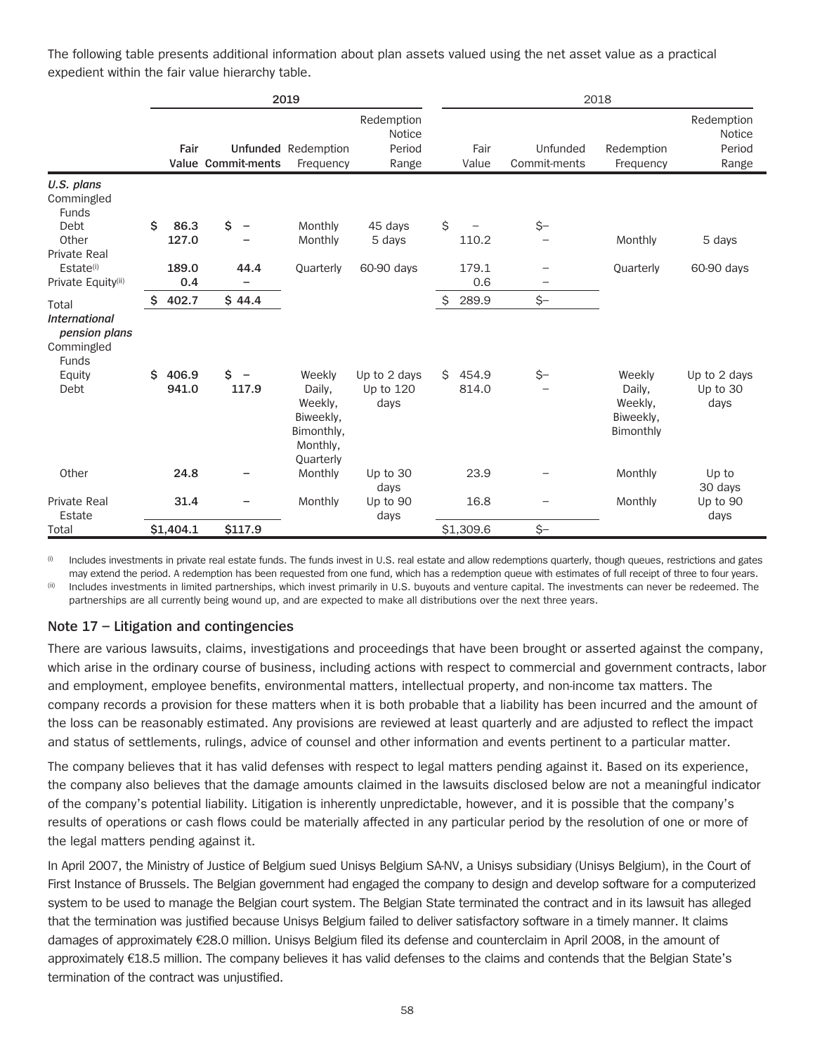The following table presents additional information about plan assets valued using the net asset value as a practical expedient within the fair value hierarchy table.

| | 2019 | | | | 2018 | | | |
|---|---|---|---|---|---|---|---|---|
| | **Fair Value** | **Unfunded Commit-ments** | Redemption Frequency | Redemption Notice Period Range | Fair Value | Unfunded Commit-ments | Redemption Frequency | Redemption Notice Period Range |
| ***U.S. plans*** | | | | | | | | |
| Commingled Funds | | | | | | | | |
| Debt | $ 86.3 | $ – | Monthly | 45 days | $ – | $– | | |
| Other | 127.0 | – | Monthly | 5 days | 110.2 | – | Monthly | 5 days |
| Private Real Estate[(i)] | 189.0 | 44.4 | Quarterly | 60-90 days | 179.1 | – | Quarterly | 60-90 days |
| Private Equity[(ii)] | 0.4 | – | | | 0.6 | – | | |
| Total | $ 402.7 | $ 44.4 | | | $ 289.9 | $– | | |
| ***International pension plans*** | | | | | | | | |
| Commingled Funds | | | | | | | | |
| Equity | $ 406.9 | $ – | Weekly | Up to 2 days | $ 454.9 | $– | Weekly | Up to 2 days |
| Debt | 941.0 | 117.9 | Daily, Weekly, Biweekly, Bimonthly, Monthly, Quarterly | Up to 120 days | 814.0 | – | Daily, Weekly, Biweekly, Bimonthly | Up to 30 days |
| Other | 24.8 | – | Monthly | Up to 30 days | 23.9 | – | Monthly | Up to 30 days |
| Private Real Estate | 31.4 | – | Monthly | Up to 90 days | 16.8 | – | Monthly | Up to 90 days |
| Total | $1,404.1 | $117.9 | | | $1,309.6 | $– | | |

(i) Includes investments in private real estate funds. The funds invest in U.S. real estate and allow redemptions quarterly, though queues, restrictions and gates may extend the period. A redemption has been requested from one fund, which has a redemption queue with estimates of full receipt of three to four years.

(ii) Includes investments in limited partnerships, which invest primarily in U.S. buyouts and venture capital. The investments can never be redeemed. The partnerships are all currently being wound up, and are expected to make all distributions over the next three years.

## Note 17 – Litigation and contingencies

There are various lawsuits, claims, investigations and proceedings that have been brought or asserted against the company, which arise in the ordinary course of business, including actions with respect to commercial and government contracts, labor and employment, employee benefits, environmental matters, intellectual property, and non-income tax matters. The company records a provision for these matters when it is both probable that a liability has been incurred and the amount of the loss can be reasonably estimated. Any provisions are reviewed at least quarterly and are adjusted to reflect the impact and status of settlements, rulings, advice of counsel and other information and events pertinent to a particular matter.

The company believes that it has valid defenses with respect to legal matters pending against it. Based on its experience, the company also believes that the damage amounts claimed in the lawsuits disclosed below are not a meaningful indicator of the company's potential liability. Litigation is inherently unpredictable, however, and it is possible that the company's results of operations or cash flows could be materially affected in any particular period by the resolution of one or more of the legal matters pending against it.

In April 2007, the Ministry of Justice of Belgium sued Unisys Belgium SA-NV, a Unisys subsidiary (Unisys Belgium), in the Court of First Instance of Brussels. The Belgian government had engaged the company to design and develop software for a computerized system to be used to manage the Belgian court system. The Belgian State terminated the contract and in its lawsuit has alleged that the termination was justified because Unisys Belgium failed to deliver satisfactory software in a timely manner. It claims damages of approximately €28.0 million. Unisys Belgium filed its defense and counterclaim in April 2008, in the amount of approximately €18.5 million. The company believes it has valid defenses to the claims and contends that the Belgian State's termination of the contract was unjustified.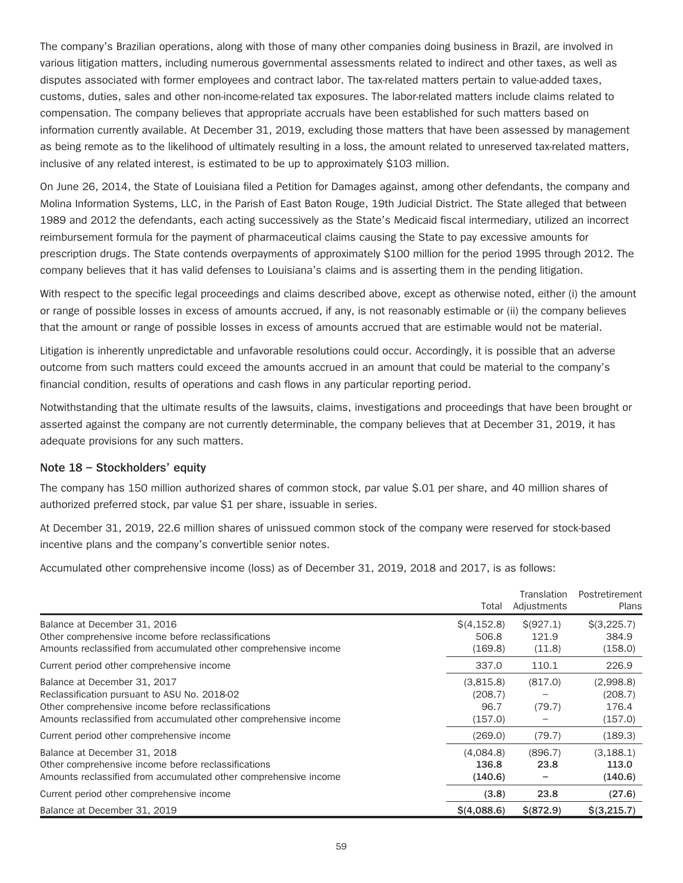The company's Brazilian operations, along with those of many other companies doing business in Brazil, are involved in various litigation matters, including numerous governmental assessments related to indirect and other taxes, as well as disputes associated with former employees and contract labor. The tax-related matters pertain to value-added taxes, customs, duties, sales and other non-income-related tax exposures. The labor-related matters include claims related to compensation. The company believes that appropriate accruals have been established for such matters based on information currently available. At December 31, 2019, excluding those matters that have been assessed by management as being remote as to the likelihood of ultimately resulting in a loss, the amount related to unreserved tax-related matters, inclusive of any related interest, is estimated to be up to approximately $103 million.

On June 26, 2014, the State of Louisiana filed a Petition for Damages against, among other defendants, the company and Molina Information Systems, LLC, in the Parish of East Baton Rouge, 19th Judicial District. The State alleged that between 1989 and 2012 the defendants, each acting successively as the State's Medicaid fiscal intermediary, utilized an incorrect reimbursement formula for the payment of pharmaceutical claims causing the State to pay excessive amounts for prescription drugs. The State contends overpayments of approximately $100 million for the period 1995 through 2012. The company believes that it has valid defenses to Louisiana's claims and is asserting them in the pending litigation.

With respect to the specific legal proceedings and claims described above, except as otherwise noted, either (i) the amount or range of possible losses in excess of amounts accrued, if any, is not reasonably estimable or (ii) the company believes that the amount or range of possible losses in excess of amounts accrued that are estimable would not be material.

Litigation is inherently unpredictable and unfavorable resolutions could occur. Accordingly, it is possible that an adverse outcome from such matters could exceed the amounts accrued in an amount that could be material to the company's financial condition, results of operations and cash flows in any particular reporting period.

Notwithstanding that the ultimate results of the lawsuits, claims, investigations and proceedings that have been brought or asserted against the company are not currently determinable, the company believes that at December 31, 2019, it has adequate provisions for any such matters.

## Note 18 – Stockholders' equity

The company has 150 million authorized shares of common stock, par value $.01 per share, and 40 million shares of authorized preferred stock, par value $1 per share, issuable in series.

At December 31, 2019, 22.6 million shares of unissued common stock of the company were reserved for stock-based incentive plans and the company's convertible senior notes.

Accumulated other comprehensive income (loss) as of December 31, 2019, 2018 and 2017, is as follows:

| | Total | Translation Adjustments | Postretirement Plans |
|---|---|---|---|
| Balance at December 31, 2016 | $(4,152.8) | $(927.1) | $(3,225.7) |
| Other comprehensive income before reclassifications | 506.8 | 121.9 | 384.9 |
| Amounts reclassified from accumulated other comprehensive income | (169.8) | (11.8) | (158.0) |
| Current period other comprehensive income | 337.0 | 110.1 | 226.9 |
| Balance at December 31, 2017 | (3,815.8) | (817.0) | (2,998.8) |
| Reclassification pursuant to ASU No. 2018-02 | (208.7) | – | (208.7) |
| Other comprehensive income before reclassifications | 96.7 | (79.7) | 176.4 |
| Amounts reclassified from accumulated other comprehensive income | (157.0) | – | (157.0) |
| Current period other comprehensive income | (269.0) | (79.7) | (189.3) |
| Balance at December 31, 2018 | (4,084.8) | (896.7) | (3,188.1) |
| Other comprehensive income before reclassifications | **136.8** | **23.8** | **113.0** |
| Amounts reclassified from accumulated other comprehensive income | **(140.6)** | – | **(140.6)** |
| Current period other comprehensive income | **(3.8)** | **23.8** | **(27.6)** |
| Balance at December 31, 2019 | **$(4,088.6)** | **$(872.9)** | **$(3,215.7)** |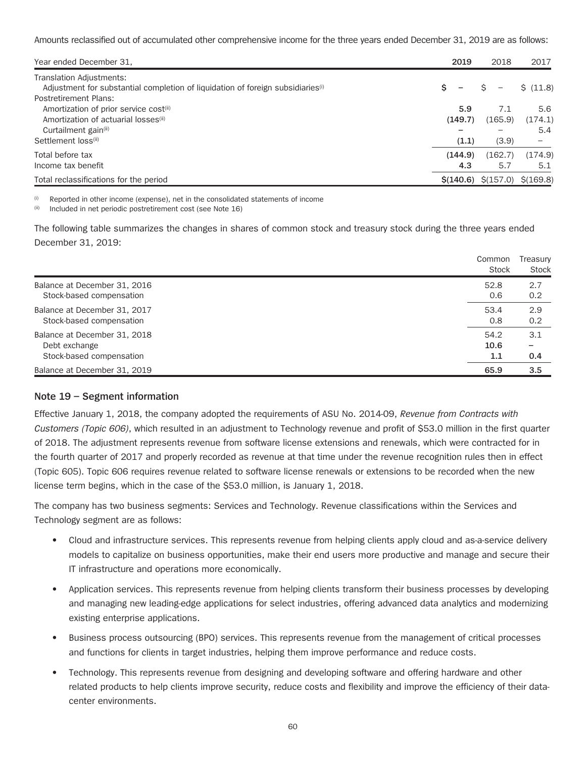Amounts reclassified out of accumulated other comprehensive income for the three years ended December 31, 2019 are as follows:

| Year ended December 31, | 2019 | 2018 | 2017 |
|---|---|---|---|
| Translation Adjustments: | | | |
| Adjustment for substantial completion of liquidation of foreign subsidiaries[(i)] | **$ –** | $ – | $ (11.8) |
| Postretirement Plans: | | | |
| Amortization of prior service cost[(ii)] | **5.9** | 7.1 | 5.6 |
| Amortization of actuarial losses[(ii)] | **(149.7)** | (165.9) | (174.1) |
| Curtailment gain[(ii)] | **–** | – | 5.4 |
| Settlement loss[(ii)] | **(1.1)** | (3.9) | – |
| Total before tax | **(144.9)** | (162.7) | (174.9) |
| Income tax benefit | **4.3** | 5.7 | 5.1 |
| Total reclassifications for the period | **$(140.6)** | $(157.0) | $(169.8) |

[(i)] Reported in other income (expense), net in the consolidated statements of income

[(ii)] Included in net periodic postretirement cost (see Note 16)

The following table summarizes the changes in shares of common stock and treasury stock during the three years ended December 31, 2019:

| | Common Stock | Treasury Stock |
|---|---|---|
| Balance at December 31, 2016 | 52.8 | 2.7 |
| Stock-based compensation | 0.6 | 0.2 |
| Balance at December 31, 2017 | 53.4 | 2.9 |
| Stock-based compensation | 0.8 | 0.2 |
| Balance at December 31, 2018 | 54.2 | 3.1 |
| Debt exchange | **10.6** | **–** |
| Stock-based compensation | **1.1** | **0.4** |
| Balance at December 31, 2019 | **65.9** | **3.5** |

## Note 19 – Segment information

Effective January 1, 2018, the company adopted the requirements of ASU No. 2014-09, *Revenue from Contracts with Customers (Topic 606)*, which resulted in an adjustment to Technology revenue and profit of $53.0 million in the first quarter of 2018. The adjustment represents revenue from software license extensions and renewals, which were contracted for in the fourth quarter of 2017 and properly recorded as revenue at that time under the revenue recognition rules then in effect (Topic 605). Topic 606 requires revenue related to software license renewals or extensions to be recorded when the new license term begins, which in the case of the $53.0 million, is January 1, 2018.

The company has two business segments: Services and Technology. Revenue classifications within the Services and Technology segment are as follows:

- Cloud and infrastructure services. This represents revenue from helping clients apply cloud and as-a-service delivery models to capitalize on business opportunities, make their end users more productive and manage and secure their IT infrastructure and operations more economically.
- Application services. This represents revenue from helping clients transform their business processes by developing and managing new leading-edge applications for select industries, offering advanced data analytics and modernizing existing enterprise applications.
- Business process outsourcing (BPO) services. This represents revenue from the management of critical processes and functions for clients in target industries, helping them improve performance and reduce costs.
- Technology. This represents revenue from designing and developing software and offering hardware and other related products to help clients improve security, reduce costs and flexibility and improve the efficiency of their data-center environments.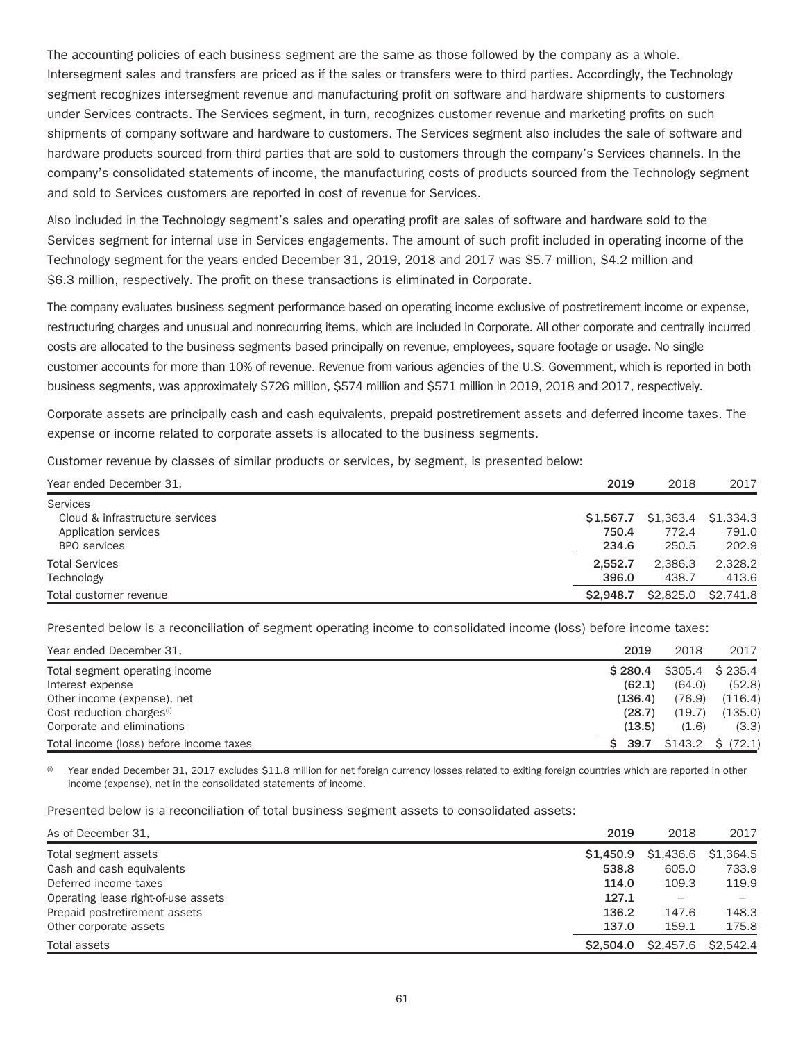The accounting policies of each business segment are the same as those followed by the company as a whole. Intersegment sales and transfers are priced as if the sales or transfers were to third parties. Accordingly, the Technology segment recognizes intersegment revenue and manufacturing profit on software and hardware shipments to customers under Services contracts. The Services segment, in turn, recognizes customer revenue and marketing profits on such shipments of company software and hardware to customers. The Services segment also includes the sale of software and hardware products sourced from third parties that are sold to customers through the company's Services channels. In the company's consolidated statements of income, the manufacturing costs of products sourced from the Technology segment and sold to Services customers are reported in cost of revenue for Services.

Also included in the Technology segment's sales and operating profit are sales of software and hardware sold to the Services segment for internal use in Services engagements. The amount of such profit included in operating income of the Technology segment for the years ended December 31, 2019, 2018 and 2017 was $5.7 million, $4.2 million and $6.3 million, respectively. The profit on these transactions is eliminated in Corporate.

The company evaluates business segment performance based on operating income exclusive of postretirement income or expense, restructuring charges and unusual and nonrecurring items, which are included in Corporate. All other corporate and centrally incurred costs are allocated to the business segments based principally on revenue, employees, square footage or usage. No single customer accounts for more than 10% of revenue. Revenue from various agencies of the U.S. Government, which is reported in both business segments, was approximately $726 million, $574 million and $571 million in 2019, 2018 and 2017, respectively.

Corporate assets are principally cash and cash equivalents, prepaid postretirement assets and deferred income taxes. The expense or income related to corporate assets is allocated to the business segments.

Customer revenue by classes of similar products or services, by segment, is presented below:

| Year ended December 31, | 2019 | 2018 | 2017 |
|---|---|---|---|
| Services | | | |
| Cloud & infrastructure services | **$1,567.7** | $1,363.4 | $1,334.3 |
| Application services | **750.4** | 772.4 | 791.0 |
| BPO services | **234.6** | 250.5 | 202.9 |
| Total Services | **2,552.7** | 2,386.3 | 2,328.2 |
| Technology | **396.0** | 438.7 | 413.6 |
| Total customer revenue | **$2,948.7** | $2,825.0 | $2,741.8 |

Presented below is a reconciliation of segment operating income to consolidated income (loss) before income taxes:

| Year ended December 31, | 2019 | 2018 | 2017 |
|---|---|---|---|
| Total segment operating income | **$ 280.4** | $305.4 | $ 235.4 |
| Interest expense | **(62.1)** | (64.0) | (52.8) |
| Other income (expense), net | **(136.4)** | (76.9) | (116.4) |
| Cost reduction charges[i] | **(28.7)** | (19.7) | (135.0) |
| Corporate and eliminations | **(13.5)** | (1.6) | (3.3) |
| Total income (loss) before income taxes | **$ 39.7** | $143.2 | $ (72.1) |

[i] Year ended December 31, 2017 excludes $11.8 million for net foreign currency losses related to exiting foreign countries which are reported in other income (expense), net in the consolidated statements of income.

Presented below is a reconciliation of total business segment assets to consolidated assets:

| As of December 31, | 2019 | 2018 | 2017 |
|---|---|---|---|
| Total segment assets | **$1,450.9** | $1,436.6 | $1,364.5 |
| Cash and cash equivalents | **538.8** | 605.0 | 733.9 |
| Deferred income taxes | **114.0** | 109.3 | 119.9 |
| Operating lease right-of-use assets | **127.1** | – | – |
| Prepaid postretirement assets | **136.2** | 147.6 | 148.3 |
| Other corporate assets | **137.0** | 159.1 | 175.8 |
| Total assets | **$2,504.0** | $2,457.6 | $2,542.4 |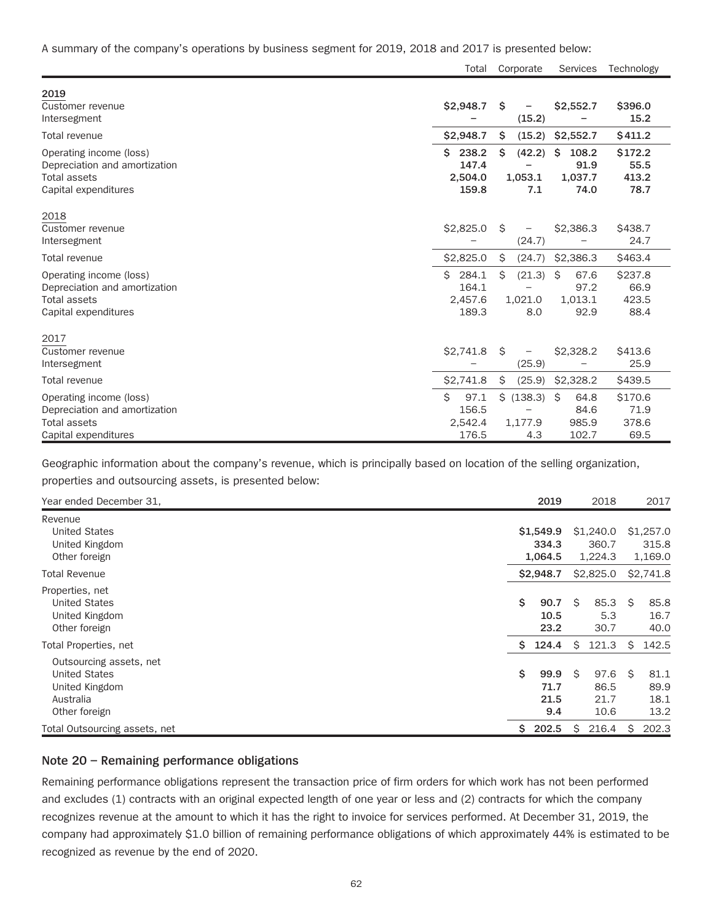A summary of the company's operations by business segment for 2019, 2018 and 2017 is presented below:

| | Total | Corporate | Services | Technology |
|---|---|---|---|---|
| **2019** | | | | |
| Customer revenue | **$2,948.7** | **$ –** | **$2,552.7** | **$396.0** |
| Intersegment | **–** | **(15.2)** | **–** | **15.2** |
| Total revenue | **$2,948.7** | **$ (15.2)** | **$2,552.7** | **$411.2** |
| Operating income (loss) | **$ 238.2** | **$ (42.2)** | **$ 108.2** | **$172.2** |
| Depreciation and amortization | **147.4** | **–** | **91.9** | **55.5** |
| Total assets | **2,504.0** | **1,053.1** | **1,037.7** | **413.2** |
| Capital expenditures | **159.8** | **7.1** | **74.0** | **78.7** |
| 2018 | | | | |
| Customer revenue | $2,825.0 | $ – | $2,386.3 | $438.7 |
| Intersegment | – | (24.7) | – | 24.7 |
| Total revenue | $2,825.0 | $ (24.7) | $2,386.3 | $463.4 |
| Operating income (loss) | $ 284.1 | $ (21.3) | $ 67.6 | $237.8 |
| Depreciation and amortization | 164.1 | – | 97.2 | 66.9 |
| Total assets | 2,457.6 | 1,021.0 | 1,013.1 | 423.5 |
| Capital expenditures | 189.3 | 8.0 | 92.9 | 88.4 |
| 2017 | | | | |
| Customer revenue | $2,741.8 | $ – | $2,328.2 | $413.6 |
| Intersegment | – | (25.9) | – | 25.9 |
| Total revenue | $2,741.8 | $ (25.9) | $2,328.2 | $439.5 |
| Operating income (loss) | $ 97.1 | $ (138.3) | $ 64.8 | $170.6 |
| Depreciation and amortization | 156.5 | – | 84.6 | 71.9 |
| Total assets | 2,542.4 | 1,177.9 | 985.9 | 378.6 |
| Capital expenditures | 176.5 | 4.3 | 102.7 | 69.5 |

Geographic information about the company's revenue, which is principally based on location of the selling organization, properties and outsourcing assets, is presented below:

| Year ended December 31, | 2019 | 2018 | 2017 |
|---|---|---|---|
| Revenue | | | |
| United States | **$1,549.9** | $1,240.0 | $1,257.0 |
| United Kingdom | **334.3** | 360.7 | 315.8 |
| Other foreign | **1,064.5** | 1,224.3 | 1,169.0 |
| Total Revenue | **$2,948.7** | $2,825.0 | $2,741.8 |
| Properties, net | | | |
| United States | **$ 90.7** | $ 85.3 | $ 85.8 |
| United Kingdom | **10.5** | 5.3 | 16.7 |
| Other foreign | **23.2** | 30.7 | 40.0 |
| Total Properties, net | **$ 124.4** | $ 121.3 | $ 142.5 |
| Outsourcing assets, net | | | |
| United States | **$ 99.9** | $ 97.6 | $ 81.1 |
| United Kingdom | **71.7** | 86.5 | 89.9 |
| Australia | **21.5** | 21.7 | 18.1 |
| Other foreign | **9.4** | 10.6 | 13.2 |
| Total Outsourcing assets, net | **$ 202.5** | $ 216.4 | $ 202.3 |

## Note 20 – Remaining performance obligations

Remaining performance obligations represent the transaction price of firm orders for which work has not been performed and excludes (1) contracts with an original expected length of one year or less and (2) contracts for which the company recognizes revenue at the amount to which it has the right to invoice for services performed. At December 31, 2019, the company had approximately $1.0 billion of remaining performance obligations of which approximately 44% is estimated to be recognized as revenue by the end of 2020.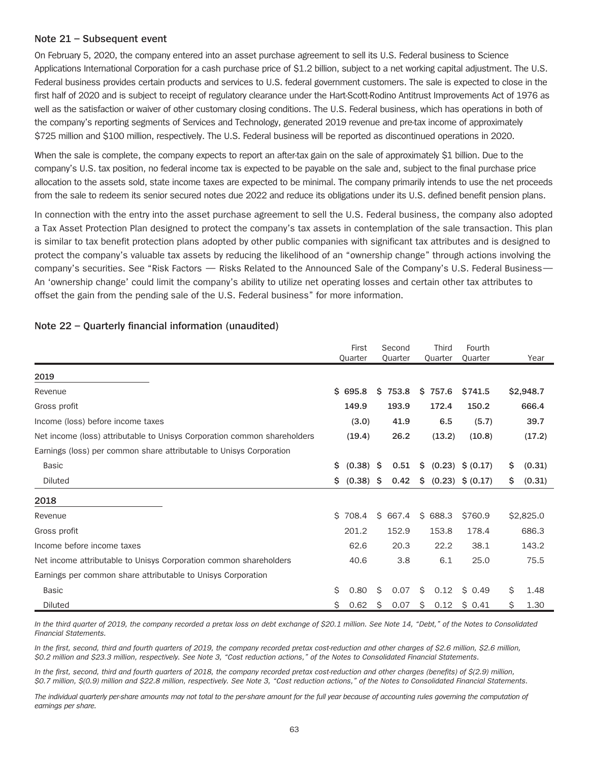### Note 21 – Subsequent event

On February 5, 2020, the company entered into an asset purchase agreement to sell its U.S. Federal business to Science Applications International Corporation for a cash purchase price of $1.2 billion, subject to a net working capital adjustment. The U.S. Federal business provides certain products and services to U.S. federal government customers. The sale is expected to close in the first half of 2020 and is subject to receipt of regulatory clearance under the Hart-Scott-Rodino Antitrust Improvements Act of 1976 as well as the satisfaction or waiver of other customary closing conditions. The U.S. Federal business, which has operations in both of the company's reporting segments of Services and Technology, generated 2019 revenue and pre-tax income of approximately $725 million and $100 million, respectively. The U.S. Federal business will be reported as discontinued operations in 2020.

When the sale is complete, the company expects to report an after-tax gain on the sale of approximately $1 billion. Due to the company's U.S. tax position, no federal income tax is expected to be payable on the sale and, subject to the final purchase price allocation to the assets sold, state income taxes are expected to be minimal. The company primarily intends to use the net proceeds from the sale to redeem its senior secured notes due 2022 and reduce its obligations under its U.S. defined benefit pension plans.

In connection with the entry into the asset purchase agreement to sell the U.S. Federal business, the company also adopted a Tax Asset Protection Plan designed to protect the company's tax assets in contemplation of the sale transaction. This plan is similar to tax benefit protection plans adopted by other public companies with significant tax attributes and is designed to protect the company's valuable tax assets by reducing the likelihood of an "ownership change" through actions involving the company's securities. See "Risk Factors — Risks Related to the Announced Sale of the Company's U.S. Federal Business— An 'ownership change' could limit the company's ability to utilize net operating losses and certain other tax attributes to offset the gain from the pending sale of the U.S. Federal business" for more information.

### Note 22 – Quarterly financial information (unaudited)

| | First Quarter | Second Quarter | Third Quarter | Fourth Quarter | Year |
|---|---|---|---|---|---|
| **2019** | | | | | |
| Revenue | **$ 695.8** | **$ 753.8** | **$ 757.6** | **$741.5** | **$2,948.7** |
| Gross profit | **149.9** | **193.9** | **172.4** | **150.2** | **666.4** |
| Income (loss) before income taxes | **(3.0)** | **41.9** | **6.5** | **(5.7)** | **39.7** |
| Net income (loss) attributable to Unisys Corporation common shareholders | **(19.4)** | **26.2** | **(13.2)** | **(10.8)** | **(17.2)** |
| Earnings (loss) per common share attributable to Unisys Corporation | | | | | |
| Basic | **$ (0.38)** | **$ 0.51** | **$ (0.23)** | **$ (0.17)** | **$ (0.31)** |
| Diluted | **$ (0.38)** | **$ 0.42** | **$ (0.23)** | **$ (0.17)** | **$ (0.31)** |
| **2018** | | | | | |
| Revenue | $ 708.4 | $ 667.4 | $ 688.3 | $760.9 | $2,825.0 |
| Gross profit | 201.2 | 152.9 | 153.8 | 178.4 | 686.3 |
| Income before income taxes | 62.6 | 20.3 | 22.2 | 38.1 | 143.2 |
| Net income attributable to Unisys Corporation common shareholders | 40.6 | 3.8 | 6.1 | 25.0 | 75.5 |
| Earnings per common share attributable to Unisys Corporation | | | | | |
| Basic | $ 0.80 | $ 0.07 | $ 0.12 | $ 0.49 | $ 1.48 |
| Diluted | $ 0.62 | $ 0.07 | $ 0.12 | $ 0.41 | $ 1.30 |

*In the third quarter of 2019, the company recorded a pretax loss on debt exchange of $20.1 million. See Note 14, "Debt," of the Notes to Consolidated Financial Statements.*

*In the first, second, third and fourth quarters of 2019, the company recorded pretax cost-reduction and other charges of $2.6 million, $2.6 million, $0.2 million and $23.3 million, respectively. See Note 3, "Cost reduction actions," of the Notes to Consolidated Financial Statements.*

*In the first, second, third and fourth quarters of 2018, the company recorded pretax cost-reduction and other charges (benefits) of $(2.9) million, $0.7 million, $(0.9) million and $22.8 million, respectively. See Note 3, "Cost reduction actions," of the Notes to Consolidated Financial Statements.*

*The individual quarterly per-share amounts may not total to the per-share amount for the full year because of accounting rules governing the computation of earnings per share.*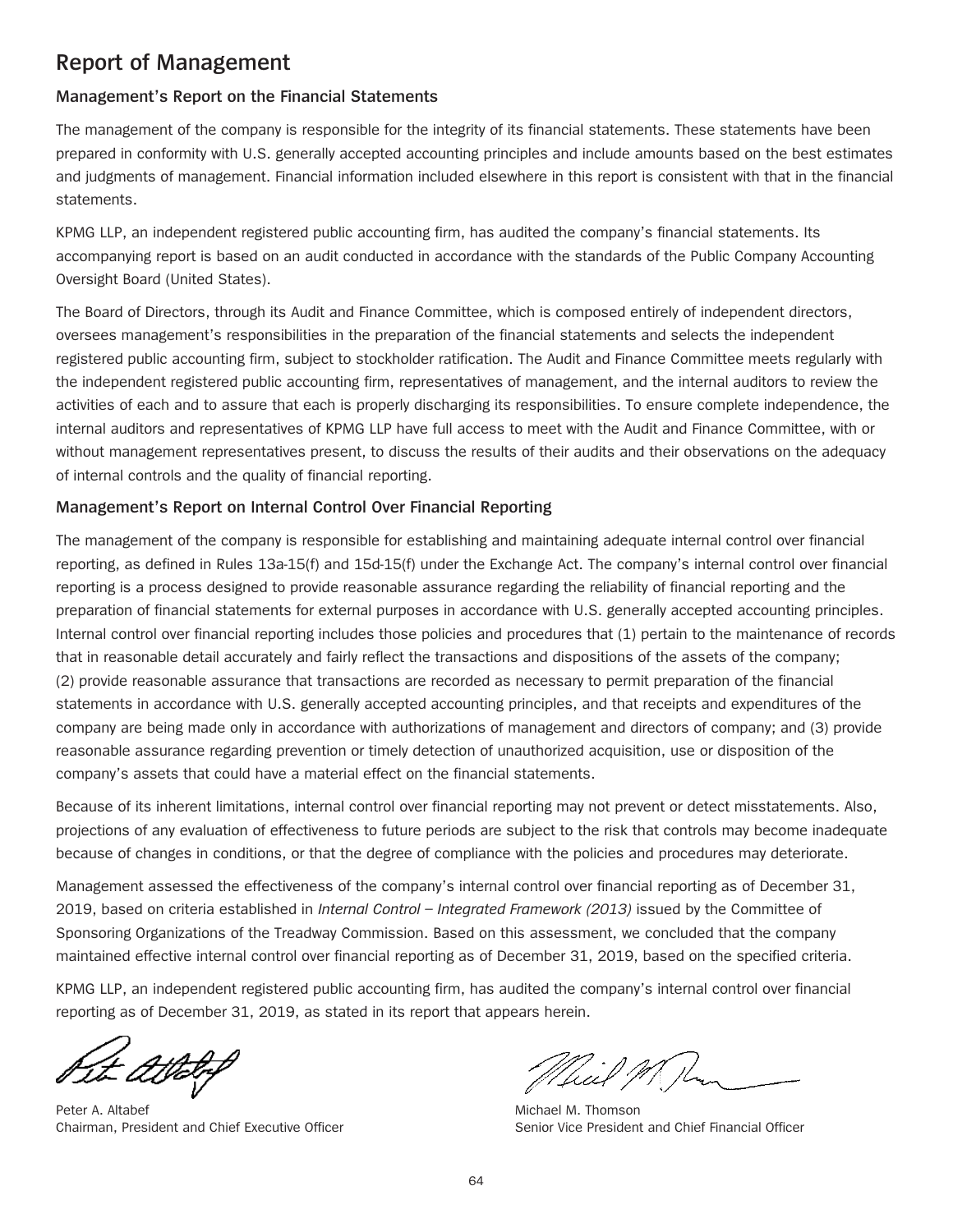# Report of Management

## Management's Report on the Financial Statements

The management of the company is responsible for the integrity of its financial statements. These statements have been prepared in conformity with U.S. generally accepted accounting principles and include amounts based on the best estimates and judgments of management. Financial information included elsewhere in this report is consistent with that in the financial statements.

KPMG LLP, an independent registered public accounting firm, has audited the company's financial statements. Its accompanying report is based on an audit conducted in accordance with the standards of the Public Company Accounting Oversight Board (United States).

The Board of Directors, through its Audit and Finance Committee, which is composed entirely of independent directors, oversees management's responsibilities in the preparation of the financial statements and selects the independent registered public accounting firm, subject to stockholder ratification. The Audit and Finance Committee meets regularly with the independent registered public accounting firm, representatives of management, and the internal auditors to review the activities of each and to assure that each is properly discharging its responsibilities. To ensure complete independence, the internal auditors and representatives of KPMG LLP have full access to meet with the Audit and Finance Committee, with or without management representatives present, to discuss the results of their audits and their observations on the adequacy of internal controls and the quality of financial reporting.

## Management's Report on Internal Control Over Financial Reporting

The management of the company is responsible for establishing and maintaining adequate internal control over financial reporting, as defined in Rules 13a-15(f) and 15d-15(f) under the Exchange Act. The company's internal control over financial reporting is a process designed to provide reasonable assurance regarding the reliability of financial reporting and the preparation of financial statements for external purposes in accordance with U.S. generally accepted accounting principles. Internal control over financial reporting includes those policies and procedures that (1) pertain to the maintenance of records that in reasonable detail accurately and fairly reflect the transactions and dispositions of the assets of the company; (2) provide reasonable assurance that transactions are recorded as necessary to permit preparation of the financial statements in accordance with U.S. generally accepted accounting principles, and that receipts and expenditures of the company are being made only in accordance with authorizations of management and directors of company; and (3) provide reasonable assurance regarding prevention or timely detection of unauthorized acquisition, use or disposition of the company's assets that could have a material effect on the financial statements.

Because of its inherent limitations, internal control over financial reporting may not prevent or detect misstatements. Also, projections of any evaluation of effectiveness to future periods are subject to the risk that controls may become inadequate because of changes in conditions, or that the degree of compliance with the policies and procedures may deteriorate.

Management assessed the effectiveness of the company's internal control over financial reporting as of December 31, 2019, based on criteria established in *Internal Control – Integrated Framework (2013)* issued by the Committee of Sponsoring Organizations of the Treadway Commission. Based on this assessment, we concluded that the company maintained effective internal control over financial reporting as of December 31, 2019, based on the specified criteria.

KPMG LLP, an independent registered public accounting firm, has audited the company's internal control over financial reporting as of December 31, 2019, as stated in its report that appears herein.

Peter A. Altabef
Chairman, President and Chief Executive Officer

Michael M. Thomson
Senior Vice President and Chief Financial Officer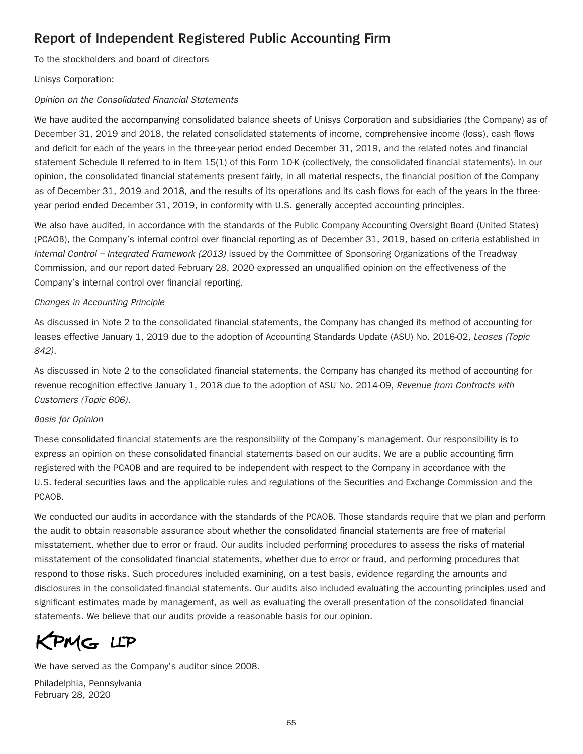# Report of Independent Registered Public Accounting Firm

To the stockholders and board of directors

Unisys Corporation:

*Opinion on the Consolidated Financial Statements*

We have audited the accompanying consolidated balance sheets of Unisys Corporation and subsidiaries (the Company) as of December 31, 2019 and 2018, the related consolidated statements of income, comprehensive income (loss), cash flows and deficit for each of the years in the three-year period ended December 31, 2019, and the related notes and financial statement Schedule II referred to in Item 15(1) of this Form 10-K (collectively, the consolidated financial statements). In our opinion, the consolidated financial statements present fairly, in all material respects, the financial position of the Company as of December 31, 2019 and 2018, and the results of its operations and its cash flows for each of the years in the three-year period ended December 31, 2019, in conformity with U.S. generally accepted accounting principles.

We also have audited, in accordance with the standards of the Public Company Accounting Oversight Board (United States) (PCAOB), the Company's internal control over financial reporting as of December 31, 2019, based on criteria established in *Internal Control – Integrated Framework (2013)* issued by the Committee of Sponsoring Organizations of the Treadway Commission, and our report dated February 28, 2020 expressed an unqualified opinion on the effectiveness of the Company's internal control over financial reporting.

*Changes in Accounting Principle*

As discussed in Note 2 to the consolidated financial statements, the Company has changed its method of accounting for leases effective January 1, 2019 due to the adoption of Accounting Standards Update (ASU) No. 2016-02, *Leases (Topic 842)*.

As discussed in Note 2 to the consolidated financial statements, the Company has changed its method of accounting for revenue recognition effective January 1, 2018 due to the adoption of ASU No. 2014-09, *Revenue from Contracts with Customers (Topic 606)*.

*Basis for Opinion*

These consolidated financial statements are the responsibility of the Company's management. Our responsibility is to express an opinion on these consolidated financial statements based on our audits. We are a public accounting firm registered with the PCAOB and are required to be independent with respect to the Company in accordance with the U.S. federal securities laws and the applicable rules and regulations of the Securities and Exchange Commission and the PCAOB.

We conducted our audits in accordance with the standards of the PCAOB. Those standards require that we plan and perform the audit to obtain reasonable assurance about whether the consolidated financial statements are free of material misstatement, whether due to error or fraud. Our audits included performing procedures to assess the risks of material misstatement of the consolidated financial statements, whether due to error or fraud, and performing procedures that respond to those risks. Such procedures included examining, on a test basis, evidence regarding the amounts and disclosures in the consolidated financial statements. Our audits also included evaluating the accounting principles used and significant estimates made by management, as well as evaluating the overall presentation of the consolidated financial statements. We believe that our audits provide a reasonable basis for our opinion.

KPMG LLP

We have served as the Company's auditor since 2008.

Philadelphia, Pennsylvania
February 28, 2020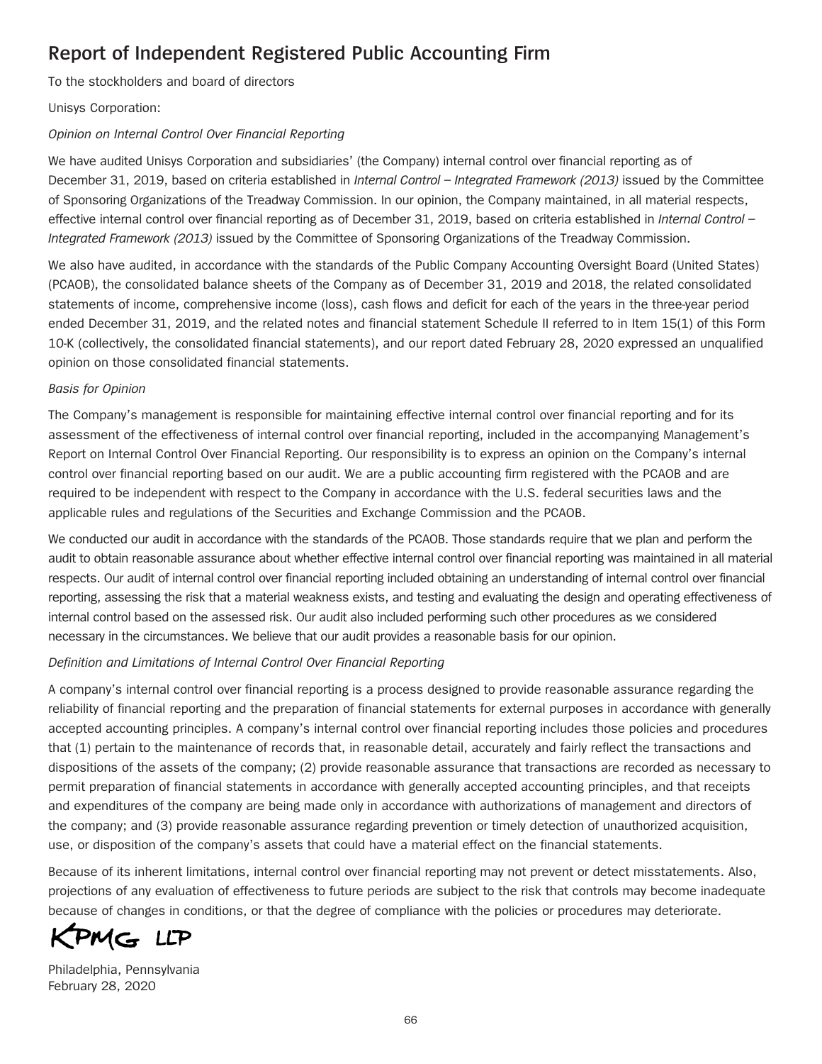# Report of Independent Registered Public Accounting Firm

To the stockholders and board of directors

Unisys Corporation:

*Opinion on Internal Control Over Financial Reporting*

We have audited Unisys Corporation and subsidiaries' (the Company) internal control over financial reporting as of December 31, 2019, based on criteria established in *Internal Control – Integrated Framework (2013)* issued by the Committee of Sponsoring Organizations of the Treadway Commission. In our opinion, the Company maintained, in all material respects, effective internal control over financial reporting as of December 31, 2019, based on criteria established in *Internal Control – Integrated Framework (2013)* issued by the Committee of Sponsoring Organizations of the Treadway Commission.

We also have audited, in accordance with the standards of the Public Company Accounting Oversight Board (United States) (PCAOB), the consolidated balance sheets of the Company as of December 31, 2019 and 2018, the related consolidated statements of income, comprehensive income (loss), cash flows and deficit for each of the years in the three-year period ended December 31, 2019, and the related notes and financial statement Schedule II referred to in Item 15(1) of this Form 10-K (collectively, the consolidated financial statements), and our report dated February 28, 2020 expressed an unqualified opinion on those consolidated financial statements.

*Basis for Opinion*

The Company's management is responsible for maintaining effective internal control over financial reporting and for its assessment of the effectiveness of internal control over financial reporting, included in the accompanying Management's Report on Internal Control Over Financial Reporting. Our responsibility is to express an opinion on the Company's internal control over financial reporting based on our audit. We are a public accounting firm registered with the PCAOB and are required to be independent with respect to the Company in accordance with the U.S. federal securities laws and the applicable rules and regulations of the Securities and Exchange Commission and the PCAOB.

We conducted our audit in accordance with the standards of the PCAOB. Those standards require that we plan and perform the audit to obtain reasonable assurance about whether effective internal control over financial reporting was maintained in all material respects. Our audit of internal control over financial reporting included obtaining an understanding of internal control over financial reporting, assessing the risk that a material weakness exists, and testing and evaluating the design and operating effectiveness of internal control based on the assessed risk. Our audit also included performing such other procedures as we considered necessary in the circumstances. We believe that our audit provides a reasonable basis for our opinion.

*Definition and Limitations of Internal Control Over Financial Reporting*

A company's internal control over financial reporting is a process designed to provide reasonable assurance regarding the reliability of financial reporting and the preparation of financial statements for external purposes in accordance with generally accepted accounting principles. A company's internal control over financial reporting includes those policies and procedures that (1) pertain to the maintenance of records that, in reasonable detail, accurately and fairly reflect the transactions and dispositions of the assets of the company; (2) provide reasonable assurance that transactions are recorded as necessary to permit preparation of financial statements in accordance with generally accepted accounting principles, and that receipts and expenditures of the company are being made only in accordance with authorizations of management and directors of the company; and (3) provide reasonable assurance regarding prevention or timely detection of unauthorized acquisition, use, or disposition of the company's assets that could have a material effect on the financial statements.

Because of its inherent limitations, internal control over financial reporting may not prevent or detect misstatements. Also, projections of any evaluation of effectiveness to future periods are subject to the risk that controls may become inadequate because of changes in conditions, or that the degree of compliance with the policies or procedures may deteriorate.

KPMG LLP

Philadelphia, Pennsylvania
February 28, 2020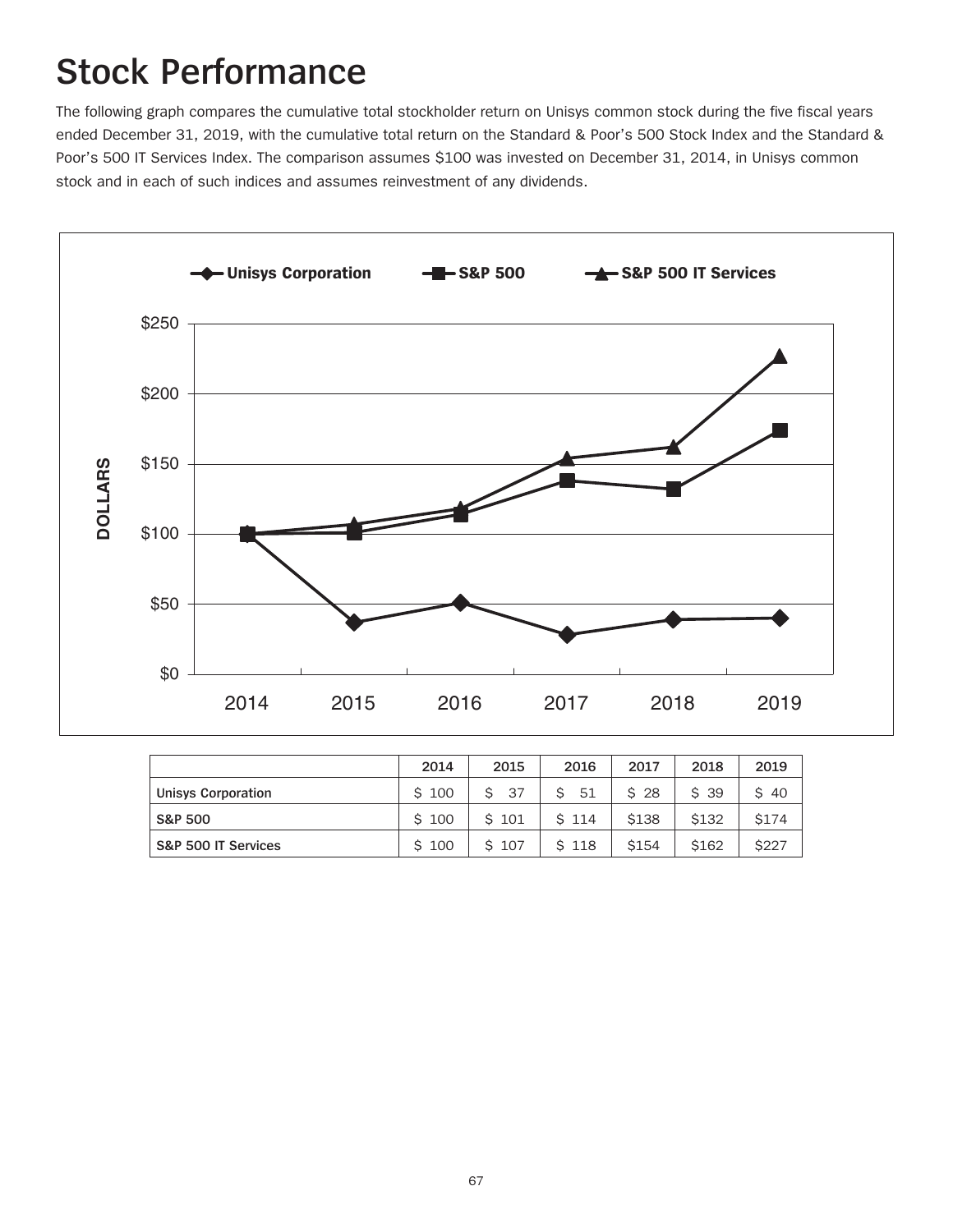# Stock Performance

The following graph compares the cumulative total stockholder return on Unisys common stock during the five fiscal years ended December 31, 2019, with the cumulative total return on the Standard & Poor's 500 Stock Index and the Standard & Poor's 500 IT Services Index. The comparison assumes $100 was invested on December 31, 2014, in Unisys common stock and in each of such indices and assumes reinvestment of any dividends.

| | 2014 | 2015 | 2016 | 2017 | 2018 | 2019 |
|---|---|---|---|---|---|---|
| Unisys Corporation | $ 100 | $ 37 | $ 51 | $ 28 | $ 39 | $ 40 |
| S&P 500 | $ 100 | $ 101 | $ 114 | $138 | $132 | $174 |
| S&P 500 IT Services | $ 100 | $ 107 | $ 118 | $154 | $162 | $227 |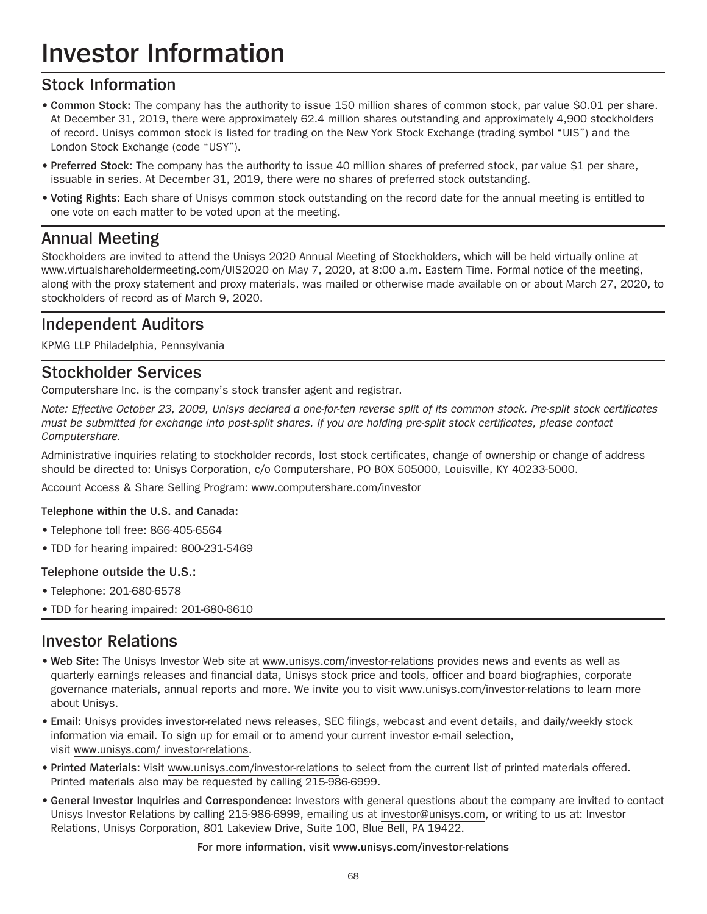# Investor Information

## Stock Information

- **Common Stock:** The company has the authority to issue 150 million shares of common stock, par value $0.01 per share. At December 31, 2019, there were approximately 62.4 million shares outstanding and approximately 4,900 stockholders of record. Unisys common stock is listed for trading on the New York Stock Exchange (trading symbol "UIS") and the London Stock Exchange (code "USY").
- **Preferred Stock:** The company has the authority to issue 40 million shares of preferred stock, par value $1 per share, issuable in series. At December 31, 2019, there were no shares of preferred stock outstanding.
- **Voting Rights:** Each share of Unisys common stock outstanding on the record date for the annual meeting is entitled to one vote on each matter to be voted upon at the meeting.

## Annual Meeting

Stockholders are invited to attend the Unisys 2020 Annual Meeting of Stockholders, which will be held virtually online at www.virtualshareholdermeeting.com/UIS2020 on May 7, 2020, at 8:00 a.m. Eastern Time. Formal notice of the meeting, along with the proxy statement and proxy materials, was mailed or otherwise made available on or about March 27, 2020, to stockholders of record as of March 9, 2020.

## Independent Auditors

KPMG LLP Philadelphia, Pennsylvania

## Stockholder Services

Computershare Inc. is the company's stock transfer agent and registrar.

*Note: Effective October 23, 2009, Unisys declared a one-for-ten reverse split of its common stock. Pre-split stock certificates must be submitted for exchange into post-split shares. If you are holding pre-split stock certificates, please contact Computershare.*

Administrative inquiries relating to stockholder records, lost stock certificates, change of ownership or change of address should be directed to: Unisys Corporation, c/o Computershare, PO BOX 505000, Louisville, KY 40233-5000.

Account Access & Share Selling Program: www.computershare.com/investor

**Telephone within the U.S. and Canada:**

- Telephone toll free: 866-405-6564
- TDD for hearing impaired: 800-231-5469

**Telephone outside the U.S.:**

- Telephone: 201-680-6578
- TDD for hearing impaired: 201-680-6610

## Investor Relations

- **Web Site:** The Unisys Investor Web site at www.unisys.com/investor-relations provides news and events as well as quarterly earnings releases and financial data, Unisys stock price and tools, officer and board biographies, corporate governance materials, annual reports and more. We invite you to visit www.unisys.com/investor-relations to learn more about Unisys.
- **Email:** Unisys provides investor-related news releases, SEC filings, webcast and event details, and daily/weekly stock information via email. To sign up for email or to amend your current investor e-mail selection, visit www.unisys.com/ investor-relations.
- **Printed Materials:** Visit www.unisys.com/investor-relations to select from the current list of printed materials offered. Printed materials also may be requested by calling 215-986-6999.
- **General Investor Inquiries and Correspondence:** Investors with general questions about the company are invited to contact Unisys Investor Relations by calling 215-986-6999, emailing us at investor@unisys.com, or writing to us at: Investor Relations, Unisys Corporation, 801 Lakeview Drive, Suite 100, Blue Bell, PA 19422.

**For more information, visit www.unisys.com/investor-relations**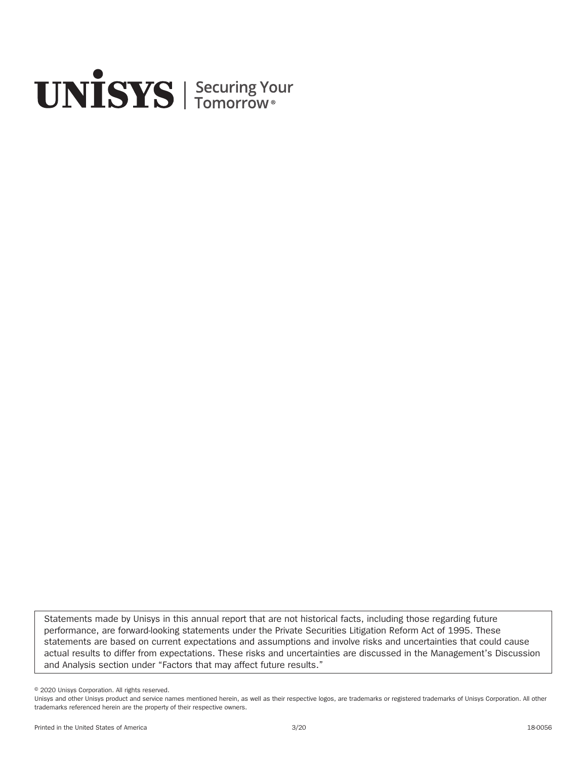UNISYS | Securing Your Tomorrow®

Statements made by Unisys in this annual report that are not historical facts, including those regarding future performance, are forward-looking statements under the Private Securities Litigation Reform Act of 1995. These statements are based on current expectations and assumptions and involve risks and uncertainties that could cause actual results to differ from expectations. These risks and uncertainties are discussed in the Management's Discussion and Analysis section under "Factors that may affect future results."

© 2020 Unisys Corporation. All rights reserved.

Unisys and other Unisys product and service names mentioned herein, as well as their respective logos, are trademarks or registered trademarks of Unisys Corporation. All other trademarks referenced herein are the property of their respective owners.

Printed in the United States of America 3/20 18-0056